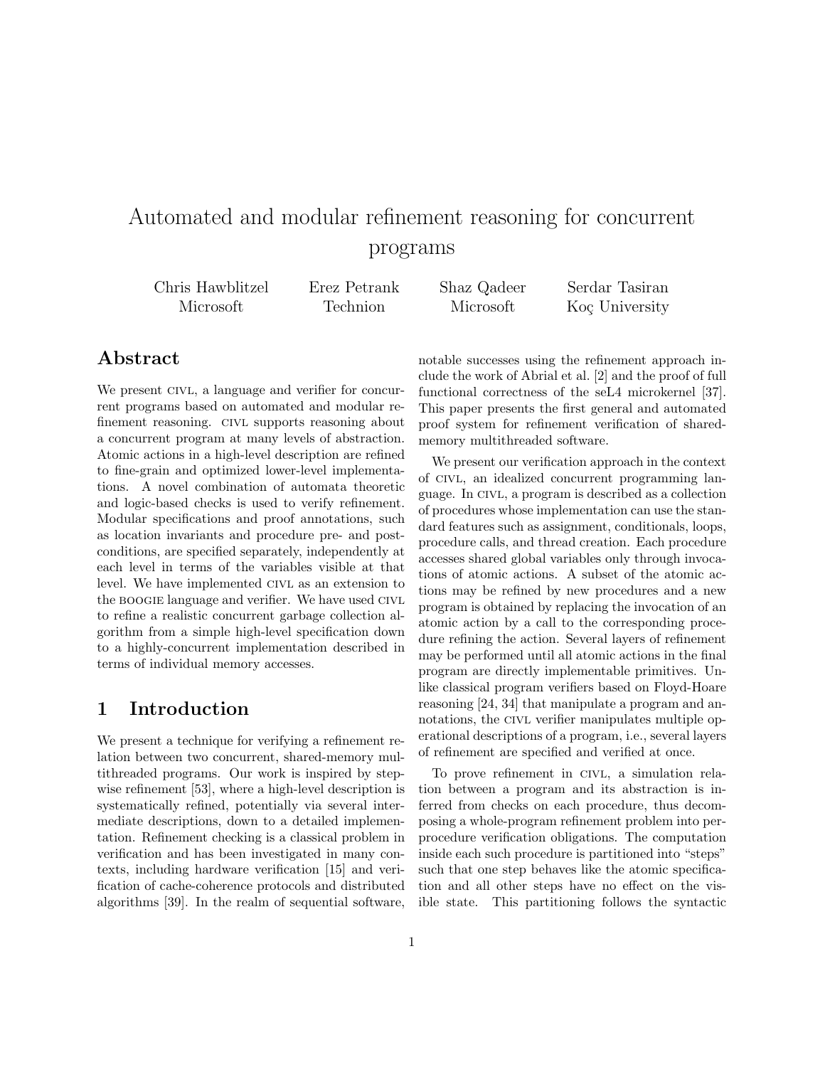# Automated and modular refinement reasoning for concurrent programs

Chris Hawblitzel, Microsoft — Erez Petrank, Technion — Shaz Qadeer, Microsoft — Serdar Tasiran, Koç University

## Abstract

We present CIVL, a language and verifier for concurrent programs based on automated and modular refinement reasoning. CIVL supports reasoning about a concurrent program at many levels of abstraction. Atomic actions in a high-level description are refined to fine-grain and optimized lower-level implementations. A novel combination of automata theoretic and logic-based checks is used to verify refinement. Modular specifications and proof annotations, such as location invariants and procedure pre- and postconditions, are specified separately, independently at each level in terms of the variables visible at that level. We have implemented CIVL as an extension to the BOOGIE language and verifier. We have used CIVL to refine a realistic concurrent garbage collection algorithm from a simple high-level specification down to a highly-concurrent implementation described in terms of individual memory accesses.

## 1 Introduction

We present a technique for verifying a refinement relation between two concurrent, shared-memory multithreaded programs. Our work is inspired by stepwise refinement [53], where a high-level description is systematically refined, potentially via several intermediate descriptions, down to a detailed implementation. Refinement checking is a classical problem in verification and has been investigated in many contexts, including hardware verification [15] and verification of cache-coherence protocols and distributed algorithms [39]. In the realm of sequential software, notable successes using the refinement approach include the work of Abrial et al. [2] and the proof of full functional correctness of the seL4 microkernel [37]. This paper presents the first general and automated proof system for refinement verification of shared-memory multithreaded software.

We present our verification approach in the context of CIVL, an idealized concurrent programming language. In CIVL, a program is described as a collection of procedures whose implementation can use the standard features such as assignment, conditionals, loops, procedure calls, and thread creation. Each procedure accesses shared global variables only through invocations of atomic actions. A subset of the atomic actions may be refined by new procedures and a new program is obtained by replacing the invocation of an atomic action by a call to the corresponding procedure refining the action. Several layers of refinement may be performed until all atomic actions in the final program are directly implementable primitives. Unlike classical program verifiers based on Floyd-Hoare reasoning [24, 34] that manipulate a program and annotations, the CIVL verifier manipulates multiple operational descriptions of a program, i.e., several layers of refinement are specified and verified at once.

To prove refinement in CIVL, a simulation relation between a program and its abstraction is inferred from checks on each procedure, thus decomposing a whole-program refinement problem into per-procedure verification obligations. The computation inside each such procedure is partitioned into "steps" such that one step behaves like the atomic specification and all other steps have no effect on the visible state. This partitioning follows the syntactic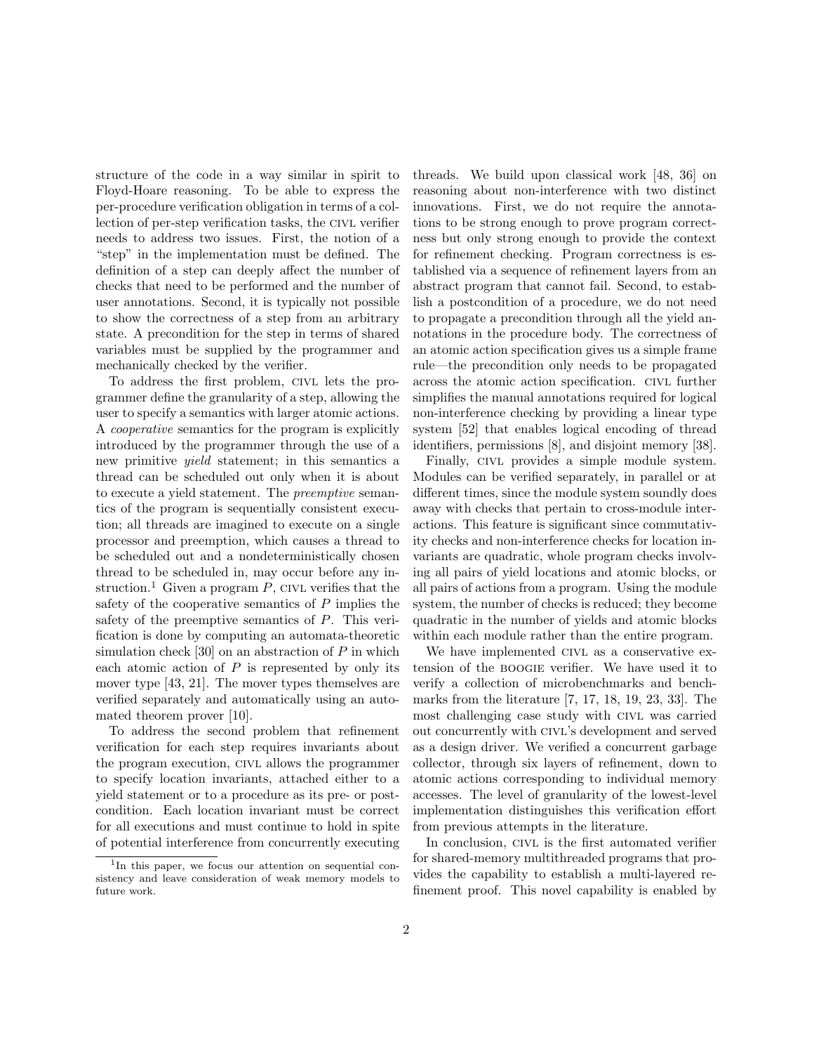structure of the code in a way similar in spirit to Floyd-Hoare reasoning. To be able to express the per-procedure verification obligation in terms of a collection of per-step verification tasks, the CIVL verifier needs to address two issues. First, the notion of a "step" in the implementation must be defined. The definition of a step can deeply affect the number of checks that need to be performed and the number of user annotations. Second, it is typically not possible to show the correctness of a step from an arbitrary state. A precondition for the step in terms of shared variables must be supplied by the programmer and mechanically checked by the verifier.

To address the first problem, CIVL lets the programmer define the granularity of a step, allowing the user to specify a semantics with larger atomic actions. A *cooperative* semantics for the program is explicitly introduced by the programmer through the use of a new primitive *yield* statement; in this semantics a thread can be scheduled out only when it is about to execute a yield statement. The *preemptive* semantics of the program is sequentially consistent execution; all threads are imagined to execute on a single processor and preemption, which causes a thread to be scheduled out and a nondeterministically chosen thread to be scheduled in, may occur before any instruction.[1] Given a program $P$, CIVL verifies that the safety of the cooperative semantics of $P$ implies the safety of the preemptive semantics of $P$. This verification is done by computing an automata-theoretic simulation check [30] on an abstraction of $P$ in which each atomic action of $P$ is represented by only its mover type [43, 21]. The mover types themselves are verified separately and automatically using an automated theorem prover [10].

To address the second problem that refinement verification for each step requires invariants about the program execution, CIVL allows the programmer to specify location invariants, attached either to a yield statement or to a procedure as its pre- or postcondition. Each location invariant must be correct for all executions and must continue to hold in spite of potential interference from concurrently executing threads. We build upon classical work [48, 36] on reasoning about non-interference with two distinct innovations. First, we do not require the annotations to be strong enough to prove program correctness but only strong enough to provide the context for refinement checking. Program correctness is established via a sequence of refinement layers from an abstract program that cannot fail. Second, to establish a postcondition of a procedure, we do not need to propagate a precondition through all the yield annotations in the procedure body. The correctness of an atomic action specification gives us a simple frame rule—the precondition only needs to be propagated across the atomic action specification. CIVL further simplifies the manual annotations required for logical non-interference checking by providing a linear type system [52] that enables logical encoding of thread identifiers, permissions [8], and disjoint memory [38].

Finally, CIVL provides a simple module system. Modules can be verified separately, in parallel or at different times, since the module system soundly does away with checks that pertain to cross-module interactions. This feature is significant since commutativity checks and non-interference checks for location invariants are quadratic, whole program checks involving all pairs of yield locations and atomic blocks, or all pairs of actions from a program. Using the module system, the number of checks is reduced; they become quadratic in the number of yields and atomic blocks within each module rather than the entire program.

We have implemented CIVL as a conservative extension of the BOOGIE verifier. We have used it to verify a collection of microbenchmarks and benchmarks from the literature [7, 17, 18, 19, 23, 33]. The most challenging case study with CIVL was carried out concurrently with CIVL's development and served as a design driver. We verified a concurrent garbage collector, through six layers of refinement, down to atomic actions corresponding to individual memory accesses. The level of granularity of the lowest-level implementation distinguishes this verification effort from previous attempts in the literature.

In conclusion, CIVL is the first automated verifier for shared-memory multithreaded programs that provides the capability to establish a multi-layered refinement proof. This novel capability is enabled by

[1] In this paper, we focus our attention on sequential consistency and leave consideration of weak memory models to future work.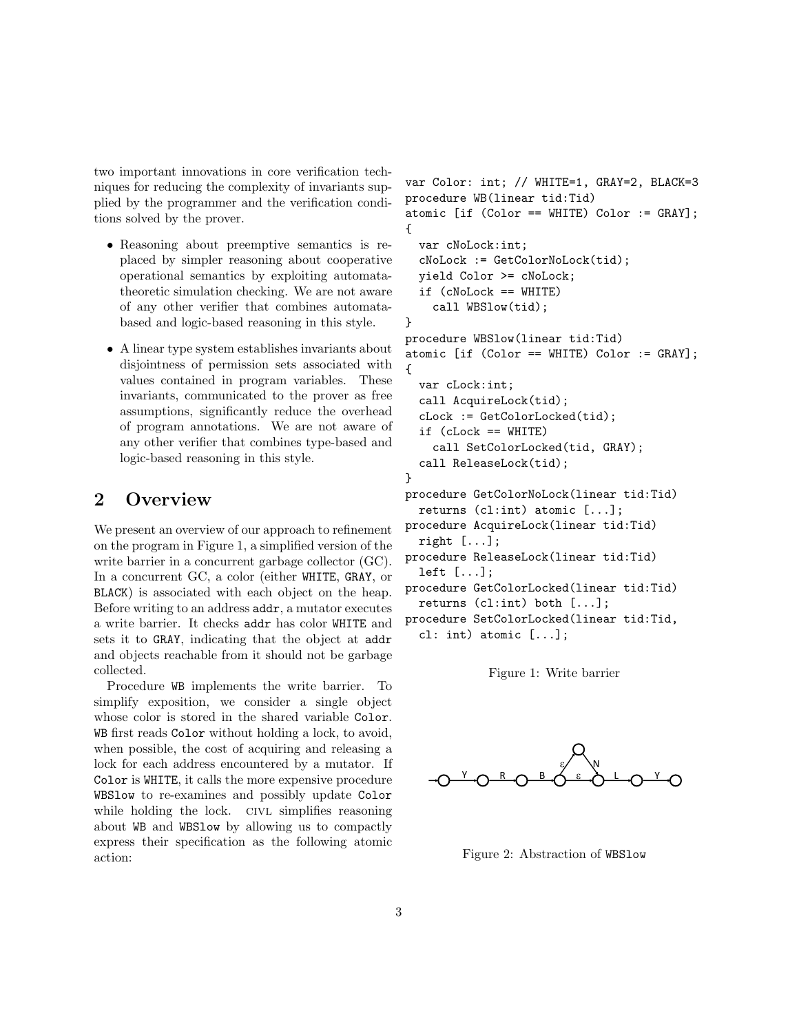two important innovations in core verification techniques for reducing the complexity of invariants supplied by the programmer and the verification conditions solved by the prover.

- Reasoning about preemptive semantics is replaced by simpler reasoning about cooperative operational semantics by exploiting automata-theoretic simulation checking. We are not aware of any other verifier that combines automata-based and logic-based reasoning in this style.
- A linear type system establishes invariants about disjointness of permission sets associated with values contained in program variables. These invariants, communicated to the prover as free assumptions, significantly reduce the overhead of program annotations. We are not aware of any other verifier that combines type-based and logic-based reasoning in this style.

## 2 Overview

We present an overview of our approach to refinement on the program in Figure 1, a simplified version of the write barrier in a concurrent garbage collector (GC). In a concurrent GC, a color (either WHITE, GRAY, or BLACK) is associated with each object on the heap. Before writing to an address addr, a mutator executes a write barrier. It checks addr has color WHITE and sets it to GRAY, indicating that the object at addr and objects reachable from it should not be garbage collected.

Procedure WB implements the write barrier. To simplify exposition, we consider a single object whose color is stored in the shared variable Color. WB first reads Color without holding a lock, to avoid, when possible, the cost of acquiring and releasing a lock for each address encountered by a mutator. If Color is WHITE, it calls the more expensive procedure WBSlow to re-examines and possibly update Color while holding the lock. CIVL simplifies reasoning about WB and WBSlow by allowing us to compactly express their specification as the following atomic action:

```
var Color: int; // WHITE=1, GRAY=2, BLACK=3
procedure WB(linear tid:Tid)
atomic [if (Color == WHITE) Color := GRAY];
{
  var cNoLock:int;
  cNoLock := GetColorNoLock(tid);
  yield Color >= cNoLock;
  if (cNoLock == WHITE)
    call WBSlow(tid);
}
procedure WBSlow(linear tid:Tid)
atomic [if (Color == WHITE) Color := GRAY];
{
  var cLock:int;
  call AcquireLock(tid);
  cLock := GetColorLocked(tid);
  if (cLock == WHITE)
    call SetColorLocked(tid, GRAY);
  call ReleaseLock(tid);
}
procedure GetColorNoLock(linear tid:Tid)
  returns (cl:int) atomic [...];
procedure AcquireLock(linear tid:Tid)
  right [...];
procedure ReleaseLock(linear tid:Tid)
  left [...];
procedure GetColorLocked(linear tid:Tid)
  returns (cl:int) both [...];
procedure SetColorLocked(linear tid:Tid,
  cl: int) atomic [...];
```

Figure 1: Write barrier

Figure 2: Abstraction of WBSlow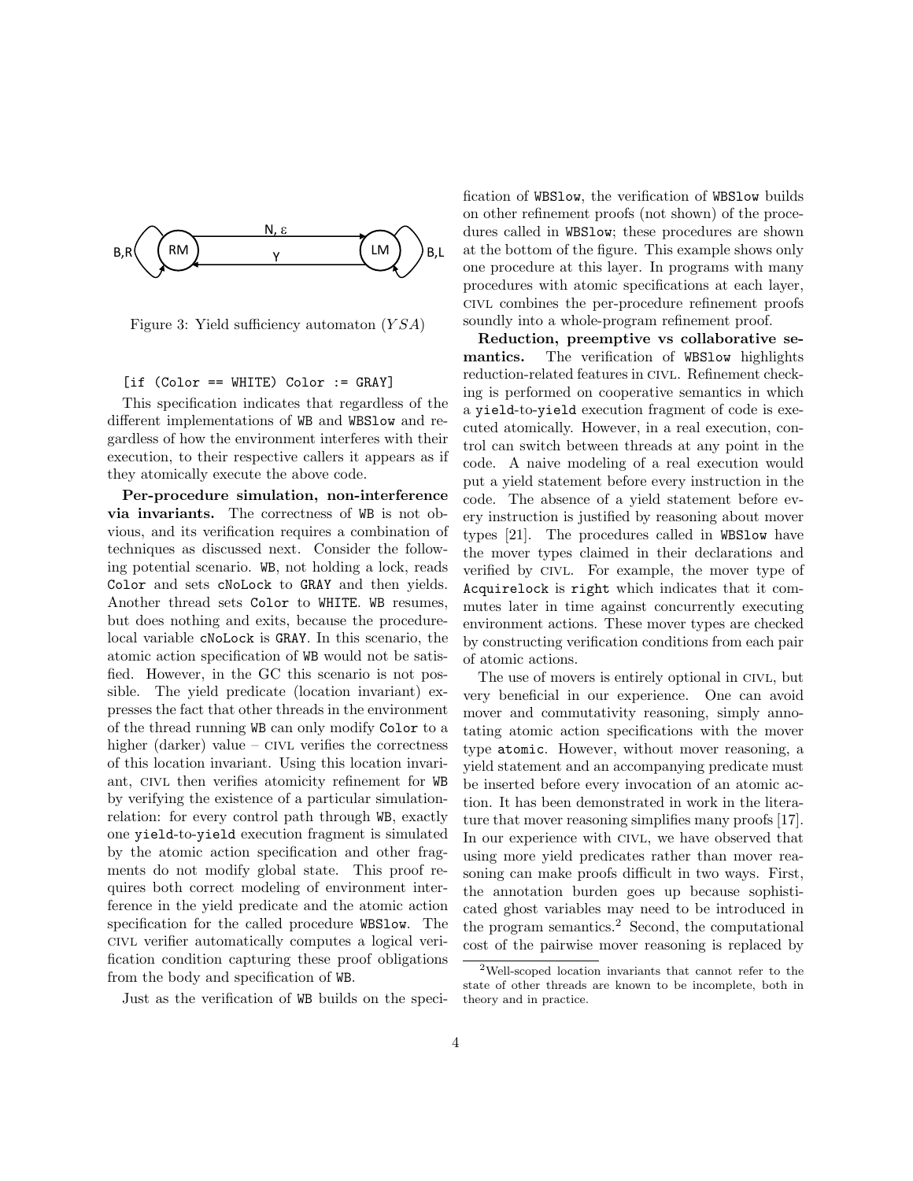Figure 3: Yield sufficiency automaton ($YSA$)

```
[if (Color == WHITE) Color := GRAY]
```

This specification indicates that regardless of the different implementations of WB and WBSlow and regardless of how the environment interferes with their execution, to their respective callers it appears as if they atomically execute the above code.

**Per-procedure simulation, non-interference via invariants.** The correctness of WB is not obvious, and its verification requires a combination of techniques as discussed next. Consider the following potential scenario. WB, not holding a lock, reads Color and sets cNoLock to GRAY and then yields. Another thread sets Color to WHITE. WB resumes, but does nothing and exits, because the procedure-local variable cNoLock is GRAY. In this scenario, the atomic action specification of WB would not be satisfied. However, in the GC this scenario is not possible. The yield predicate (location invariant) expresses the fact that other threads in the environment of the thread running WB can only modify Color to a higher (darker) value – CIVL verifies the correctness of this location invariant. Using this location invariant, CIVL then verifies atomicity refinement for WB by verifying the existence of a particular simulation-relation: for every control path through WB, exactly one yield-to-yield execution fragment is simulated by the atomic action specification and other fragments do not modify global state. This proof requires both correct modeling of environment interference in the yield predicate and the atomic action specification for the called procedure WBSlow. The CIVL verifier automatically computes a logical verification condition capturing these proof obligations from the body and specification of WB.

Just as the verification of WB builds on the specification of WBSlow, the verification of WBSlow builds on other refinement proofs (not shown) of the procedures called in WBSlow; these procedures are shown at the bottom of the figure. This example shows only one procedure at this layer. In programs with many procedures with atomic specifications at each layer, CIVL combines the per-procedure refinement proofs soundly into a whole-program refinement proof.

**Reduction, preemptive vs collaborative semantics.** The verification of WBSlow highlights reduction-related features in CIVL. Refinement checking is performed on cooperative semantics in which a yield-to-yield execution fragment of code is executed atomically. However, in a real execution, control can switch between threads at any point in the code. A naive modeling of a real execution would put a yield statement before every instruction in the code. The absence of a yield statement before every instruction is justified by reasoning about mover types [21]. The procedures called in WBSlow have the mover types claimed in their declarations and verified by CIVL. For example, the mover type of Acquirelock is right which indicates that it commutes later in time against concurrently executing environment actions. These mover types are checked by constructing verification conditions from each pair of atomic actions.

The use of movers is entirely optional in CIVL, but very beneficial in our experience. One can avoid mover and commutativity reasoning, simply annotating atomic action specifications with the mover type atomic. However, without mover reasoning, a yield statement and an accompanying predicate must be inserted before every invocation of an atomic action. It has been demonstrated in work in the literature that mover reasoning simplifies many proofs [17]. In our experience with CIVL, we have observed that using more yield predicates rather than mover reasoning can make proofs difficult in two ways. First, the annotation burden goes up because sophisticated ghost variables may need to be introduced in the program semantics.[2] Second, the computational cost of the pairwise mover reasoning is replaced by

[2] Well-scoped location invariants that cannot refer to the state of other threads are known to be incomplete, both in theory and in practice.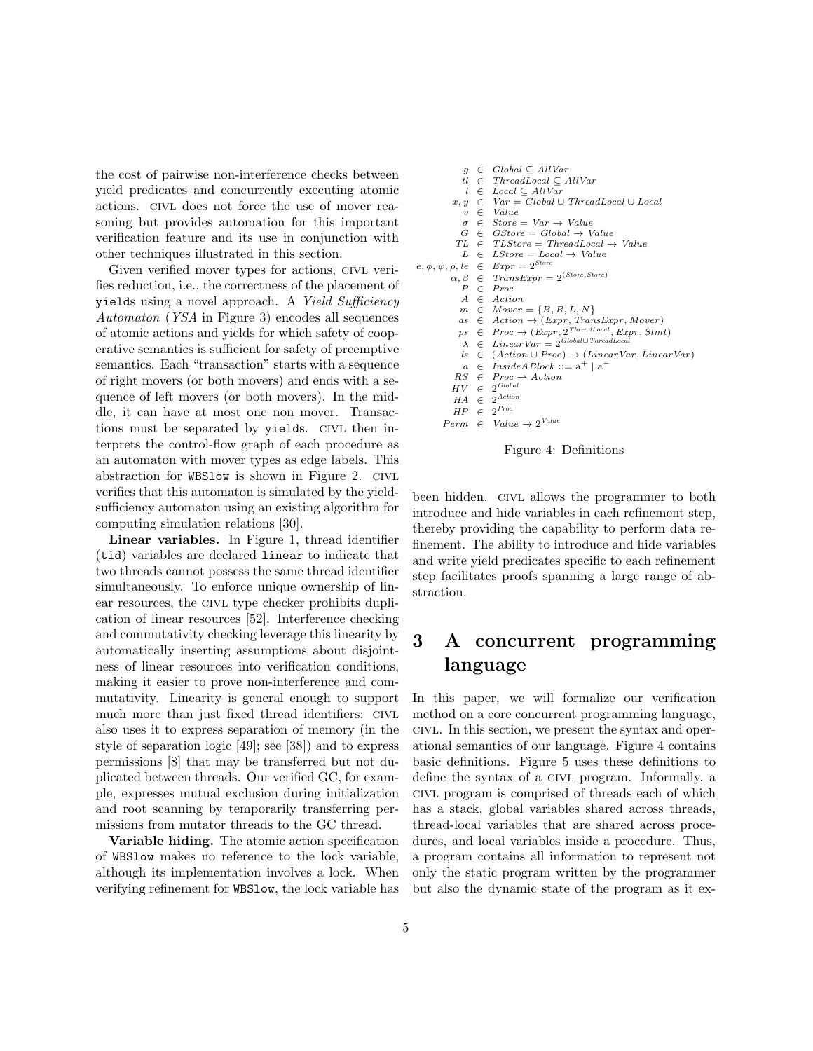the cost of pairwise non-interference checks between yield predicates and concurrently executing atomic actions. CIVL does not force the use of mover reasoning but provides automation for this important verification feature and its use in conjunction with other techniques illustrated in this section.

Given verified mover types for actions, CIVL verifies reduction, i.e., the correctness of the placement of `yield`s using a novel approach. A *Yield Sufficiency Automaton* (*YSA* in Figure 3) encodes all sequences of atomic actions and yields for which safety of cooperative semantics is sufficient for safety of preemptive semantics. Each "transaction" starts with a sequence of right movers (or both movers) and ends with a sequence of left movers (or both movers). In the middle, it can have at most one non mover. Transactions must be separated by `yield`s. CIVL then interprets the control-flow graph of each procedure as an automaton with mover types as edge labels. This abstraction for `WBSlow` is shown in Figure 2. CIVL verifies that this automaton is simulated by the yield-sufficiency automaton using an existing algorithm for computing simulation relations [30].

**Linear variables.** In Figure 1, thread identifier (`tid`) variables are declared `linear` to indicate that two threads cannot possess the same thread identifier simultaneously. To enforce unique ownership of linear resources, the CIVL type checker prohibits duplication of linear resources [52]. Interference checking and commutativity checking leverage this linearity by automatically inserting assumptions about disjointness of linear resources into verification conditions, making it easier to prove non-interference and commutativity. Linearity is general enough to support much more than just fixed thread identifiers: CIVL also uses it to express separation of memory (in the style of separation logic [49]; see [38]) and to express permissions [8] that may be transferred but not duplicated between threads. Our verified GC, for example, expresses mutual exclusion during initialization and root scanning by temporarily transferring permissions from mutator threads to the GC thread.

**Variable hiding.** The atomic action specification of `WBSlow` makes no reference to the lock variable, although its implementation involves a lock. When verifying refinement for `WBSlow`, the lock variable has been hidden. CIVL allows the programmer to both introduce and hide variables in each refinement step, thereby providing the capability to perform data refinement. The ability to introduce and hide variables and write yield predicates specific to each refinement step facilitates proofs spanning a large range of abstraction.

$$
\begin{array}{rcl}
g & \in & \mathit{Global} \subseteq \mathit{AllVar} \\
tl & \in & \mathit{ThreadLocal} \subseteq \mathit{AllVar} \\
l & \in & \mathit{Local} \subseteq \mathit{AllVar} \\
x, y & \in & \mathit{Var} = \mathit{Global} \cup \mathit{ThreadLocal} \cup \mathit{Local} \\
v & \in & \mathit{Value} \\
\sigma & \in & \mathit{Store} = \mathit{Var} \rightarrow \mathit{Value} \\
G & \in & \mathit{GStore} = \mathit{Global} \rightarrow \mathit{Value} \\
TL & \in & \mathit{TLStore} = \mathit{ThreadLocal} \rightarrow \mathit{Value} \\
L & \in & \mathit{LStore} = \mathit{Local} \rightarrow \mathit{Value} \\
e, \phi, \psi, \rho, le & \in & \mathit{Expr} = 2^{\mathit{Store}} \\
\alpha, \beta & \in & \mathit{TransExpr} = 2^{(\mathit{Store}, \mathit{Store})} \\
P & \in & \mathit{Proc} \\
A & \in & \mathit{Action} \\
m & \in & \mathit{Mover} = \{B, R, L, N\} \\
as & \in & \mathit{Action} \rightarrow (\mathit{Expr}, \mathit{TransExpr}, \mathit{Mover}) \\
ps & \in & \mathit{Proc} \rightarrow (\mathit{Expr}, 2^{\mathit{ThreadLocal}}, \mathit{Expr}, \mathit{Stmt}) \\
\lambda & \in & \mathit{LinearVar} = 2^{\mathit{Global} \cup \mathit{ThreadLocal}} \\
ls & \in & (\mathit{Action} \cup \mathit{Proc}) \rightarrow (\mathit{LinearVar}, \mathit{LinearVar}) \\
a & \in & \mathit{InsideABlock} ::= \mathrm{a}^{+} \mid \mathrm{a}^{-} \\
RS & \in & \mathit{Proc} \rightharpoonup \mathit{Action} \\
HV & \in & 2^{\mathit{Global}} \\
HA & \in & 2^{\mathit{Action}} \\
HP & \in & 2^{\mathit{Proc}} \\
\mathit{Perm} & \in & \mathit{Value} \rightarrow 2^{\mathit{Value}}
\end{array}
$$

Figure 4: Definitions

# 3 A concurrent programming language

In this paper, we will formalize our verification method on a core concurrent programming language, CIVL. In this section, we present the syntax and operational semantics of our language. Figure 4 contains basic definitions. Figure 5 uses these definitions to define the syntax of a CIVL program. Informally, a CIVL program is comprised of threads each of which has a stack, global variables shared across threads, thread-local variables that are shared across procedures, and local variables inside a procedure. Thus, a program contains all information to represent not only the static program written by the programmer but also the dynamic state of the program as it ex-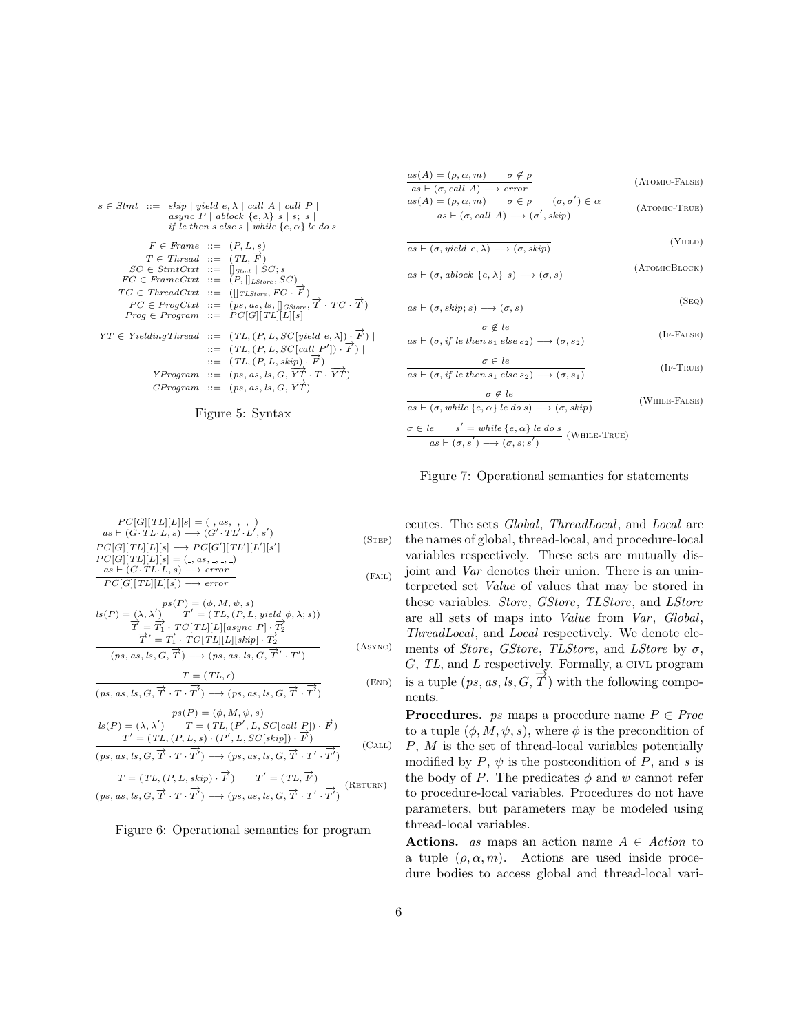$$
\begin{array}{rcl}
s \in \mathit{Stmt} & ::= & \mathit{skip} \mid \mathit{yield}\ e, \lambda \mid \mathit{call}\ A \mid \mathit{call}\ P \mid \\
& & \mathit{async}\ P \mid \mathit{ablock}\ \{e, \lambda\}\ s \mid s;\ s \mid \\
& & \mathit{if}\ \mathit{le}\ \mathit{then}\ s\ \mathit{else}\ s \mid \mathit{while}\ \{e, \alpha\}\ \mathit{le}\ \mathit{do}\ s \\
F \in \mathit{Frame} & ::= & (P, L, s) \\
T \in \mathit{Thread} & ::= & (TL, \overrightarrow{F}) \\
SC \in \mathit{StmtCtxt} & ::= & []_{\mathit{Stmt}} \mid SC; s \\
FC \in \mathit{FrameCtxt} & ::= & (P, []_{\mathit{LStore}}, SC) \\
TC \in \mathit{ThreadCtxt} & ::= & ([]_{\mathit{TLStore}}, FC \cdot \overrightarrow{F}) \\
PC \in \mathit{ProgCtxt} & ::= & (ps, as, ls, []_{\mathit{GStore}}, \overrightarrow{T} \cdot TC \cdot \overrightarrow{T}) \\
\mathit{Prog} \in \mathit{Program} & ::= & PC[G][TL][L][s]
\end{array}
$$

$$
\begin{array}{rcl}
YT \in \mathit{YieldingThread} & ::= & (TL, (P, L, SC[\mathit{yield}\ e, \lambda]) \cdot \overrightarrow{F}) \mid \\
& ::= & (TL, (P, L, SC[\mathit{call}\ P']) \cdot \overrightarrow{F}) \mid \\
& ::= & (TL, (P, L, \mathit{skip}) \cdot \overrightarrow{F}) \\
\mathit{YProgram} & ::= & (ps, as, ls, G, \overrightarrow{YT} \cdot T \cdot \overrightarrow{YT}) \\
\mathit{CProgram} & ::= & (ps, as, ls, G, \overrightarrow{YT})
\end{array}
$$

Figure 5: Syntax

$$
\frac{as(A) = (\rho, \alpha, m) \qquad \sigma \notin \rho}{as \vdash (\sigma, \mathit{call}\ A) \longrightarrow \mathit{error}} \quad \text{(Atomic-False)}
$$

$$
\frac{as(A) = (\rho, \alpha, m) \qquad \sigma \in \rho \qquad (\sigma, \sigma') \in \alpha}{as \vdash (\sigma, \mathit{call}\ A) \longrightarrow (\sigma', \mathit{skip})} \quad \text{(Atomic-True)}
$$

$$
\frac{}{as \vdash (\sigma, \mathit{yield}\ e, \lambda) \longrightarrow (\sigma, \mathit{skip})} \quad \text{(Yield)}
$$

$$
\frac{}{as \vdash (\sigma, \mathit{ablock}\ \{e, \lambda\}\ s) \longrightarrow (\sigma, s)} \quad \text{(AtomicBlock)}
$$

$$
\frac{}{as \vdash (\sigma, \mathit{skip}; s) \longrightarrow (\sigma, s)} \quad \text{(Seq)}
$$

$$
\frac{\sigma \notin \mathit{le}}{as \vdash (\sigma, \mathit{if}\ \mathit{le}\ \mathit{then}\ s_1\ \mathit{else}\ s_2) \longrightarrow (\sigma, s_2)} \quad \text{(If-False)}
$$

$$
\frac{\sigma \in \mathit{le}}{as \vdash (\sigma, \mathit{if}\ \mathit{le}\ \mathit{then}\ s_1\ \mathit{else}\ s_2) \longrightarrow (\sigma, s_1)} \quad \text{(If-True)}
$$

$$
\frac{\sigma \notin \mathit{le}}{as \vdash (\sigma, \mathit{while}\ \{e, \alpha\}\ \mathit{le}\ \mathit{do}\ s) \longrightarrow (\sigma, \mathit{skip})} \quad \text{(While-False)}
$$

$$
\frac{\sigma \in \mathit{le} \qquad s' = \mathit{while}\ \{e, \alpha\}\ \mathit{le}\ \mathit{do}\ s}{as \vdash (\sigma, s') \longrightarrow (\sigma, s; s')} \quad \text{(While-True)}
$$

Figure 7: Operational semantics for statements

$$
\frac{\begin{array}{c} PC[G][TL][L][s] = (\_, as, \_, \_, \_) \\ as \vdash (G \cdot TL \cdot L, s) \longrightarrow (G' \cdot TL' \cdot L', s') \end{array}}{PC[G][TL][L][s] \longrightarrow PC[G'][TL'][L'][s']} \quad \text{(Step)}
$$

$$
\frac{\begin{array}{c} PC[G][TL][L][s] = (\_, as, \_, \_, \_) \\ as \vdash (G \cdot TL \cdot L, s) \longrightarrow \mathit{error} \end{array}}{PC[G][TL][L][s]) \longrightarrow \mathit{error}} \quad \text{(Fail)}
$$

$$
\frac{\begin{array}{c} ps(P) = (\phi, M, \psi, s) \\ ls(P) = (\lambda, \lambda') \qquad T' = (TL, (P, L, \mathit{yield}\ \phi, \lambda; s)) \\ \overrightarrow{T} = \overrightarrow{T_1} \cdot TC[TL][L][\mathit{async}\ P] \cdot \overrightarrow{T_2} \\ \overrightarrow{T}' = \overrightarrow{T_1} \cdot TC[TL][L][\mathit{skip}] \cdot \overrightarrow{T_2} \end{array}}{(ps, as, ls, G, \overrightarrow{T}) \longrightarrow (ps, as, ls, G, \overrightarrow{T}' \cdot T')} \quad \text{(Async)}
$$

$$
\frac{T = (TL, \epsilon)}{(ps, as, ls, G, \overrightarrow{T} \cdot T \cdot \overrightarrow{T}) \longrightarrow (ps, as, ls, G, \overrightarrow{T} \cdot \overrightarrow{T})} \quad \text{(End)}
$$

$$
\frac{\begin{array}{c} ps(P) = (\phi, M, \psi, s) \\ ls(P) = (\lambda, \lambda') \qquad T = (TL, (P', L, SC[\mathit{call}\ P]) \cdot \overrightarrow{F}) \\ T' = (TL, (P, L, s) \cdot (P', L, SC[\mathit{skip}]) \cdot \overrightarrow{F}) \end{array}}{(ps, as, ls, G, \overrightarrow{T} \cdot T \cdot \overrightarrow{T}) \longrightarrow (ps, as, ls, G, \overrightarrow{T} \cdot T' \cdot \overrightarrow{T})} \quad \text{(Call)}
$$

$$
\frac{T = (TL, (P, L, \mathit{skip}) \cdot \overrightarrow{F}) \qquad T' = (TL, \overrightarrow{F})}{(ps, as, ls, G, \overrightarrow{T} \cdot T \cdot \overrightarrow{T}) \longrightarrow (ps, as, ls, G, \overrightarrow{T} \cdot T' \cdot \overrightarrow{T})} \quad \text{(Return)}
$$

Figure 6: Operational semantics for program

ecutes. The sets *Global*, *ThreadLocal*, and *Local* are the names of global, thread-local, and procedure-local variables respectively. These sets are mutually disjoint and *Var* denotes their union. There is an uninterpreted set *Value* of values that may be stored in these variables. *Store*, *GStore*, *TLStore*, and *LStore* are all sets of maps into *Value* from *Var*, *Global*, *ThreadLocal*, and *Local* respectively. We denote elements of *Store*, *GStore*, *TLStore*, and *LStore* by $\sigma$, $G$, $TL$, and $L$ respectively. Formally, a CIVL program is a tuple $(ps, as, ls, G, \overrightarrow{T})$ with the following components.

**Procedures.** *ps* maps a procedure name $P \in \mathit{Proc}$ to a tuple $(\phi, M, \psi, s)$, where $\phi$ is the precondition of $P$, $M$ is the set of thread-local variables potentially modified by $P$, $\psi$ is the postcondition of $P$, and $s$ is the body of $P$. The predicates $\phi$ and $\psi$ cannot refer to procedure-local variables. Procedures do not have parameters, but parameters may be modeled using thread-local variables.

**Actions.** *as* maps an action name $A \in \mathit{Action}$ to a tuple $(\rho, \alpha, m)$. Actions are used inside procedure bodies to access global and thread-local vari-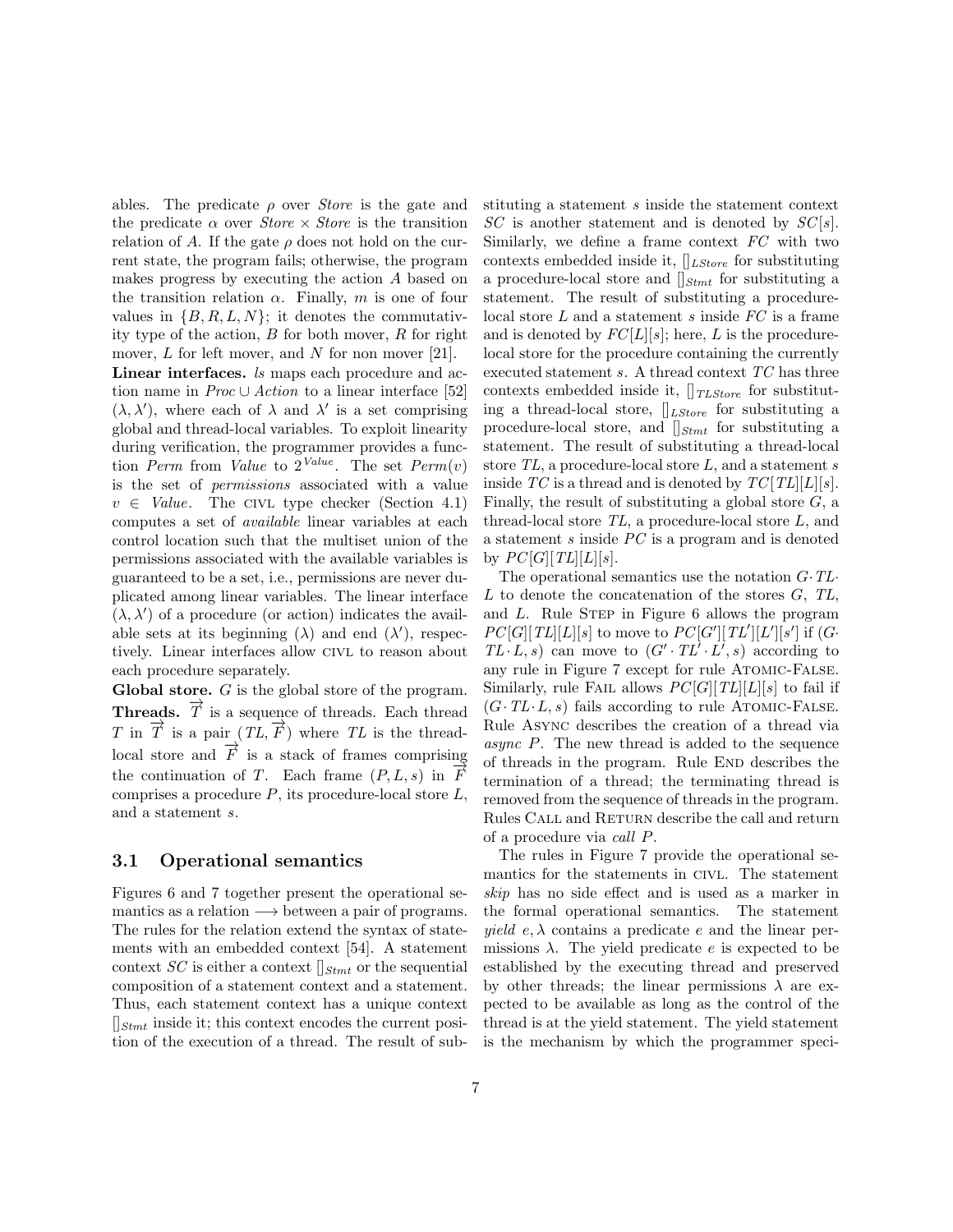ables. The predicate $\rho$ over *Store* is the gate and the predicate $\alpha$ over *Store* $\times$ *Store* is the transition relation of $A$. If the gate $\rho$ does not hold on the current state, the program fails; otherwise, the program makes progress by executing the action $A$ based on the transition relation $\alpha$. Finally, $m$ is one of four values in $\{B, R, L, N\}$; it denotes the commutativity type of the action, $B$ for both mover, $R$ for right mover, $L$ for left mover, and $N$ for non mover [21].

**Linear interfaces.** *ls* maps each procedure and action name in *Proc* $\cup$ *Action* to a linear interface [52] $(\lambda, \lambda')$, where each of $\lambda$ and $\lambda'$ is a set comprising global and thread-local variables. To exploit linearity during verification, the programmer provides a function *Perm* from *Value* to $2^{Value}$. The set $Perm(v)$ is the set of *permissions* associated with a value $v \in$ *Value*. The CIVL type checker (Section 4.1) computes a set of *available* linear variables at each control location such that the multiset union of the permissions associated with the available variables is guaranteed to be a set, i.e., permissions are never duplicated among linear variables. The linear interface $(\lambda, \lambda')$ of a procedure (or action) indicates the available sets at its beginning ($\lambda$) and end ($\lambda'$), respectively. Linear interfaces allow CIVL to reason about each procedure separately.

**Global store.** $G$ is the global store of the program.

**Threads.** $\overrightarrow{T}$ is a sequence of threads. Each thread $T$ in $\overrightarrow{T}$ is a pair $(TL, \overrightarrow{F})$ where $TL$ is the thread-local store and $\overrightarrow{F}$ is a stack of frames comprising the continuation of $T$. Each frame $(P, L, s)$ in $\overrightarrow{F}$ comprises a procedure $P$, its procedure-local store $L$, and a statement $s$.

### 3.1 Operational semantics

Figures 6 and 7 together present the operational semantics as a relation $\longrightarrow$ between a pair of programs. The rules for the relation extend the syntax of statements with an embedded context [54]. A statement context $SC$ is either a context $[]_{Stmt}$ or the sequential composition of a statement context and a statement. Thus, each statement context has a unique context $[]_{Stmt}$ inside it; this context encodes the current position of the execution of a thread. The result of substituting a statement $s$ inside the statement context $SC$ is another statement and is denoted by $SC[s]$. Similarly, we define a frame context $FC$ with two contexts embedded inside it, $[]_{LStore}$ for substituting a procedure-local store and $[]_{Stmt}$ for substituting a statement. The result of substituting a procedure-local store $L$ and a statement $s$ inside $FC$ is a frame and is denoted by $FC[L][s]$; here, $L$ is the procedure-local store for the procedure containing the currently executed statement $s$. A thread context $TC$ has three contexts embedded inside it, $[]_{TLStore}$ for substituting a thread-local store, $[]_{LStore}$ for substituting a procedure-local store, and $[]_{Stmt}$ for substituting a statement. The result of substituting a thread-local store $TL$, a procedure-local store $L$, and a statement $s$ inside $TC$ is a thread and is denoted by $TC[TL][L][s]$. Finally, the result of substituting a global store $G$, a thread-local store $TL$, a procedure-local store $L$, and a statement $s$ inside $PC$ is a program and is denoted by $PC[G][TL][L][s]$.

The operational semantics use the notation $G \cdot TL \cdot L$ to denote the concatenation of the stores $G$, $TL$, and $L$. Rule STEP in Figure 6 allows the program $PC[G][TL][L][s]$ to move to $PC[G'][TL'][L'][s']$ if $(G \cdot TL \cdot L, s)$ can move to $(G' \cdot TL' \cdot L', s)$ according to any rule in Figure 7 except for rule ATOMIC-FALSE. Similarly, rule FAIL allows $PC[G][TL][L][s]$ to fail if $(G \cdot TL \cdot L, s)$ fails according to rule ATOMIC-FALSE. Rule ASYNC describes the creation of a thread via *async P*. The new thread is added to the sequence of threads in the program. Rule END describes the termination of a thread; the terminating thread is removed from the sequence of threads in the program. Rules CALL and RETURN describe the call and return of a procedure via *call P*.

The rules in Figure 7 provide the operational semantics for the statements in CIVL. The statement *skip* has no side effect and is used as a marker in the formal operational semantics. The statement *yield* $e, \lambda$ contains a predicate $e$ and the linear permissions $\lambda$. The yield predicate $e$ is expected to be established by the executing thread and preserved by other threads; the linear permissions $\lambda$ are expected to be available as long as the control of the thread is at the yield statement. The yield statement is the mechanism by which the programmer speci-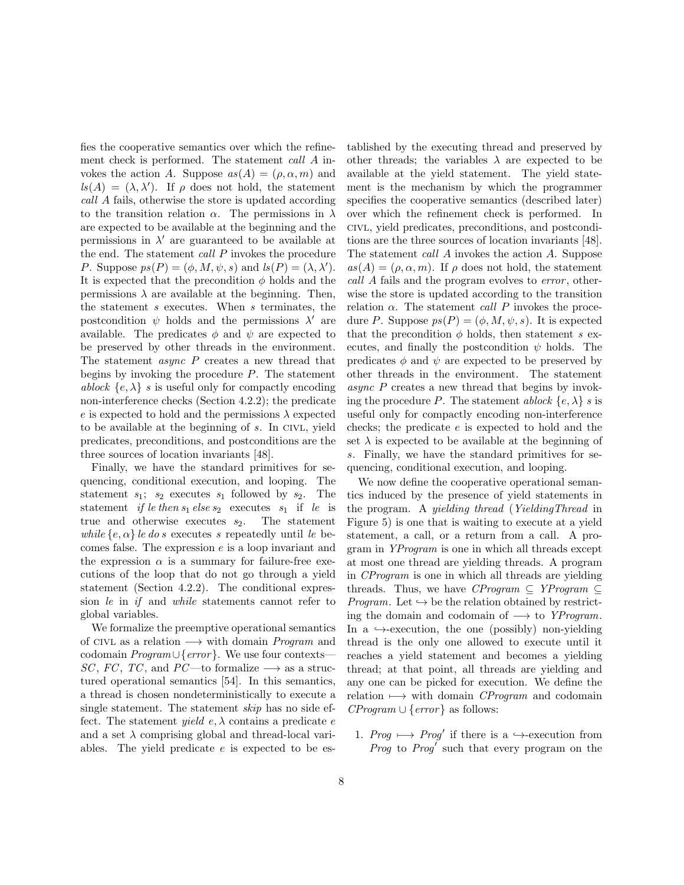fies the cooperative semantics over which the refinement check is performed. The statement *call A* invokes the action $A$. Suppose $as(A) = (\rho, \alpha, m)$ and $ls(A) = (\lambda, \lambda')$. If $\rho$ does not hold, the statement *call A* fails, otherwise the store is updated according to the transition relation $\alpha$. The permissions in $\lambda$ are expected to be available at the beginning and the permissions in $\lambda'$ are guaranteed to be available at the end. The statement *call P* invokes the procedure $P$. Suppose $ps(P) = (\phi, M, \psi, s)$ and $ls(P) = (\lambda, \lambda')$. It is expected that the precondition $\phi$ holds and the permissions $\lambda$ are available at the beginning. Then, the statement $s$ executes. When $s$ terminates, the postcondition $\psi$ holds and the permissions $\lambda'$ are available. The predicates $\phi$ and $\psi$ are expected to be preserved by other threads in the environment. The statement *async P* creates a new thread that begins by invoking the procedure $P$. The statement *ablock* $\{e, \lambda\}$ $s$ is useful only for compactly encoding non-interference checks (Section 4.2.2); the predicate $e$ is expected to hold and the permissions $\lambda$ expected to be available at the beginning of $s$. In CIVL, yield predicates, preconditions, and postconditions are the three sources of location invariants [48].

Finally, we have the standard primitives for sequencing, conditional execution, and looping. The statement $s_1$; $s_2$ executes $s_1$ followed by $s_2$. The statement *if le then* $s_1$ *else* $s_2$ executes $s_1$ if *le* is true and otherwise executes $s_2$. The statement *while* $\{e, \alpha\}$ *le do s* executes $s$ repeatedly until *le* becomes false. The expression $e$ is a loop invariant and the expression $\alpha$ is a summary for failure-free executions of the loop that do not go through a yield statement (Section 4.2.2). The conditional expression *le* in *if* and *while* statements cannot refer to global variables.

We formalize the preemptive operational semantics of CIVL as a relation $\longrightarrow$ with domain *Program* and codomain *Program* $\cup \{error\}$. We use four contexts—*SC*, *FC*, *TC*, and *PC*—to formalize $\longrightarrow$ as a structured operational semantics [54]. In this semantics, a thread is chosen nondeterministically to execute a single statement. The statement *skip* has no side effect. The statement *yield* $e, \lambda$ contains a predicate $e$ and a set $\lambda$ comprising global and thread-local variables. The yield predicate $e$ is expected to be established by the executing thread and preserved by other threads; the variables $\lambda$ are expected to be available at the yield statement. The yield statement is the mechanism by which the programmer specifies the cooperative semantics (described later) over which the refinement check is performed. In CIVL, yield predicates, preconditions, and postconditions are the three sources of location invariants [48]. The statement *call A* invokes the action $A$. Suppose $as(A) = (\rho, \alpha, m)$. If $\rho$ does not hold, the statement *call A* fails and the program evolves to *error*, otherwise the store is updated according to the transition relation $\alpha$. The statement *call P* invokes the procedure $P$. Suppose $ps(P) = (\phi, M, \psi, s)$. It is expected that the precondition $\phi$ holds, then statement $s$ executes, and finally the postcondition $\psi$ holds. The predicates $\phi$ and $\psi$ are expected to be preserved by other threads in the environment. The statement *async P* creates a new thread that begins by invoking the procedure $P$. The statement *ablock* $\{e, \lambda\}$ $s$ is useful only for compactly encoding non-interference checks; the predicate $e$ is expected to hold and the set $\lambda$ is expected to be available at the beginning of $s$. Finally, we have the standard primitives for sequencing, conditional execution, and looping.

We now define the cooperative operational semantics induced by the presence of yield statements in the program. A *yielding thread* (*YieldingThread* in Figure 5) is one that is waiting to execute at a yield statement, a call, or a return from a call. A program in *YProgram* is one in which all threads except at most one thread are yielding threads. A program in *CProgram* is one in which all threads are yielding threads. Thus, we have *CProgram* $\subseteq$ *YProgram* $\subseteq$ *Program*. Let $\hookrightarrow$ be the relation obtained by restricting the domain and codomain of $\longrightarrow$ to *YProgram*. In a $\hookrightarrow$-execution, the one (possibly) non-yielding thread is the only one allowed to execute until it reaches a yield statement and becomes a yielding thread; at that point, all threads are yielding and any one can be picked for execution. We define the relation $\longmapsto$ with domain *CProgram* and codomain *CProgram* $\cup \{error\}$ as follows:

1. *Prog* $\longmapsto$ *Prog'* if there is a $\hookrightarrow$-execution from *Prog* to *Prog'* such that every program on the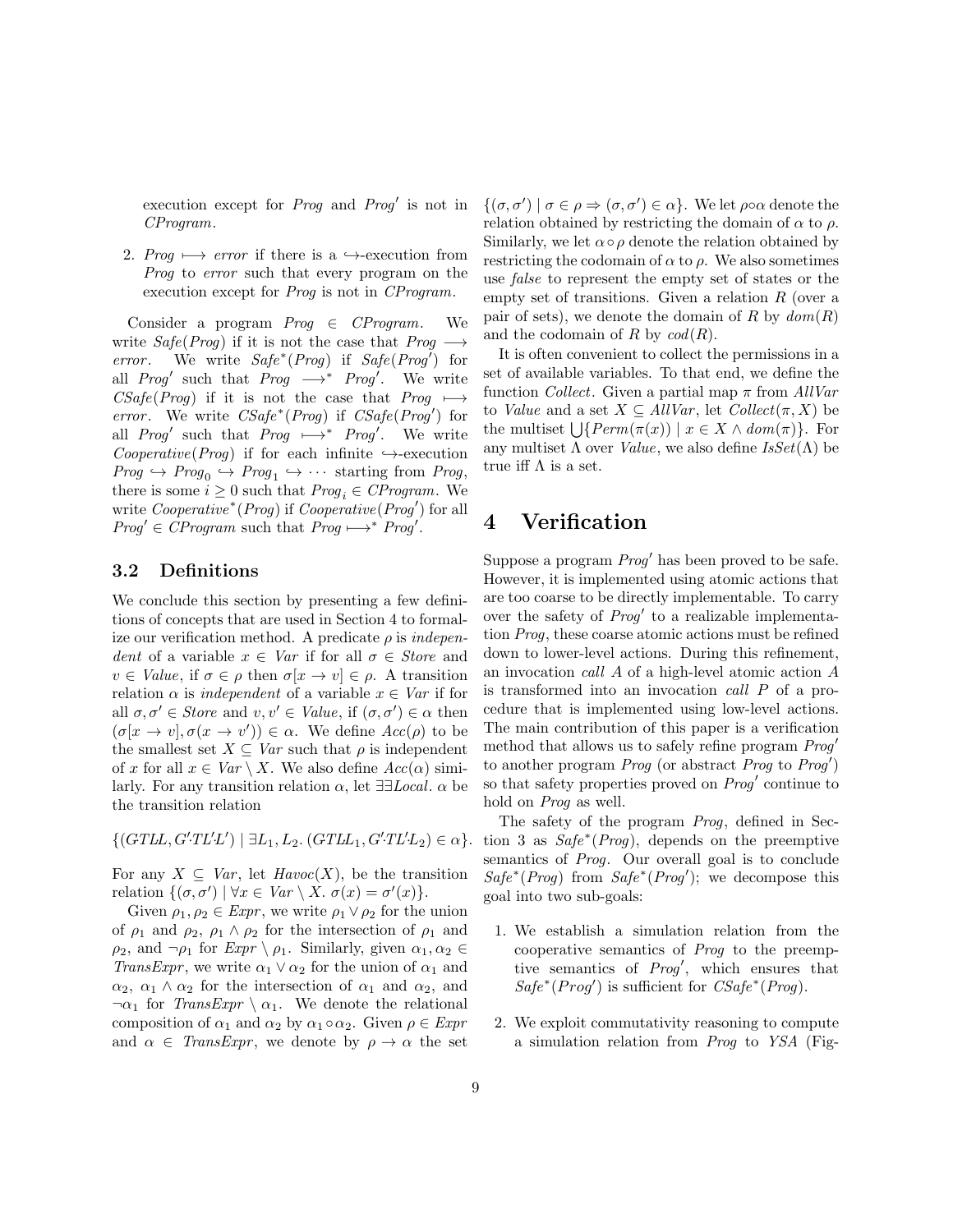execution except for *Prog* and *Prog′* is not in *CProgram*.

2. $Prog \longmapsto error$ if there is a $\hookrightarrow$-execution from *Prog* to *error* such that every program on the execution except for *Prog* is not in *CProgram*.

Consider a program $Prog \in CProgram$. We write $Safe(Prog)$ if it is not the case that $Prog \longrightarrow error$. We write $Safe^*(Prog)$ if $Safe(Prog')$ for all $Prog'$ such that $Prog \longrightarrow^* Prog'$. We write $CSafe(Prog)$ if it is not the case that $Prog \longmapsto error$. We write $CSafe^*(Prog)$ if $CSafe(Prog')$ for all $Prog'$ such that $Prog \longmapsto^* Prog'$. We write $Cooperative(Prog)$ if for each infinite $\hookrightarrow$-execution $Prog \hookrightarrow Prog_0 \hookrightarrow Prog_1 \hookrightarrow \cdots$ starting from *Prog*, there is some $i \geq 0$ such that $Prog_i \in CProgram$. We write $Cooperative^*(Prog)$ if $Cooperative(Prog')$ for all $Prog' \in CProgram$ such that $Prog \longmapsto^* Prog'$.

### 3.2 Definitions

We conclude this section by presenting a few definitions of concepts that are used in Section 4 to formalize our verification method. A predicate $\rho$ is *independent* of a variable $x \in Var$ if for all $\sigma \in Store$ and $v \in Value$, if $\sigma \in \rho$ then $\sigma[x \to v] \in \rho$. A transition relation $\alpha$ is *independent* of a variable $x \in Var$ if for all $\sigma, \sigma' \in Store$ and $v, v' \in Value$, if $(\sigma, \sigma') \in \alpha$ then $(\sigma[x \to v], \sigma(x \to v')) \in \alpha$. We define $Acc(\rho)$ to be the smallest set $X \subseteq Var$ such that $\rho$ is independent of $x$ for all $x \in Var \setminus X$. We also define $Acc(\alpha)$ similarly. For any transition relation $\alpha$, let $\exists\exists Local.\ \alpha$ be the transition relation

$$\{(GTLL, G'TL'L') \mid \exists L_1, L_2.\ (GTLL_1, G'TL'L_2) \in \alpha\}.$$

For any $X \subseteq Var$, let $Havoc(X)$, be the transition relation $\{(\sigma, \sigma') \mid \forall x \in Var \setminus X.\ \sigma(x) = \sigma'(x)\}$.

Given $\rho_1, \rho_2 \in Expr$, we write $\rho_1 \vee \rho_2$ for the union of $\rho_1$ and $\rho_2$, $\rho_1 \wedge \rho_2$ for the intersection of $\rho_1$ and $\rho_2$, and $\neg\rho_1$ for $Expr \setminus \rho_1$. Similarly, given $\alpha_1, \alpha_2 \in TransExpr$, we write $\alpha_1 \vee \alpha_2$ for the union of $\alpha_1$ and $\alpha_2$, $\alpha_1 \wedge \alpha_2$ for the intersection of $\alpha_1$ and $\alpha_2$, and $\neg\alpha_1$ for $TransExpr \setminus \alpha_1$. We denote the relational composition of $\alpha_1$ and $\alpha_2$ by $\alpha_1 \circ \alpha_2$. Given $\rho \in Expr$ and $\alpha \in TransExpr$, we denote by $\rho \to \alpha$ the set $\{(\sigma, \sigma') \mid \sigma \in \rho \Rightarrow (\sigma, \sigma') \in \alpha\}$. We let $\rho \circ \alpha$ denote the relation obtained by restricting the domain of $\alpha$ to $\rho$. Similarly, we let $\alpha \circ \rho$ denote the relation obtained by restricting the codomain of $\alpha$ to $\rho$. We also sometimes use *false* to represent the empty set of states or the empty set of transitions. Given a relation $R$ (over a pair of sets), we denote the domain of $R$ by $dom(R)$ and the codomain of $R$ by $cod(R)$.

It is often convenient to collect the permissions in a set of available variables. To that end, we define the function *Collect*. Given a partial map $\pi$ from *AllVar* to *Value* and a set $X \subseteq AllVar$, let $Collect(\pi, X)$ be the multiset $\bigcup\{Perm(\pi(x)) \mid x \in X \wedge dom(\pi)\}$. For any multiset $\Lambda$ over *Value*, we also define $IsSet(\Lambda)$ be true iff $\Lambda$ is a set.

## 4 Verification

Suppose a program *Prog′* has been proved to be safe. However, it is implemented using atomic actions that are too coarse to be directly implementable. To carry over the safety of *Prog′* to a realizable implementation *Prog*, these coarse atomic actions must be refined down to lower-level actions. During this refinement, an invocation *call A* of a high-level atomic action *A* is transformed into an invocation *call P* of a procedure that is implemented using low-level actions. The main contribution of this paper is a verification method that allows us to safely refine program *Prog′* to another program *Prog* (or abstract *Prog* to *Prog′*) so that safety properties proved on *Prog′* continue to hold on *Prog* as well.

The safety of the program *Prog*, defined in Section 3 as $Safe^*(Prog)$, depends on the preemptive semantics of *Prog*. Our overall goal is to conclude $Safe^*(Prog)$ from $Safe^*(Prog')$; we decompose this goal into two sub-goals:

1. We establish a simulation relation from the cooperative semantics of *Prog* to the preemptive semantics of *Prog′*, which ensures that $Safe^*(Prog')$ is sufficient for $CSafe^*(Prog)$.

2. We exploit commutativity reasoning to compute a simulation relation from *Prog* to *YSA* (Fig-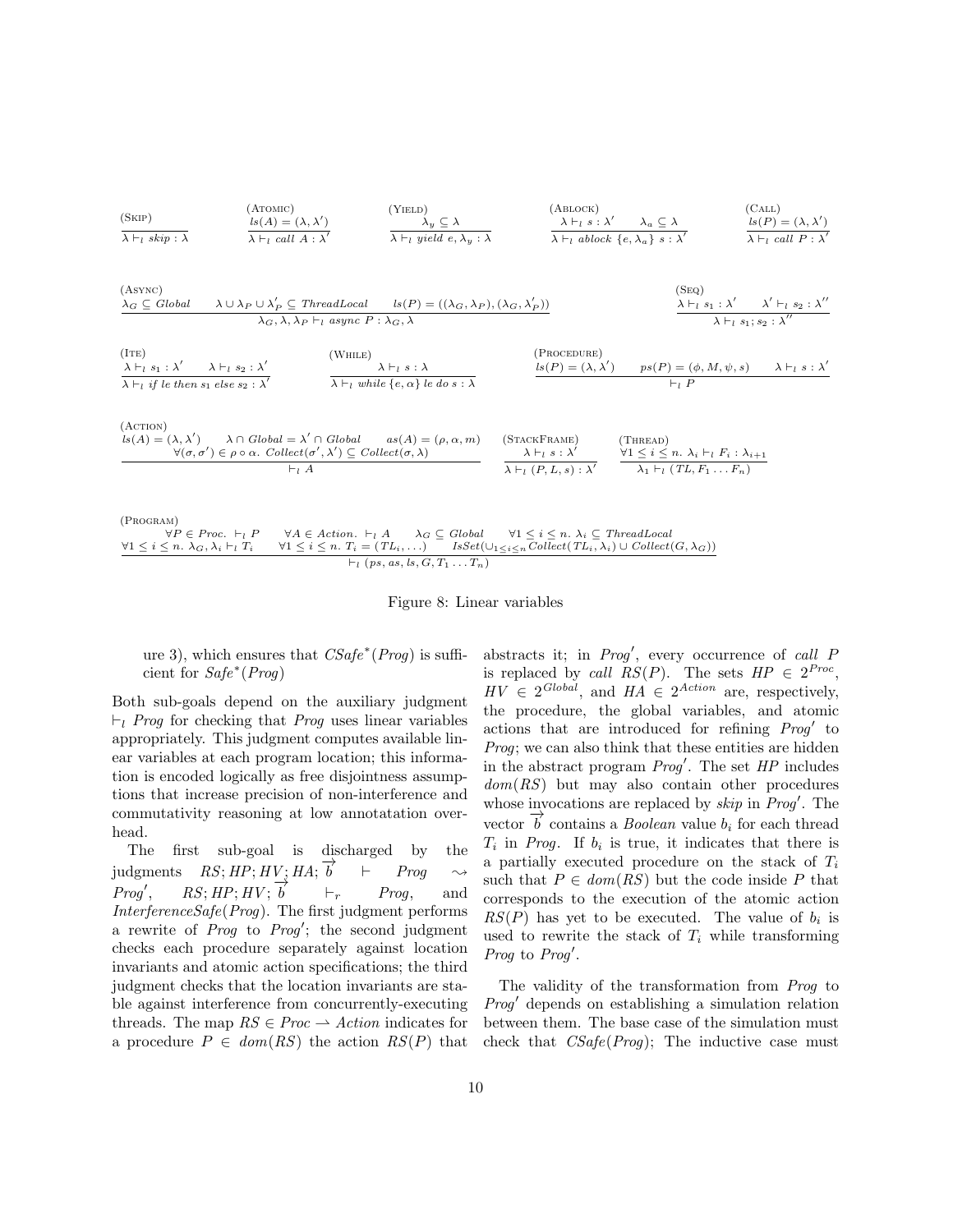$$\frac{}{\lambda \vdash_l \mathit{skip} : \lambda}\ (\textsc{Skip}) \qquad \frac{ls(A) = (\lambda, \lambda')}{\lambda \vdash_l \mathit{call}\ A : \lambda'}\ (\textsc{Atomic}) \qquad \frac{\lambda_y \subseteq \lambda}{\lambda \vdash_l \mathit{yield}\ e, \lambda_y : \lambda}\ (\textsc{Yield}) \qquad \frac{\lambda \vdash_l s : \lambda' \quad \lambda_a \subseteq \lambda}{\lambda \vdash_l \mathit{ablock}\ \{e, \lambda_a\}\ s : \lambda'}\ (\textsc{Ablock}) \qquad \frac{ls(P) = (\lambda, \lambda')}{\lambda \vdash_l \mathit{call}\ P : \lambda'}\ (\textsc{Call})$$

$$\frac{\lambda_G \subseteq \mathit{Global} \quad \lambda \cup \lambda_P \cup \lambda'_P \subseteq \mathit{ThreadLocal} \quad ls(P) = ((\lambda_G, \lambda_P), (\lambda_G, \lambda'_P))}{\lambda_G, \lambda, \lambda_P \vdash_l \mathit{async}\ P : \lambda_G, \lambda}\ (\textsc{Async}) \qquad \frac{\lambda \vdash_l s_1 : \lambda' \quad \lambda' \vdash_l s_2 : \lambda''}{\lambda \vdash_l s_1; s_2 : \lambda''}\ (\textsc{Seq})$$

$$\frac{\lambda \vdash_l s_1 : \lambda' \quad \lambda \vdash_l s_2 : \lambda'}{\lambda \vdash_l \mathit{if}\ le\ \mathit{then}\ s_1\ \mathit{else}\ s_2 : \lambda'}\ (\textsc{Ite}) \qquad \frac{\lambda \vdash_l s : \lambda}{\lambda \vdash_l \mathit{while}\ \{e, \alpha\}\ le\ \mathit{do}\ s : \lambda}\ (\textsc{While}) \qquad \frac{ls(P) = (\lambda, \lambda') \quad ps(P) = (\phi, M, \psi, s) \quad \lambda \vdash_l s : \lambda'}{\vdash_l P}\ (\textsc{Procedure})$$

$$\frac{\begin{array}{c} ls(A) = (\lambda, \lambda') \quad \lambda \cap \mathit{Global} = \lambda' \cap \mathit{Global} \quad as(A) = (\rho, \alpha, m) \\ \forall (\sigma, \sigma') \in \rho \circ \alpha.\ \mathit{Collect}(\sigma', \lambda') \subseteq \mathit{Collect}(\sigma, \lambda) \end{array}}{\vdash_l A}\ (\textsc{Action}) \qquad \frac{\lambda \vdash_l s : \lambda'}{\lambda \vdash_l (P, L, s) : \lambda'}\ (\textsc{StackFrame}) \qquad \frac{\forall 1 \le i \le n.\ \lambda_i \vdash_l F_i : \lambda_{i+1}}{\lambda_1 \vdash_l (TL, F_1 \ldots F_n)}\ (\textsc{Thread})$$

$$\frac{\begin{array}{c} \forall P \in \mathit{Proc}.\ \vdash_l P \quad \forall A \in \mathit{Action}.\ \vdash_l A \quad \lambda_G \subseteq \mathit{Global} \quad \forall 1 \le i \le n.\ \lambda_i \subseteq \mathit{ThreadLocal} \\ \forall 1 \le i \le n.\ \lambda_G, \lambda_i \vdash_l T_i \quad \forall 1 \le i \le n.\ T_i = (TL_i, \ldots) \quad \mathit{IsSet}(\cup_{1 \le i \le n} \mathit{Collect}(TL_i, \lambda_i) \cup \mathit{Collect}(G, \lambda_G)) \end{array}}{\vdash_l (ps, as, ls, G, T_1 \ldots T_n)}\ (\textsc{Program})$$

Figure 8: Linear variables

ure 3), which ensures that $CSafe^*(Prog)$ is sufficient for $Safe^*(Prog)$

Both sub-goals depend on the auxiliary judgment $\vdash_l Prog$ for checking that $Prog$ uses linear variables appropriately. This judgment computes available linear variables at each program location; this information is encoded logically as free disjointness assumptions that increase precision of non-interference and commutativity reasoning at low annotatation overhead.

The first sub-goal is discharged by the judgments $RS; HP; HV; HA; \overrightarrow{b} \vdash Prog \rightsquigarrow Prog'$, $RS; HP; HV; \overrightarrow{b} \vdash_r Prog$, and $InterferenceSafe(Prog)$. The first judgment performs a rewrite of $Prog$ to $Prog'$; the second judgment checks each procedure separately against location invariants and atomic action specifications; the third judgment checks that the location invariants are stable against interference from concurrently-executing threads. The map $RS \in Proc \rightharpoonup Action$ indicates for a procedure $P \in dom(RS)$ the action $RS(P)$ that abstracts it; in $Prog'$, every occurrence of *call* $P$ is replaced by *call* $RS(P)$. The sets $HP \in 2^{Proc}$, $HV \in 2^{Global}$, and $HA \in 2^{Action}$ are, respectively, the procedure, the global variables, and atomic actions that are introduced for refining $Prog'$ to $Prog$; we can also think that these entities are hidden in the abstract program $Prog'$. The set $HP$ includes $dom(RS)$ but may also contain other procedures whose invocations are replaced by *skip* in $Prog'$. The vector $\overrightarrow{b}$ contains a *Boolean* value $b_i$ for each thread $T_i$ in $Prog$. If $b_i$ is true, it indicates that there is a partially executed procedure on the stack of $T_i$ such that $P \in dom(RS)$ but the code inside $P$ that corresponds to the execution of the atomic action $RS(P)$ has yet to be executed. The value of $b_i$ is used to rewrite the stack of $T_i$ while transforming $Prog$ to $Prog'$.

The validity of the transformation from $Prog$ to $Prog'$ depends on establishing a simulation relation between them. The base case of the simulation must check that $CSafe(Prog)$; The inductive case must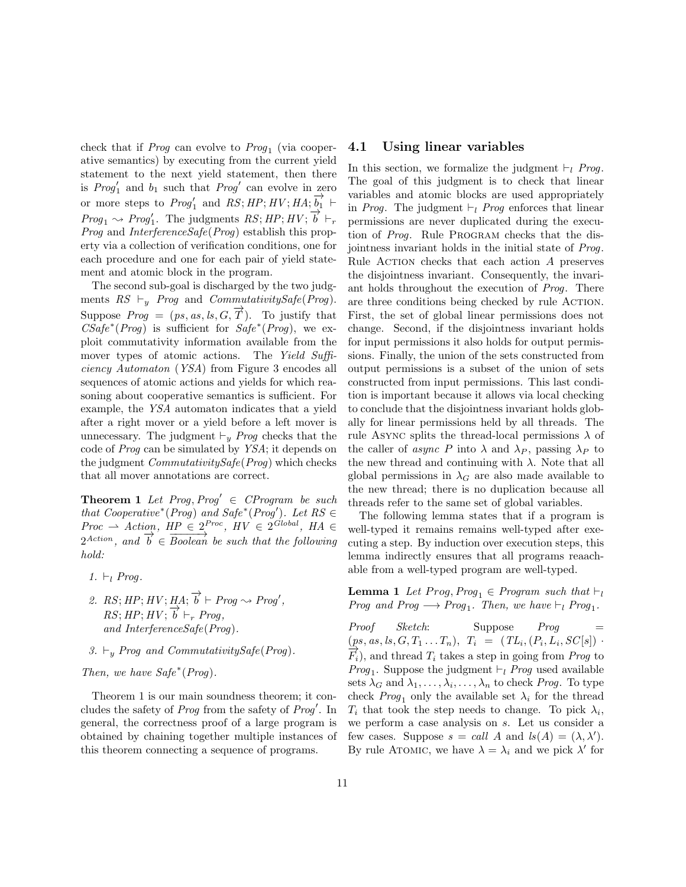check that if $Prog$ can evolve to $Prog_1$ (via cooperative semantics) by executing from the current yield statement to the next yield statement, then there is $Prog'_1$ and $b_1$ such that $Prog'$ can evolve in zero or more steps to $Prog'_1$ and $RS; HP; HV; HA; \overrightarrow{b_1} \vdash Prog_1 \rightsquigarrow Prog'_1$. The judgments $RS; HP; HV; \overrightarrow{b} \vdash_r Prog$ and $InterferenceSafe(Prog)$ establish this property via a collection of verification conditions, one for each procedure and one for each pair of yield statement and atomic block in the program.

The second sub-goal is discharged by the two judgments $RS \vdash_y Prog$ and $CommutativitySafe(Prog)$. Suppose $Prog = (ps, as, ls, G, \overrightarrow{T})$. To justify that $CSafe^*(Prog)$ is sufficient for $Safe^*(Prog)$, we exploit commutativity information available from the mover types of atomic actions. The *Yield Sufficiency Automaton* ($YSA$) from Figure 3 encodes all sequences of atomic actions and yields for which reasoning about cooperative semantics is sufficient. For example, the $YSA$ automaton indicates that a yield after a right mover or a yield before a left mover is unnecessary. The judgment $\vdash_y Prog$ checks that the code of $Prog$ can be simulated by $YSA$; it depends on the judgment $CommutativitySafe(Prog)$ which checks that all mover annotations are correct.

**Theorem 1** *Let $Prog, Prog' \in CProgram$ be such that $Cooperative^*(Prog)$ and $Safe^*(Prog')$. Let $RS \in Proc \rightharpoonup Action$, $HP \in 2^{Proc}$, $HV \in 2^{Global}$, $HA \in 2^{Action}$, and $\overrightarrow{b} \in \overrightarrow{Boolean}$ be such that the following hold:*

1. $\vdash_l Prog$.
2. $RS; HP; HV; HA; \overrightarrow{b} \vdash Prog \rightsquigarrow Prog'$, $RS; HP; HV; \overrightarrow{b} \vdash_r Prog$, *and* $InterferenceSafe(Prog)$.
3. $\vdash_y Prog$ *and* $CommutativitySafe(Prog)$.

*Then, we have $Safe^*(Prog)$.*

Theorem 1 is our main soundness theorem; it concludes the safety of $Prog$ from the safety of $Prog'$. In general, the correctness proof of a large program is obtained by chaining together multiple instances of this theorem connecting a sequence of programs.

## 4.1 Using linear variables

In this section, we formalize the judgment $\vdash_l Prog$. The goal of this judgment is to check that linear variables and atomic blocks are used appropriately in $Prog$. The judgment $\vdash_l Prog$ enforces that linear permissions are never duplicated during the execution of $Prog$. Rule PROGRAM checks that the disjointness invariant holds in the initial state of $Prog$. Rule ACTION checks that each action $A$ preserves the disjointness invariant. Consequently, the invariant holds throughout the execution of $Prog$. There are three conditions being checked by rule ACTION. First, the set of global linear permissions does not change. Second, if the disjointness invariant holds for input permissions it also holds for output permissions. Finally, the union of the sets constructed from output permissions is a subset of the union of sets constructed from input permissions. This last condition is important because it allows via local checking to conclude that the disjointness invariant holds globally for linear permissions held by all threads. The rule ASYNC splits the thread-local permissions $\lambda$ of the caller of $async\ P$ into $\lambda$ and $\lambda_P$, passing $\lambda_P$ to the new thread and continuing with $\lambda$. Note that all global permissions in $\lambda_G$ are also made available to the new thread; there is no duplication because all threads refer to the same set of global variables.

The following lemma states that if a program is well-typed it remains remains well-typed after executing a step. By induction over execution steps, this lemma indirectly ensures that all programs reaachable from a well-typed program are well-typed.

**Lemma 1** *Let $Prog, Prog_1 \in Program$ such that $\vdash_l Prog$ and $Prog \longrightarrow Prog_1$. Then, we have $\vdash_l Prog_1$.*

*Proof Sketch*: Suppose $Prog = (ps, as, ls, G, T_1 \dots T_n)$, $T_i = (TL_i, (P_i, L_i, SC[s]) \cdot \overrightarrow{F_i})$, and thread $T_i$ takes a step in going from $Prog$ to $Prog_1$. Suppose the judgment $\vdash_l Prog$ used available sets $\lambda_G$ and $\lambda_1, \dots, \lambda_i, \dots, \lambda_n$ to check $Prog$. To type check $Prog_1$ only the available set $\lambda_i$ for the thread $T_i$ that took the step needs to change. To pick $\lambda_i$, we perform a case analysis on $s$. Let us consider a few cases. Suppose $s = call\ A$ and $ls(A) = (\lambda, \lambda')$. By rule ATOMIC, we have $\lambda = \lambda_i$ and we pick $\lambda'$ for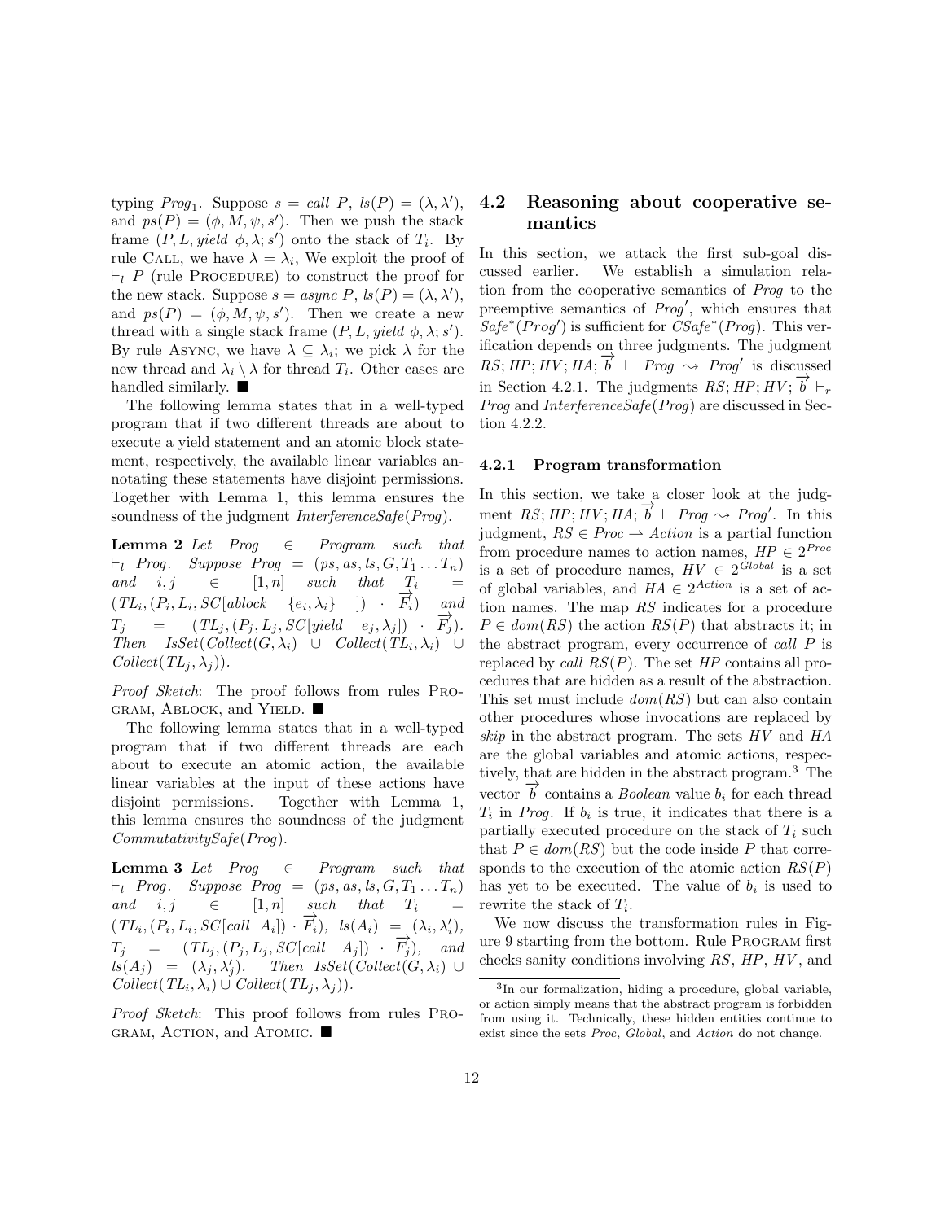typing $Prog_1$. Suppose $s = call\ P$, $ls(P) = (\lambda, \lambda')$, and $ps(P) = (\phi, M, \psi, s')$. Then we push the stack frame $(P, L, yield\ \phi, \lambda; s')$ onto the stack of $T_i$. By rule CALL, we have $\lambda = \lambda_i$, We exploit the proof of $\vdash_l P$ (rule PROCEDURE) to construct the proof for the new stack. Suppose $s = async\ P$, $ls(P) = (\lambda, \lambda')$, and $ps(P) = (\phi, M, \psi, s')$. Then we create a new thread with a single stack frame $(P, L, yield\ \phi, \lambda; s')$. By rule ASYNC, we have $\lambda \subseteq \lambda_i$; we pick $\lambda$ for the new thread and $\lambda_i \setminus \lambda$ for thread $T_i$. Other cases are handled similarly. ■

The following lemma states that in a well-typed program that if two different threads are about to execute a yield statement and an atomic block statement, respectively, the available linear variables annotating these statements have disjoint permissions. Together with Lemma 1, this lemma ensures the soundness of the judgment *InterferenceSafe*(*Prog*).

**Lemma 2** *Let* $Prog \in Program$ *such that* $\vdash_l Prog$. *Suppose* $Prog = (ps, as, ls, G, T_1 \ldots T_n)$ *and* $i, j \in [1, n]$ *such that* $T_i = (TL_i, (P_i, L_i, SC[ablock\ \ \{e_i, \lambda_i\}\ \ ]) \cdot \overrightarrow{F_i})$ *and* $T_j = (TL_j, (P_j, L_j, SC[yield\ \ e_j, \lambda_j]) \cdot \overrightarrow{F_j})$. *Then* $IsSet(Collect(G, \lambda_i) \cup Collect(TL_i, \lambda_i) \cup Collect(TL_j, \lambda_j))$.

*Proof Sketch*: The proof follows from rules PROGRAM, ABLOCK, and YIELD. ■

The following lemma states that in a well-typed program that if two different threads are each about to execute an atomic action, the available linear variables at the input of these actions have disjoint permissions. Together with Lemma 1, this lemma ensures the soundness of the judgment *CommutativitySafe*(*Prog*).

**Lemma 3** *Let* $Prog \in Program$ *such that* $\vdash_l Prog$. *Suppose* $Prog = (ps, as, ls, G, T_1 \ldots T_n)$ *and* $i, j \in [1, n]$ *such that* $T_i = (TL_i, (P_i, L_i, SC[call\ \ A_i]) \cdot \overrightarrow{F_i})$, $ls(A_i) = (\lambda_i, \lambda'_i)$, $T_j = (TL_j, (P_j, L_j, SC[call\ \ A_j]) \cdot \overrightarrow{F_j})$, *and* $ls(A_j) = (\lambda_j, \lambda'_j)$. *Then* $IsSet(Collect(G, \lambda_i) \cup Collect(TL_i, \lambda_i) \cup Collect(TL_j, \lambda_j))$.

*Proof Sketch*: This proof follows from rules PROGRAM, ACTION, and ATOMIC. ■

## 4.2 Reasoning about cooperative semantics

In this section, we attack the first sub-goal discussed earlier. We establish a simulation relation from the cooperative semantics of *Prog* to the preemptive semantics of *Prog'*, which ensures that *Safe*$^*$(*Prog'*) is sufficient for *CSafe*$^*$(*Prog*). This verification depends on three judgments. The judgment $RS; HP; HV; HA; \overrightarrow{b} \vdash Prog \rightsquigarrow Prog'$ is discussed in Section 4.2.1. The judgments $RS; HP; HV; \overrightarrow{b} \vdash_r Prog$ and *InterferenceSafe*(*Prog*) are discussed in Section 4.2.2.

### 4.2.1 Program transformation

In this section, we take a closer look at the judgment $RS; HP; HV; HA; \overrightarrow{b} \vdash Prog \rightsquigarrow Prog'$. In this judgment, $RS \in Proc \rightharpoonup Action$ is a partial function from procedure names to action names, $HP \in 2^{Proc}$ is a set of procedure names, $HV \in 2^{Global}$ is a set of global variables, and $HA \in 2^{Action}$ is a set of action names. The map $RS$ indicates for a procedure $P \in dom(RS)$ the action $RS(P)$ that abstracts it; in the abstract program, every occurrence of *call* $P$ is replaced by *call* $RS(P)$. The set $HP$ contains all procedures that are hidden as a result of the abstraction. This set must include $dom(RS)$ but can also contain other procedures whose invocations are replaced by *skip* in the abstract program. The sets $HV$ and $HA$ are the global variables and atomic actions, respectively, that are hidden in the abstract program.[3] The vector $\overrightarrow{b}$ contains a *Boolean* value $b_i$ for each thread $T_i$ in *Prog*. If $b_i$ is true, it indicates that there is a partially executed procedure on the stack of $T_i$ such that $P \in dom(RS)$ but the code inside $P$ that corresponds to the execution of the atomic action $RS(P)$ has yet to be executed. The value of $b_i$ is used to rewrite the stack of $T_i$.

We now discuss the transformation rules in Figure 9 starting from the bottom. Rule PROGRAM first checks sanity conditions involving $RS$, $HP$, $HV$, and

[3] In our formalization, hiding a procedure, global variable, or action simply means that the abstract program is forbidden from using it. Technically, these hidden entities continue to exist since the sets *Proc*, *Global*, and *Action* do not change.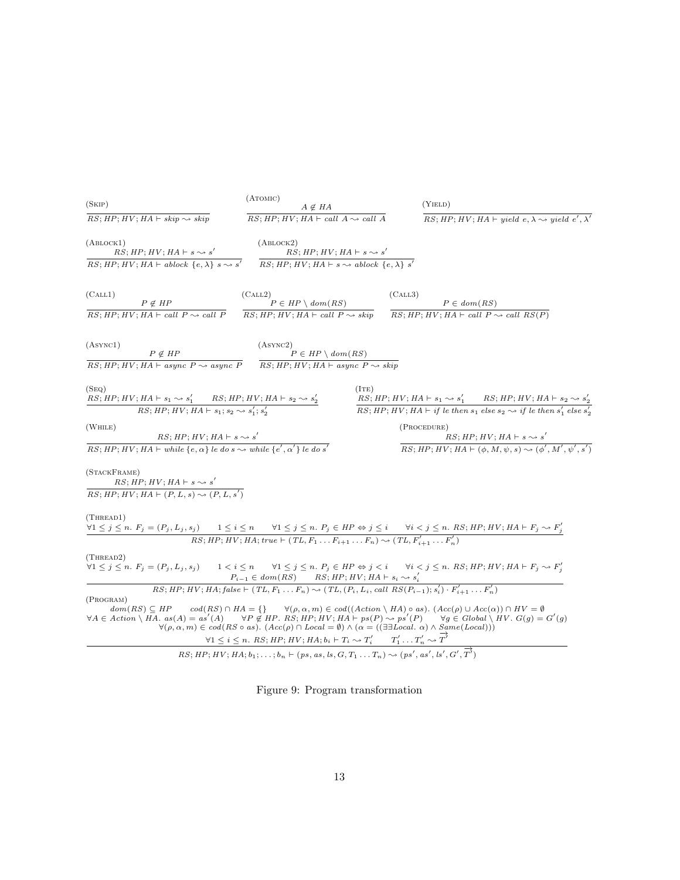(Skip)
$$\frac{}{RS; HP; HV; HA \vdash skip \rightsquigarrow skip}$$

(Atomic)
$$\frac{A \notin HA}{RS; HP; HV; HA \vdash call\ A \rightsquigarrow call\ A}$$

(Yield)
$$\frac{}{RS; HP; HV; HA \vdash yield\ e, \lambda \rightsquigarrow yield\ e', \lambda'}$$

(Ablock1)
$$\frac{RS; HP; HV; HA \vdash s \rightsquigarrow s'}{RS; HP; HV; HA \vdash ablock\ \{e, \lambda\}\ s \rightsquigarrow s'}$$

(Ablock2)
$$\frac{RS; HP; HV; HA \vdash s \rightsquigarrow s'}{RS; HP; HV; HA \vdash s \rightsquigarrow ablock\ \{e, \lambda\}\ s'}$$

(Call1)
$$\frac{P \notin HP}{RS; HP; HV; HA \vdash call\ P \rightsquigarrow call\ P}$$

(Call2)
$$\frac{P \in HP \setminus dom(RS)}{RS; HP; HV; HA \vdash call\ P \rightsquigarrow skip}$$

(Call3)
$$\frac{P \in dom(RS)}{RS; HP; HV; HA \vdash call\ P \rightsquigarrow call\ RS(P)}$$

(Async1)
$$\frac{P \notin HP}{RS; HP; HV; HA \vdash async\ P \rightsquigarrow async\ P}$$

(Async2)
$$\frac{P \in HP \setminus dom(RS)}{RS; HP; HV; HA \vdash async\ P \rightsquigarrow skip}$$

(Seq)
$$\frac{RS; HP; HV; HA \vdash s_1 \rightsquigarrow s_1' \qquad RS; HP; HV; HA \vdash s_2 \rightsquigarrow s_2'}{RS; HP; HV; HA \vdash s_1; s_2 \rightsquigarrow s_1'; s_2'}$$

(Ite)
$$\frac{RS; HP; HV; HA \vdash s_1 \rightsquigarrow s_1' \qquad RS; HP; HV; HA \vdash s_2 \rightsquigarrow s_2'}{RS; HP; HV; HA \vdash if\ le\ then\ s_1\ else\ s_2 \rightsquigarrow if\ le\ then\ s_1'\ else\ s_2'}$$

(While)
$$\frac{RS; HP; HV; HA \vdash s \rightsquigarrow s'}{RS; HP; HV; HA \vdash while\ \{e, \alpha\}\ le\ do\ s \rightsquigarrow while\ \{e', \alpha'\}\ le\ do\ s'}$$

(Procedure)
$$\frac{RS; HP; HV; HA \vdash s \rightsquigarrow s'}{RS; HP; HV; HA \vdash (\phi, M, \psi, s) \rightsquigarrow (\phi', M', \psi', s')}$$

(StackFrame)
$$\frac{RS; HP; HV; HA \vdash s \rightsquigarrow s'}{RS; HP; HV; HA \vdash (P, L, s) \rightsquigarrow (P, L, s')}$$

(Thread1)
$$\frac{\forall 1 \leq j \leq n.\ F_j = (P_j, L_j, s_j) \qquad 1 \leq i \leq n \qquad \forall 1 \leq j \leq n.\ P_j \in HP \Leftrightarrow j \leq i \qquad \forall i < j \leq n.\ RS; HP; HV; HA \vdash F_j \rightsquigarrow F_j'}{RS; HP; HV; HA; true \vdash (TL, F_1 \ldots F_{i+1} \ldots F_n) \rightsquigarrow (TL, F_{i+1}' \ldots F_n')}$$

(Thread2)
$$\frac{\begin{array}{c}\forall 1 \leq j \leq n.\ F_j = (P_j, L_j, s_j) \qquad 1 < i \leq n \qquad \forall 1 \leq j \leq n.\ P_j \in HP \Leftrightarrow j < i \qquad \forall i < j \leq n.\ RS; HP; HV; HA \vdash F_j \rightsquigarrow F_j' \\ P_{i-1} \in dom(RS) \qquad RS; HP; HV; HA \vdash s_i \rightsquigarrow s_i'\end{array}}{RS; HP; HV; HA; false \vdash (TL, F_1 \ldots F_n) \rightsquigarrow (TL, (P_i, L_i, call\ RS(P_{i-1}); s_i') \cdot F_{i+1}' \ldots F_n')}$$

(Program)
$$\frac{\begin{array}{c} dom(RS) \subseteq HP \qquad cod(RS) \cap HA = \{\} \qquad \forall (\rho, \alpha, m) \in cod((Action \setminus HA) \circ as).\ (Acc(\rho) \cup Acc(\alpha)) \cap HV = \emptyset \\ \forall A \in Action \setminus HA.\ as(A) = as'(A) \qquad \forall P \notin HP.\ RS; HP; HV; HA \vdash ps(P) \rightsquigarrow ps'(P) \qquad \forall g \in Global \setminus HV.\ G(g) = G'(g) \\ \forall (\rho, \alpha, m) \in cod(RS \circ as).\ (Acc(\rho) \cap Local = \emptyset) \wedge (\alpha = ((\exists\exists Local.\ \alpha) \wedge Same(Local))) \\ \forall 1 \leq i \leq n.\ RS; HP; HV; HA; b_i \vdash T_i \rightsquigarrow T_i' \qquad T_1' \ldots T_n' \rightsquigarrow \overrightarrow{T'} \end{array}}{RS; HP; HV; HA; b_1; \ldots; b_n \vdash (ps, as, ls, G, T_1 \ldots T_n) \rightsquigarrow (ps', as', ls', G', \overrightarrow{T'})}$$

Figure 9: Program transformation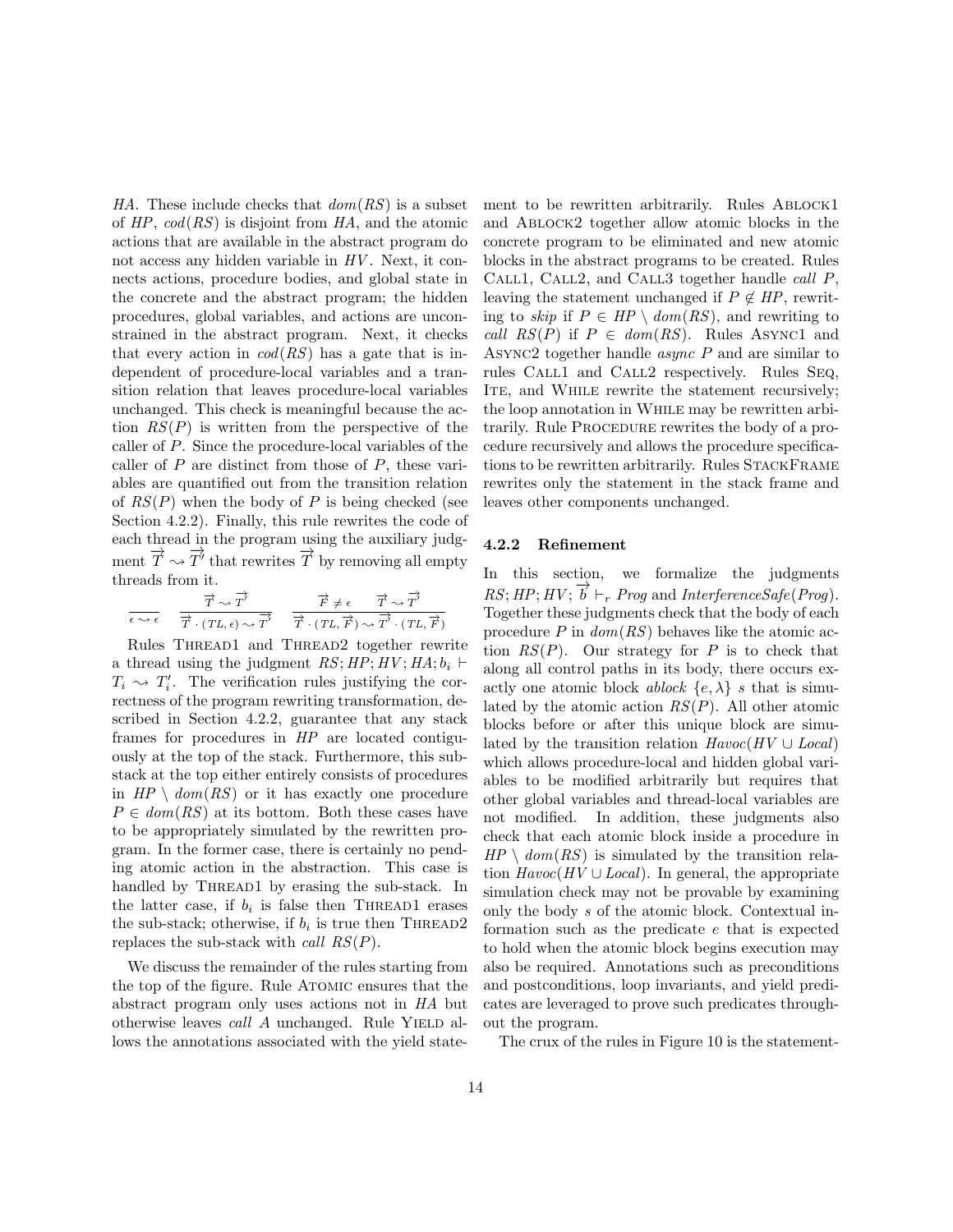*HA*. These include checks that $dom(RS)$ is a subset of *HP*, $cod(RS)$ is disjoint from *HA*, and the atomic actions that are available in the abstract program do not access any hidden variable in *HV*. Next, it connects actions, procedure bodies, and global state in the concrete and the abstract program; the hidden procedures, global variables, and actions are unconstrained in the abstract program. Next, it checks that every action in $cod(RS)$ has a gate that is independent of procedure-local variables and a transition relation that leaves procedure-local variables unchanged. This check is meaningful because the action $RS(P)$ is written from the perspective of the caller of $P$. Since the procedure-local variables of the caller of $P$ are distinct from those of $P$, these variables are quantified out from the transition relation of $RS(P)$ when the body of $P$ is being checked (see Section 4.2.2). Finally, this rule rewrites the code of each thread in the program using the auxiliary judgment $\overrightarrow{T} \rightsquigarrow \overrightarrow{T'}$ that rewrites $\overrightarrow{T}$ by removing all empty threads from it.

$$\frac{}{\epsilon \rightsquigarrow \epsilon} \qquad \frac{\overrightarrow{T} \rightsquigarrow \overrightarrow{T'}}{\overrightarrow{T} \cdot (TL, \epsilon) \rightsquigarrow \overrightarrow{T'}} \qquad \frac{\overrightarrow{F} \neq \epsilon \qquad \overrightarrow{T} \rightsquigarrow \overrightarrow{T'}}{\overrightarrow{T} \cdot (TL, \overrightarrow{F}) \rightsquigarrow \overrightarrow{T'} \cdot (TL, \overrightarrow{F})}$$

Rules Thread1 and Thread2 together rewrite a thread using the judgment $RS; HP; HV; HA; b_i \vdash T_i \rightsquigarrow T'_i$. The verification rules justifying the correctness of the program rewriting transformation, described in Section 4.2.2, guarantee that any stack frames for procedures in *HP* are located contiguously at the top of the stack. Furthermore, this substack at the top either entirely consists of procedures in $HP \setminus dom(RS)$ or it has exactly one procedure $P \in dom(RS)$ at its bottom. Both these cases have to be appropriately simulated by the rewritten program. In the former case, there is certainly no pending atomic action in the abstraction. This case is handled by Thread1 by erasing the sub-stack. In the latter case, if $b_i$ is false then Thread1 erases the sub-stack; otherwise, if $b_i$ is true then Thread2 replaces the sub-stack with *call* $RS(P)$.

We discuss the remainder of the rules starting from the top of the figure. Rule Atomic ensures that the abstract program only uses actions not in *HA* but otherwise leaves *call A* unchanged. Rule Yield allows the annotations associated with the yield statement to be rewritten arbitrarily. Rules Ablock1 and Ablock2 together allow atomic blocks in the concrete program to be eliminated and new atomic blocks in the abstract programs to be created. Rules Call1, Call2, and Call3 together handle *call P*, leaving the statement unchanged if $P \notin HP$, rewriting to *skip* if $P \in HP \setminus dom(RS)$, and rewriting to *call* $RS(P)$ if $P \in dom(RS)$. Rules Async1 and Async2 together handle *async P* and are similar to rules Call1 and Call2 respectively. Rules Seq, Ite, and While rewrite the statement recursively; the loop annotation in While may be rewritten arbitrarily. Rule Procedure rewrites the body of a procedure recursively and allows the procedure specifications to be rewritten arbitrarily. Rules StackFrame rewrites only the statement in the stack frame and leaves other components unchanged.

### 4.2.2 Refinement

In this section, we formalize the judgments $RS; HP; HV; \overrightarrow{b} \vdash_r Prog$ and *InterferenceSafe*(*Prog*). Together these judgments check that the body of each procedure $P$ in $dom(RS)$ behaves like the atomic action $RS(P)$. Our strategy for $P$ is to check that along all control paths in its body, there occurs exactly one atomic block *ablock* $\{e, \lambda\}$ $s$ that is simulated by the atomic action $RS(P)$. All other atomic blocks before or after this unique block are simulated by the transition relation $Havoc(HV \cup Local)$ which allows procedure-local and hidden global variables to be modified arbitrarily but requires that other global variables and thread-local variables are not modified. In addition, these judgments also check that each atomic block inside a procedure in $HP \setminus dom(RS)$ is simulated by the transition relation $Havoc(HV \cup Local)$. In general, the appropriate simulation check may not be provable by examining only the body $s$ of the atomic block. Contextual information such as the predicate $e$ that is expected to hold when the atomic block begins execution may also be required. Annotations such as preconditions and postconditions, loop invariants, and yield predicates are leveraged to prove such predicates throughout the program.

The crux of the rules in Figure 10 is the statement-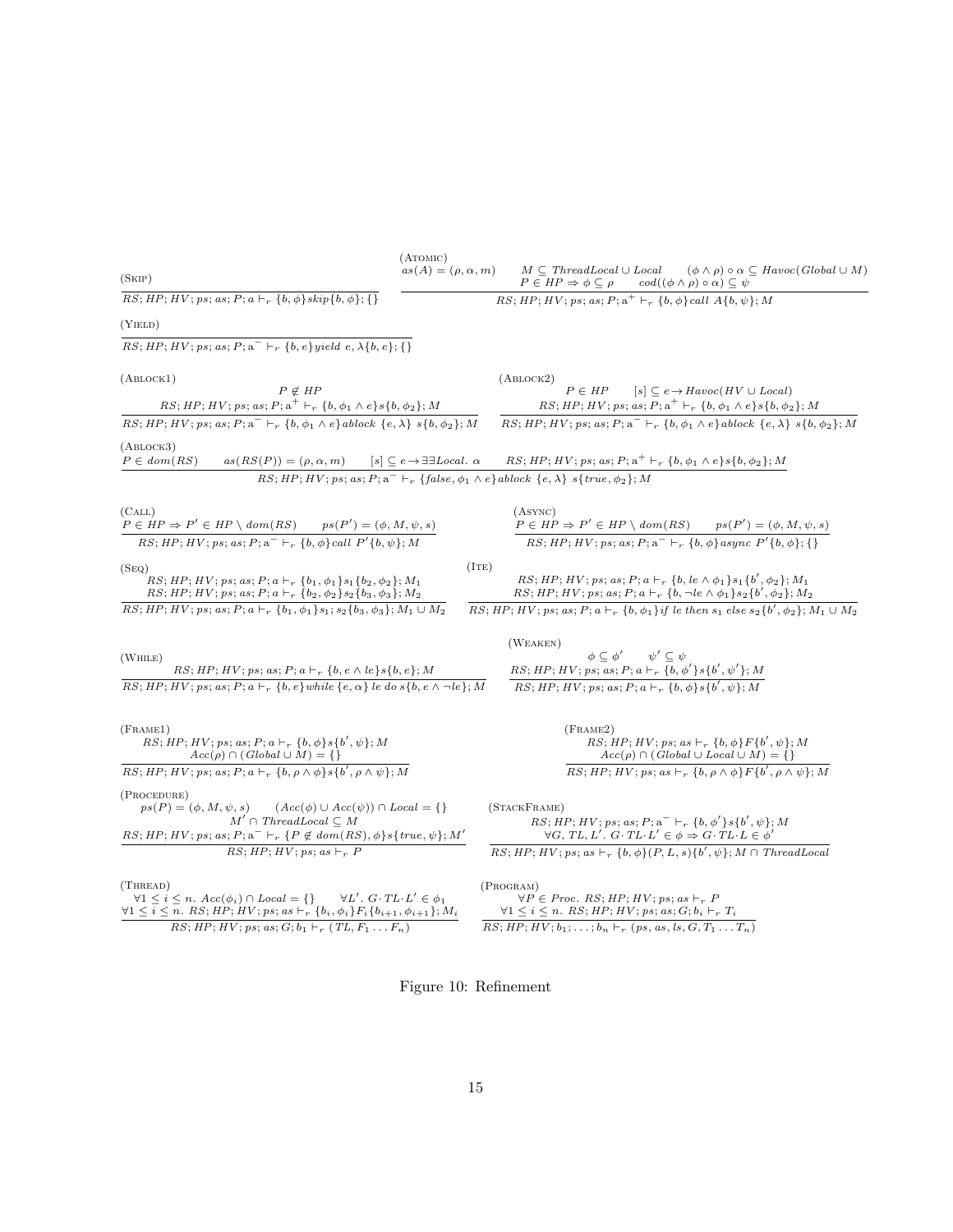(Skip)

$$\frac{}{RS; HP; HV; ps; as; P; a \vdash_r \{b, \phi\} skip \{b, \phi\}; \{\}}$$

(Atomic)

$$\frac{\begin{array}{c} as(A) = (\rho, \alpha, m) \qquad M \subseteq ThreadLocal \cup Local \qquad (\phi \wedge \rho) \circ \alpha \subseteq Havoc(Global \cup M) \\ P \in HP \Rightarrow \phi \subseteq \rho \qquad cod((\phi \wedge \rho) \circ \alpha) \subseteq \psi \end{array}}{RS; HP; HV; ps; as; P; a^+ \vdash_r \{b, \phi\} call\ A \{b, \psi\}; M}$$

(Yield)

$$\frac{}{RS; HP; HV; ps; as; P; a^- \vdash_r \{b, e\} yield\ e, \lambda \{b, e\}; \{\}}$$

(Ablock1)

$$\frac{\begin{array}{c} P \notin HP \\ RS; HP; HV; ps; as; P; a^+ \vdash_r \{b, \phi_1 \wedge e\} s \{b, \phi_2\}; M \end{array}}{RS; HP; HV; ps; as; P; a^- \vdash_r \{b, \phi_1 \wedge e\} ablock\ \{e, \lambda\}\ s \{b, \phi_2\}; M}$$

(Ablock2)

$$\frac{\begin{array}{c} P \in HP \qquad [s] \subseteq e \rightarrow Havoc(HV \cup Local) \\ RS; HP; HV; ps; as; P; a^+ \vdash_r \{b, \phi_1 \wedge e\} s \{b, \phi_2\}; M \end{array}}{RS; HP; HV; ps; as; P; a^- \vdash_r \{b, \phi_1 \wedge e\} ablock\ \{e, \lambda\}\ s \{b, \phi_2\}; M}$$

(Ablock3)

$$\frac{P \in dom(RS) \qquad as(RS(P)) = (\rho, \alpha, m) \qquad [s] \subseteq e \rightarrow \exists\exists Local.\ \alpha \qquad RS; HP; HV; ps; as; P; a^+ \vdash_r \{b, \phi_1 \wedge e\} s \{b, \phi_2\}; M}{RS; HP; HV; ps; as; P; a^- \vdash_r \{false, \phi_1 \wedge e\} ablock\ \{e, \lambda\}\ s \{true, \phi_2\}; M}$$

(Call)

$$\frac{P \in HP \Rightarrow P' \in HP \setminus dom(RS) \qquad ps(P') = (\phi, M, \psi, s)}{RS; HP; HV; ps; as; P; a^- \vdash_r \{b, \phi\} call\ P' \{b, \psi\}; M}$$

(Async)

$$\frac{P \in HP \Rightarrow P' \in HP \setminus dom(RS) \qquad ps(P') = (\phi, M, \psi, s)}{RS; HP; HV; ps; as; P; a^- \vdash_r \{b, \phi\} async\ P' \{b, \phi\}; \{\}}$$

(Seq)

$$\frac{\begin{array}{c} RS; HP; HV; ps; as; P; a \vdash_r \{b_1, \phi_1\} s_1 \{b_2, \phi_2\}; M_1 \\ RS; HP; HV; ps; as; P; a \vdash_r \{b_2, \phi_2\} s_2 \{b_3, \phi_3\}; M_2 \end{array}}{RS; HP; HV; ps; as; P; a \vdash_r \{b_1, \phi_1\} s_1; s_2 \{b_3, \phi_3\}; M_1 \cup M_2}$$

(Ite)

$$\frac{\begin{array}{c} RS; HP; HV; ps; as; P; a \vdash_r \{b, le \wedge \phi_1\} s_1 \{b', \phi_2\}; M_1 \\ RS; HP; HV; ps; as; P; a \vdash_r \{b, \neg le \wedge \phi_1\} s_2 \{b', \phi_2\}; M_2 \end{array}}{RS; HP; HV; ps; as; P; a \vdash_r \{b, \phi_1\} if\ le\ then\ s_1\ else\ s_2 \{b', \phi_2\}; M_1 \cup M_2}$$

(While)

$$\frac{RS; HP; HV; ps; as; P; a \vdash_r \{b, e \wedge le\} s \{b, e\}; M}{RS; HP; HV; ps; as; P; a \vdash_r \{b, e\} while\ \{e, \alpha\}\ le\ do\ s \{b, e \wedge \neg le\}; M}$$

(Weaken)

$$\frac{\begin{array}{c} \phi \subseteq \phi' \qquad \psi' \subseteq \psi \\ RS; HP; HV; ps; as; P; a \vdash_r \{b, \phi'\} s \{b', \psi'\}; M \end{array}}{RS; HP; HV; ps; as; P; a \vdash_r \{b, \phi\} s \{b', \psi\}; M}$$

(Frame1)

$$\frac{\begin{array}{c} RS; HP; HV; ps; as; P; a \vdash_r \{b, \phi\} s \{b', \psi\}; M \\ Acc(\rho) \cap (Global \cup M) = \{\} \end{array}}{RS; HP; HV; ps; as; P; a \vdash_r \{b, \rho \wedge \phi\} s \{b', \rho \wedge \psi\}; M}$$

(Frame2)

$$\frac{\begin{array}{c} RS; HP; HV; ps; as \vdash_r \{b, \phi\} F \{b', \psi\}; M \\ Acc(\rho) \cap (Global \cup Local \cup M) = \{\} \end{array}}{RS; HP; HV; ps; as \vdash_r \{b, \rho \wedge \phi\} F \{b', \rho \wedge \psi\}; M}$$

(Procedure)

$$\frac{\begin{array}{c} ps(P) = (\phi, M, \psi, s) \qquad (Acc(\phi) \cup Acc(\psi)) \cap Local = \{\} \\ M' \cap ThreadLocal \subseteq M \\ RS; HP; HV; ps; as; P; a^- \vdash_r \{P \notin dom(RS), \phi\} s \{true, \psi\}; M' \end{array}}{RS; HP; HV; ps; as \vdash_r P}$$

(StackFrame)

$$\frac{\begin{array}{c} RS; HP; HV; ps; as; P; a^- \vdash_r \{b, \phi'\} s \{b', \psi\}; M \\ \forall G, TL, L'.\ G \cdot TL \cdot L' \in \phi \Rightarrow G \cdot TL \cdot L \in \phi' \end{array}}{RS; HP; HV; ps; as \vdash_r \{b, \phi\} (P, L, s) \{b', \psi\}; M \cap ThreadLocal}$$

(Thread)

$$\frac{\begin{array}{c} \forall 1 \leq i \leq n.\ Acc(\phi_i) \cap Local = \{\} \qquad \forall L'.\ G \cdot TL \cdot L' \in \phi_1 \\ \forall 1 \leq i \leq n.\ RS; HP; HV; ps; as \vdash_r \{b_i, \phi_i\} F_i \{b_{i+1}, \phi_{i+1}\}; M_i \end{array}}{RS; HP; HV; ps; as; G; b_1 \vdash_r (TL, F_1 \ldots F_n)}$$

(Program)

$$\frac{\begin{array}{c} \forall P \in Proc.\ RS; HP; HV; ps; as \vdash_r P \\ \forall 1 \leq i \leq n.\ RS; HP; HV; ps; as; G; b_i \vdash_r T_i \end{array}}{RS; HP; HV; b_1; \ldots; b_n \vdash_r (ps, as, ls, G, T_1 \ldots T_n)}$$

Figure 10: Refinement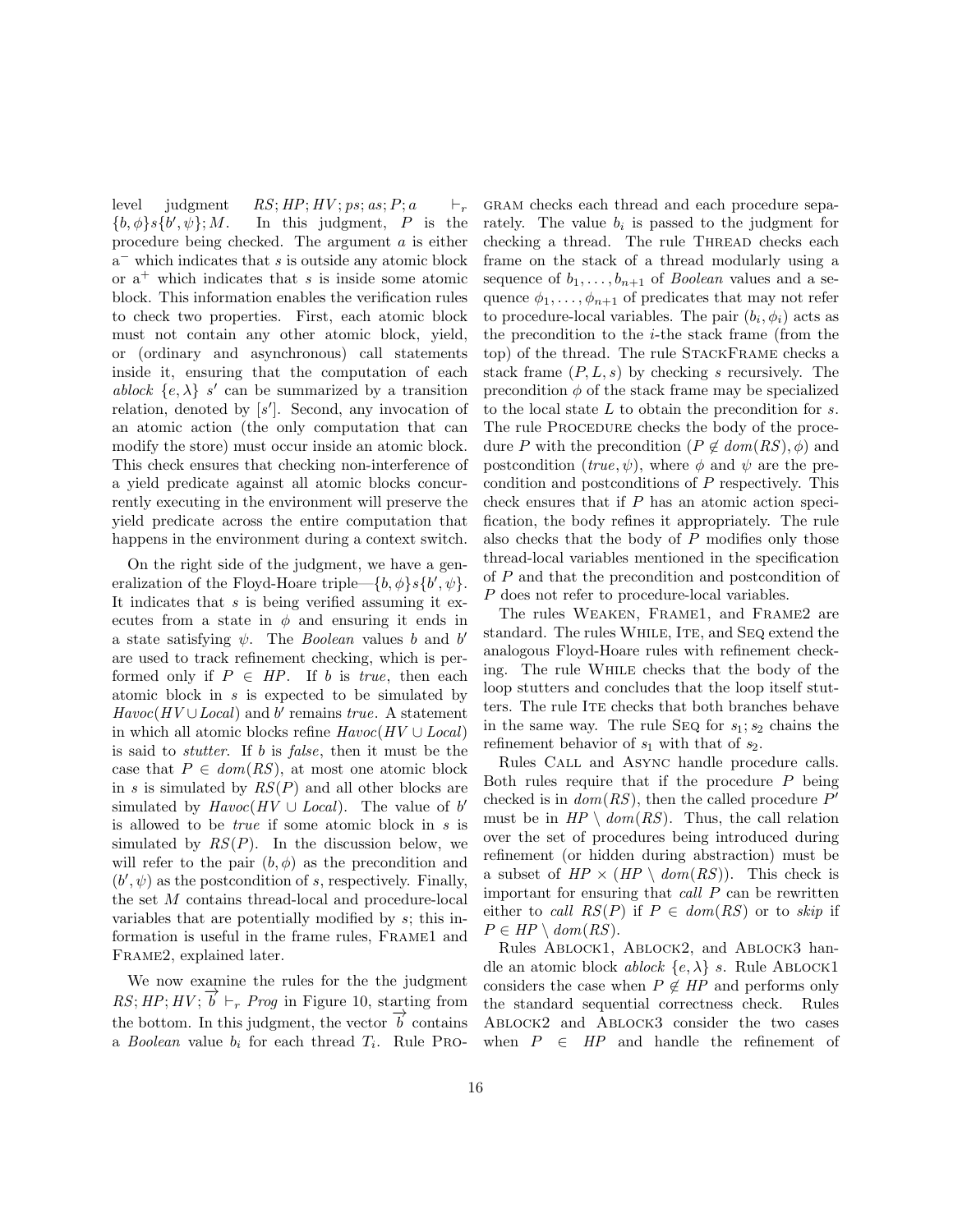level judgment $RS; HP; HV; ps; as; P; a \vdash_r \{b, \phi\} s \{b', \psi\}; M$. In this judgment, $P$ is the procedure being checked. The argument $a$ is either $a^-$ which indicates that $s$ is outside any atomic block or $a^+$ which indicates that $s$ is inside some atomic block. This information enables the verification rules to check two properties. First, each atomic block must not contain any other atomic block, yield, or (ordinary and asynchronous) call statements inside it, ensuring that the computation of each *ablock* $\{e, \lambda\}$ $s'$ can be summarized by a transition relation, denoted by $[s']$. Second, any invocation of an atomic action (the only computation that can modify the store) must occur inside an atomic block. This check ensures that checking non-interference of a yield predicate against all atomic blocks concurrently executing in the environment will preserve the yield predicate across the entire computation that happens in the environment during a context switch.

On the right side of the judgment, we have a generalization of the Floyd-Hoare triple—$\{b, \phi\} s \{b', \psi\}$. It indicates that $s$ is being verified assuming it executes from a state in $\phi$ and ensuring it ends in a state satisfying $\psi$. The *Boolean* values $b$ and $b'$ are used to track refinement checking, which is performed only if $P \in HP$. If $b$ is *true*, then each atomic block in $s$ is expected to be simulated by $Havoc(HV \cup Local)$ and $b'$ remains *true*. A statement in which all atomic blocks refine $Havoc(HV \cup Local)$ is said to *stutter*. If $b$ is *false*, then it must be the case that $P \in dom(RS)$, at most one atomic block in $s$ is simulated by $RS(P)$ and all other blocks are simulated by $Havoc(HV \cup Local)$. The value of $b'$ is allowed to be *true* if some atomic block in $s$ is simulated by $RS(P)$. In the discussion below, we will refer to the pair $(b, \phi)$ as the precondition and $(b', \psi)$ as the postcondition of $s$, respectively. Finally, the set $M$ contains thread-local and procedure-local variables that are potentially modified by $s$; this information is useful in the frame rules, Frame1 and Frame2, explained later.

We now examine the rules for the the judgment $RS; HP; HV; \overrightarrow{b} \vdash_r Prog$ in Figure 10, starting from the bottom. In this judgment, the vector $\overrightarrow{b}$ contains a *Boolean* value $b_i$ for each thread $T_i$. Rule Program checks each thread and each procedure separately. The value $b_i$ is passed to the judgment for checking a thread. The rule Thread checks each frame on the stack of a thread modularly using a sequence of $b_1, \ldots, b_{n+1}$ of *Boolean* values and a sequence $\phi_1, \ldots, \phi_{n+1}$ of predicates that may not refer to procedure-local variables. The pair $(b_i, \phi_i)$ acts as the precondition to the $i$-the stack frame (from the top) of the thread. The rule StackFrame checks a stack frame $(P, L, s)$ by checking $s$ recursively. The precondition $\phi$ of the stack frame may be specialized to the local state $L$ to obtain the precondition for $s$. The rule Procedure checks the body of the procedure $P$ with the precondition $(P \notin dom(RS), \phi)$ and postcondition $(true, \psi)$, where $\phi$ and $\psi$ are the precondition and postconditions of $P$ respectively. This check ensures that if $P$ has an atomic action specification, the body refines it appropriately. The rule also checks that the body of $P$ modifies only those thread-local variables mentioned in the specification of $P$ and that the precondition and postcondition of $P$ does not refer to procedure-local variables.

The rules Weaken, Frame1, and Frame2 are standard. The rules While, Ite, and Seq extend the analogous Floyd-Hoare rules with refinement checking. The rule While checks that the body of the loop stutters and concludes that the loop itself stutters. The rule Ite checks that both branches behave in the same way. The rule Seq for $s_1; s_2$ chains the refinement behavior of $s_1$ with that of $s_2$.

Rules Call and Async handle procedure calls. Both rules require that if the procedure $P$ being checked is in $dom(RS)$, then the called procedure $P'$ must be in $HP \setminus dom(RS)$. Thus, the call relation over the set of procedures being introduced during refinement (or hidden during abstraction) must be a subset of $HP \times (HP \setminus dom(RS))$. This check is important for ensuring that *call* $P$ can be rewritten either to *call* $RS(P)$ if $P \in dom(RS)$ or to *skip* if $P \in HP \setminus dom(RS)$.

Rules Ablock1, Ablock2, and Ablock3 handle an atomic block *ablock* $\{e, \lambda\}$ $s$. Rule Ablock1 considers the case when $P \notin HP$ and performs only the standard sequential correctness check. Rules Ablock2 and Ablock3 consider the two cases when $P \in HP$ and handle the refinement of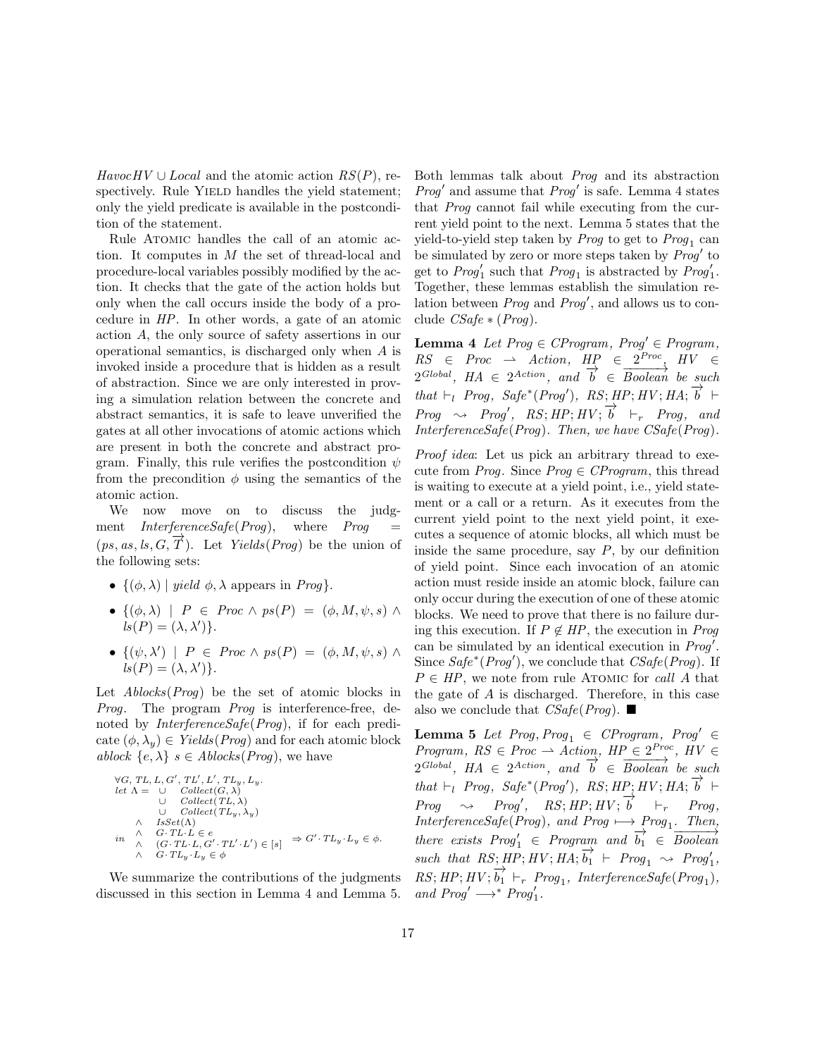$HavocHV \cup Local$ and the atomic action $RS(P)$, respectively. Rule YIELD handles the yield statement; only the yield predicate is available in the postcondition of the statement.

Rule ATOMIC handles the call of an atomic action. It computes in $M$ the set of thread-local and procedure-local variables possibly modified by the action. It checks that the gate of the action holds but only when the call occurs inside the body of a procedure in $HP$. In other words, a gate of an atomic action $A$, the only source of safety assertions in our operational semantics, is discharged only when $A$ is invoked inside a procedure that is hidden as a result of abstraction. Since we are only interested in proving a simulation relation between the concrete and abstract semantics, it is safe to leave unverified the gates at all other invocations of atomic actions which are present in both the concrete and abstract program. Finally, this rule verifies the postcondition $\psi$ from the precondition $\phi$ using the semantics of the atomic action.

We now move on to discuss the judgment $InterferenceSafe(Prog)$, where $Prog = (ps, as, ls, G, \overrightarrow{T})$. Let $Yields(Prog)$ be the union of the following sets:

- $\{(\phi, \lambda) \mid yield\ \phi, \lambda \text{ appears in } Prog\}$.
- $\{(\phi, \lambda) \mid P \in Proc \wedge ps(P) = (\phi, M, \psi, s) \wedge ls(P) = (\lambda, \lambda')\}$.
- $\{(\psi, \lambda') \mid P \in Proc \wedge ps(P) = (\phi, M, \psi, s) \wedge ls(P) = (\lambda, \lambda')\}$.

Let $Ablocks(Prog)$ be the set of atomic blocks in $Prog$. The program $Prog$ is interference-free, denoted by $InterferenceSafe(Prog)$, if for each predicate $(\phi, \lambda_y) \in Yields(Prog)$ and for each atomic block $ablock\ \{e, \lambda\}\ s \in Ablocks(Prog)$, we have

$$
\begin{array}{l}
\forall G, TL, L, G', TL', L', TL_y, L_y. \\
\quad let\ \Lambda = \begin{array}[t]{ll} \cup & Collect(G, \lambda) \\ \cup & Collect(TL, \lambda) \\ \cup & Collect(TL_y, \lambda_y) \end{array} \\
\quad in \begin{array}{ll} \wedge & IsSet(\Lambda) \\ \wedge & G \cdot TL \cdot L \in e \\ \wedge & (G \cdot TL \cdot L, G' \cdot TL' \cdot L') \in [s] \\ \wedge & G \cdot TL_y \cdot L_y \in \phi \end{array} \Rightarrow G' \cdot TL_y \cdot L_y \in \phi.
\end{array}
$$

We summarize the contributions of the judgments discussed in this section in Lemma 4 and Lemma 5. Both lemmas talk about $Prog$ and its abstraction $Prog'$ and assume that $Prog'$ is safe. Lemma 4 states that $Prog$ cannot fail while executing from the current yield point to the next. Lemma 5 states that the yield-to-yield step taken by $Prog$ to get to $Prog_1$ can be simulated by zero or more steps taken by $Prog'$ to get to $Prog'_1$ such that $Prog_1$ is abstracted by $Prog'_1$. Together, these lemmas establish the simulation relation between $Prog$ and $Prog'$, and allows us to conclude $CSafe*(Prog)$.

**Lemma 4** *Let $Prog \in CProgram$, $Prog' \in Program$, $RS \in Proc \rightharpoonup Action$, $HP \in 2^{Proc}$, $HV \in 2^{Global}$, $HA \in 2^{Action}$, and $\overrightarrow{b} \in \overrightarrow{Boolean}$ be such that $\vdash_l Prog$, $Safe^*(Prog')$, $RS; HP; HV; HA; \overrightarrow{b} \vdash Prog \rightsquigarrow Prog'$, $RS; HP; HV; \overrightarrow{b} \vdash_r Prog$, and $InterferenceSafe(Prog)$. Then, we have $CSafe(Prog)$.*

*Proof idea*: Let us pick an arbitrary thread to execute from $Prog$. Since $Prog \in CProgram$, this thread is waiting to execute at a yield point, i.e., yield statement or a call or a return. As it executes from the current yield point to the next yield point, it executes a sequence of atomic blocks, all which must be inside the same procedure, say $P$, by our definition of yield point. Since each invocation of an atomic action must reside inside an atomic block, failure can only occur during the execution of one of these atomic blocks. We need to prove that there is no failure during this execution. If $P \notin HP$, the execution in $Prog$ can be simulated by an identical execution in $Prog'$. Since $Safe^*(Prog')$, we conclude that $CSafe(Prog)$. If $P \in HP$, we note from rule ATOMIC for *call A* that the gate of $A$ is discharged. Therefore, in this case also we conclude that $CSafe(Prog)$. ■

**Lemma 5** *Let $Prog, Prog_1 \in CProgram$, $Prog' \in Program$, $RS \in Proc \rightharpoonup Action$, $HP \in 2^{Proc}$, $HV \in 2^{Global}$, $HA \in 2^{Action}$, and $\overrightarrow{b} \in \overrightarrow{Boolean}$ be such that $\vdash_l Prog$, $Safe^*(Prog')$, $RS; HP; HV; HA; \overrightarrow{b} \vdash Prog \rightsquigarrow Prog'$, $RS; HP; HV; \overrightarrow{b} \vdash_r Prog$, $InterferenceSafe(Prog)$, and $Prog \longmapsto Prog_1$. Then, there exists $Prog'_1 \in Program$ and $\overrightarrow{b_1} \in \overrightarrow{Boolean}$ such that $RS; HP; HV; HA; \overrightarrow{b_1} \vdash Prog_1 \rightsquigarrow Prog'_1$, $RS; HP; HV; \overrightarrow{b_1} \vdash_r Prog_1$, $InterferenceSafe(Prog_1)$, and $Prog' \longrightarrow^* Prog'_1$.*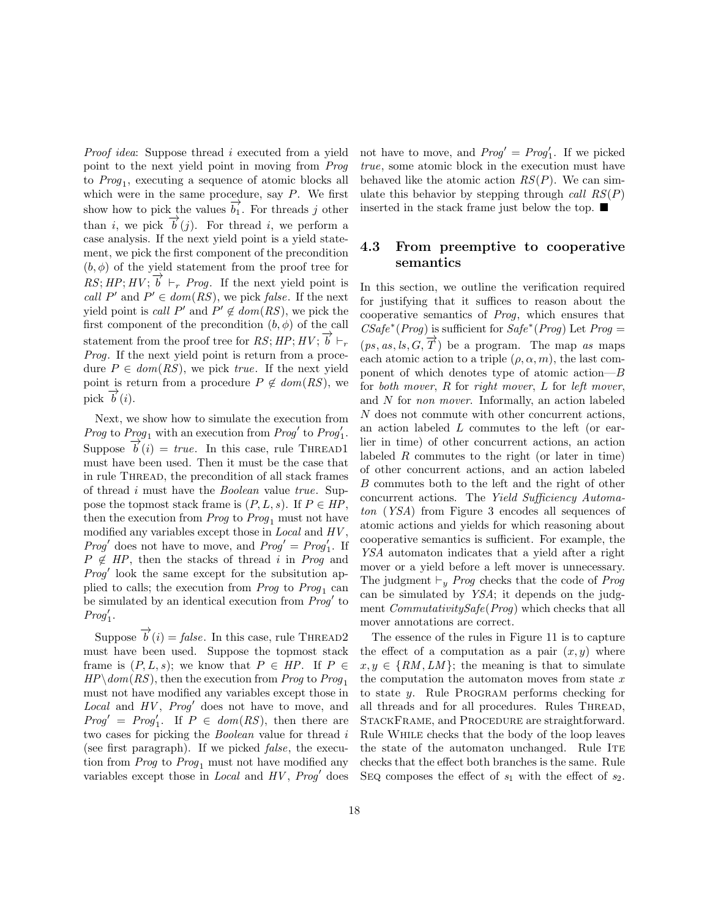*Proof idea*: Suppose thread $i$ executed from a yield point to the next yield point in moving from *Prog* to $Prog_1$, executing a sequence of atomic blocks all which were in the same procedure, say $P$. We first show how to pick the values $\overrightarrow{b_1}$. For threads $j$ other than $i$, we pick $\overrightarrow{b}(j)$. For thread $i$, we perform a case analysis. If the next yield point is a yield statement, we pick the first component of the precondition $(b, \phi)$ of the yield statement from the proof tree for $RS; HP; HV; \overrightarrow{b} \vdash_r Prog$. If the next yield point is *call* $P'$ and $P' \in dom(RS)$, we pick *false*. If the next yield point is *call* $P'$ and $P' \notin dom(RS)$, we pick the first component of the precondition $(b, \phi)$ of the call statement from the proof tree for $RS; HP; HV; \overrightarrow{b} \vdash_r Prog$. If the next yield point is return from a procedure $P \in dom(RS)$, we pick *true*. If the next yield point is return from a procedure $P \notin dom(RS)$, we pick $\overrightarrow{b}(i)$.

Next, we show how to simulate the execution from *Prog* to $Prog_1$ with an execution from $Prog'$ to $Prog'_1$. Suppose $\overrightarrow{b}(i) = true$. In this case, rule Thread1 must have been used. Then it must be the case that in rule Thread, the precondition of all stack frames of thread $i$ must have the *Boolean* value *true*. Suppose the topmost stack frame is $(P, L, s)$. If $P \in HP$, then the execution from *Prog* to $Prog_1$ must not have modified any variables except those in *Local* and $HV$, $Prog'$ does not have to move, and $Prog' = Prog'_1$. If $P \notin HP$, then the stacks of thread $i$ in *Prog* and $Prog'$ look the same except for the subsitution applied to calls; the execution from *Prog* to $Prog_1$ can be simulated by an identical execution from $Prog'$ to $Prog'_1$.

Suppose $\overrightarrow{b}(i) = false$. In this case, rule Thread2 must have been used. Suppose the topmost stack frame is $(P, L, s)$; we know that $P \in HP$. If $P \in HP \backslash dom(RS)$, then the execution from *Prog* to $Prog_1$ must not have modified any variables except those in *Local* and $HV$, $Prog'$ does not have to move, and $Prog' = Prog'_1$. If $P \in dom(RS)$, then there are two cases for picking the *Boolean* value for thread $i$ (see first paragraph). If we picked *false*, the execution from *Prog* to $Prog_1$ must not have modified any variables except those in *Local* and $HV$, $Prog'$ does not have to move, and $Prog' = Prog'_1$. If we picked *true*, some atomic block in the execution must have behaved like the atomic action $RS(P)$. We can simulate this behavior by stepping through *call* $RS(P)$ inserted in the stack frame just below the top. ■

### 4.3 From preemptive to cooperative semantics

In this section, we outline the verification required for justifying that it suffices to reason about the cooperative semantics of *Prog*, which ensures that $CSafe^*(Prog)$ is sufficient for $Safe^*(Prog)$ Let $Prog = (ps, as, ls, G, \overrightarrow{T})$ be a program. The map *as* maps each atomic action to a triple $(\rho, \alpha, m)$, the last component of which denotes type of atomic action—$B$ for *both mover*, $R$ for *right mover*, $L$ for *left mover*, and $N$ for *non mover*. Informally, an action labeled $N$ does not commute with other concurrent actions, an action labeled $L$ commutes to the left (or earlier in time) of other concurrent actions, an action labeled $R$ commutes to the right (or later in time) of other concurrent actions, and an action labeled $B$ commutes both to the left and the right of other concurrent actions. The *Yield Sufficiency Automaton* (*YSA*) from Figure 3 encodes all sequences of atomic actions and yields for which reasoning about cooperative semantics is sufficient. For example, the *YSA* automaton indicates that a yield after a right mover or a yield before a left mover is unnecessary. The judgment $\vdash_y Prog$ checks that the code of *Prog* can be simulated by *YSA*; it depends on the judgment *CommutativitySafe*(*Prog*) which checks that all mover annotations are correct.

The essence of the rules in Figure 11 is to capture the effect of a computation as a pair $(x, y)$ where $x, y \in \{RM, LM\}$; the meaning is that to simulate the computation the automaton moves from state $x$ to state $y$. Rule Program performs checking for all threads and for all procedures. Rules Thread, StackFrame, and Procedure are straightforward. Rule While checks that the body of the loop leaves the state of the automaton unchanged. Rule Ite checks that the effect both branches is the same. Rule Seq composes the effect of $s_1$ with the effect of $s_2$.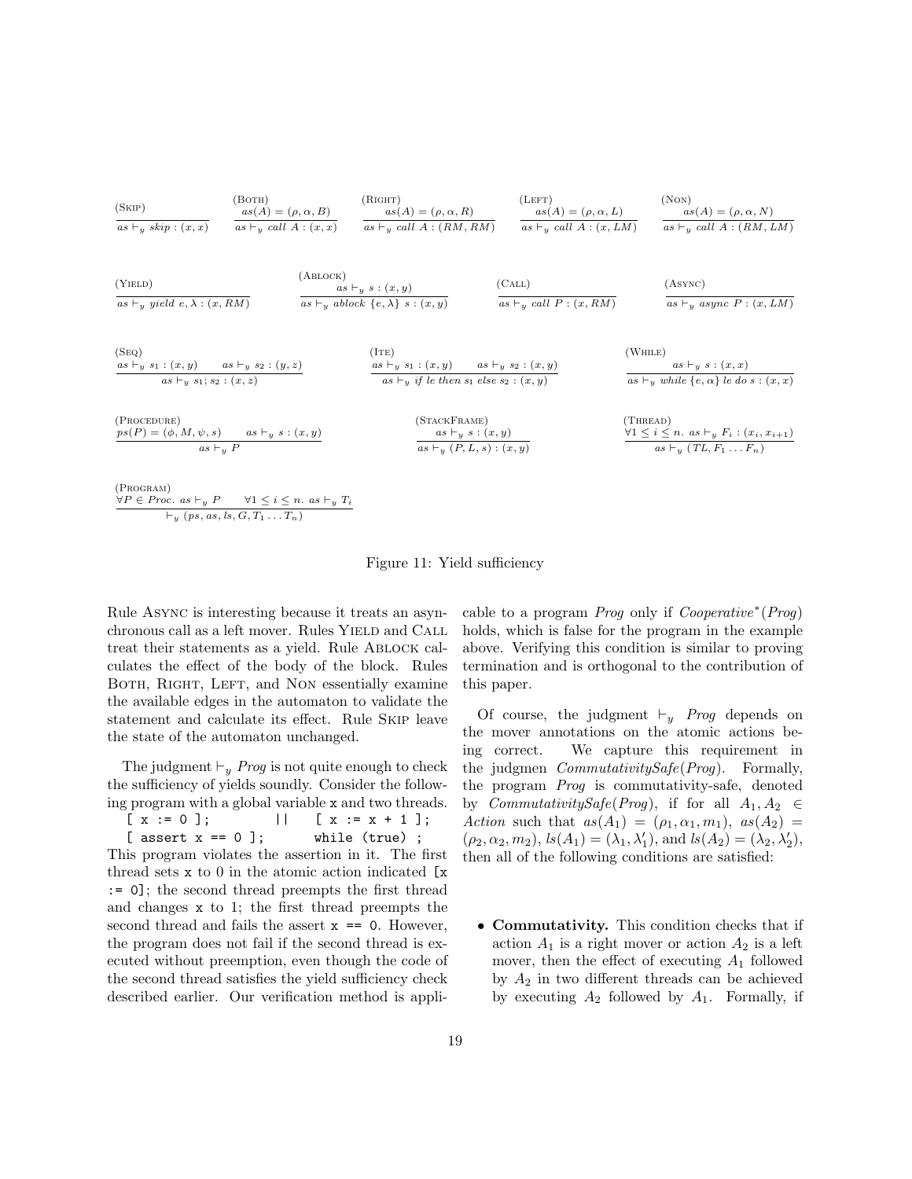$$\text{(Skip)}\ \frac{}{as \vdash_y skip : (x,x)} \qquad \text{(Both)}\ \frac{as(A) = (\rho, \alpha, B)}{as \vdash_y call\ A : (x,x)} \qquad \text{(Right)}\ \frac{as(A) = (\rho, \alpha, R)}{as \vdash_y call\ A : (RM, RM)} \qquad \text{(Left)}\ \frac{as(A) = (\rho, \alpha, L)}{as \vdash_y call\ A : (x, LM)} \qquad \text{(Non)}\ \frac{as(A) = (\rho, \alpha, N)}{as \vdash_y call\ A : (RM, LM)}$$

$$\text{(Yield)}\ \frac{}{as \vdash_y yield\ e, \lambda : (x, RM)} \qquad \text{(Ablock)}\ \frac{as \vdash_y s : (x,y)}{as \vdash_y ablock\ \{e, \lambda\}\ s : (x,y)} \qquad \text{(Call)}\ \frac{}{as \vdash_y call\ P : (x, RM)} \qquad \text{(Async)}\ \frac{}{as \vdash_y async\ P : (x, LM)}$$

$$\text{(Seq)}\ \frac{as \vdash_y s_1 : (x,y) \qquad as \vdash_y s_2 : (y,z)}{as \vdash_y s_1; s_2 : (x,z)} \qquad \text{(Ite)}\ \frac{as \vdash_y s_1 : (x,y) \qquad as \vdash_y s_2 : (x,y)}{as \vdash_y if\ le\ then\ s_1\ else\ s_2 : (x,y)} \qquad \text{(While)}\ \frac{as \vdash_y s : (x,x)}{as \vdash_y while\ \{e, \alpha\}\ le\ do\ s : (x,x)}$$

$$\text{(Procedure)}\ \frac{ps(P) = (\phi, M, \psi, s) \qquad as \vdash_y s : (x,y)}{as \vdash_y P} \qquad \text{(StackFrame)}\ \frac{as \vdash_y s : (x,y)}{as \vdash_y (P, L, s) : (x,y)} \qquad \text{(Thread)}\ \frac{\forall 1 \le i \le n.\ as \vdash_y F_i : (x_i, x_{i+1})}{as \vdash_y (TL, F_1 \dots F_n)}$$

$$\text{(Program)}\ \frac{\forall P \in Proc.\ as \vdash_y P \qquad \forall 1 \le i \le n.\ as \vdash_y T_i}{\vdash_y (ps, as, ls, G, T_1 \dots T_n)}$$

Figure 11: Yield sufficiency

Rule Async is interesting because it treats an asynchronous call as a left mover. Rules Yield and Call treat their statements as a yield. Rule Ablock calculates the effect of the body of the block. Rules Both, Right, Left, and Non essentially examine the available edges in the automaton to validate the statement and calculate its effect. Rule Skip leave the state of the automaton unchanged.

The judgment $\vdash_y Prog$ is not quite enough to check the sufficiency of yields soundly. Consider the following program with a global variable x and two threads.

```
[ x := 0 ];          ||    [ x := x + 1 ];
[ assert x == 0 ];         while (true) ;
```

This program violates the assertion in it. The first thread sets x to 0 in the atomic action indicated [x := 0]; the second thread preempts the first thread and changes x to 1; the first thread preempts the second thread and fails the assert x == 0. However, the program does not fail if the second thread is executed without preemption, even though the code of the second thread satisfies the yield sufficiency check described earlier. Our verification method is applicable to a program *Prog* only if $Cooperative^*(Prog)$ holds, which is false for the program in the example above. Verifying this condition is similar to proving termination and is orthogonal to the contribution of this paper.

Of course, the judgment $\vdash_y Prog$ depends on the mover annotations on the atomic actions being correct. We capture this requirement in the judgmen *CommutativitySafe*(*Prog*). Formally, the program *Prog* is commutativity-safe, denoted by *CommutativitySafe*(*Prog*), if for all $A_1, A_2 \in Action$ such that $as(A_1) = (\rho_1, \alpha_1, m_1)$, $as(A_2) = (\rho_2, \alpha_2, m_2)$, $ls(A_1) = (\lambda_1, \lambda'_1)$, and $ls(A_2) = (\lambda_2, \lambda'_2)$, then all of the following conditions are satisfied:

- **Commutativity.** This condition checks that if action $A_1$ is a right mover or action $A_2$ is a left mover, then the effect of executing $A_1$ followed by $A_2$ in two different threads can be achieved by executing $A_2$ followed by $A_1$. Formally, if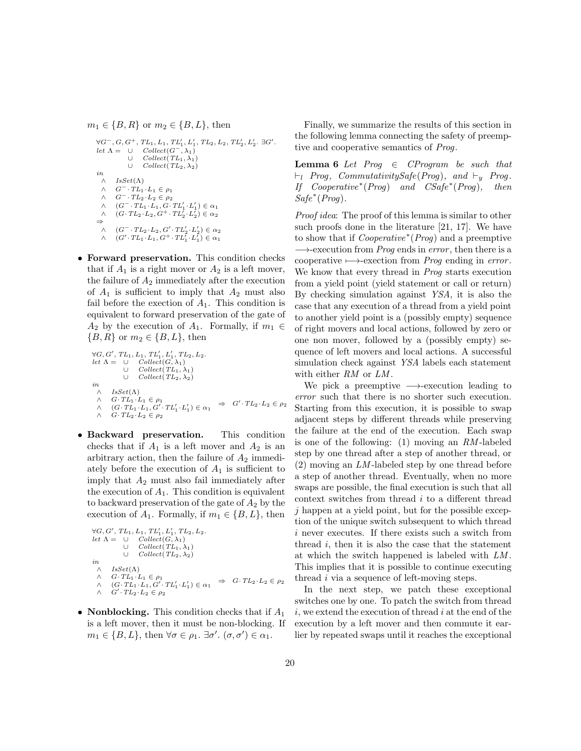$m_1 \in \{B, R\}$ or $m_2 \in \{B, L\}$, then

$$
\begin{array}{l}
\forall G^-, G, G^+, TL_1, L_1, TL_1', L_1', TL_2, L_2, TL_2', L_2'.\ \exists G'. \\
\mathit{let}\ \Lambda = \ \ \cup \quad Collect(G^-, \lambda_1) \\
\qquad\qquad\ \cup \quad Collect(TL_1, \lambda_1) \\
\qquad\qquad\ \cup \quad Collect(TL_2, \lambda_2) \\
\mathit{in} \\
\ \ \wedge \quad IsSet(\Lambda) \\
\ \ \wedge \quad G^- \cdot TL_1 \cdot L_1 \in \rho_1 \\
\ \ \wedge \quad G^- \cdot TL_2 \cdot L_2 \in \rho_2 \\
\ \ \wedge \quad (G^- \cdot TL_1 \cdot L_1, G \cdot TL_1' \cdot L_1') \in \alpha_1 \\
\ \ \wedge \quad (G \cdot TL_2 \cdot L_2, G^+ \cdot TL_2' \cdot L_2') \in \alpha_2 \\
\Rightarrow \\
\ \ \wedge \quad (G^- \cdot TL_2 \cdot L_2, G' \cdot TL_2' \cdot L_2') \in \alpha_2 \\
\ \ \wedge \quad (G' \cdot TL_1 \cdot L_1, G^+ \cdot TL_1' \cdot L_1') \in \alpha_1
\end{array}
$$

- **Forward preservation.** This condition checks that if $A_1$ is a right mover or $A_2$ is a left mover, the failure of $A_2$ immediately after the execution of $A_1$ is sufficient to imply that $A_2$ must also fail before the exection of $A_1$. This condition is equivalent to forward preservation of the gate of $A_2$ by the execution of $A_1$. Formally, if $m_1 \in \{B, R\}$ or $m_2 \in \{B, L\}$, then

$$
\begin{array}{l}
\forall G, G', TL_1, L_1, TL_1', L_1', TL_2, L_2. \\
\mathit{let}\ \Lambda = \ \ \cup \quad Collect(G, \lambda_1) \\
\qquad\qquad\ \cup \quad Collect(TL_1, \lambda_1) \\
\qquad\qquad\ \cup \quad Collect(TL_2, \lambda_2) \\
\mathit{in} \\
\ \ \wedge \quad IsSet(\Lambda) \\
\ \ \wedge \quad G \cdot TL_1 \cdot L_1 \in \rho_1 \\
\ \ \wedge \quad (G \cdot TL_1 \cdot L_1, G' \cdot TL_1' \cdot L_1') \in \alpha_1 \quad \Rightarrow \quad G' \cdot TL_2 \cdot L_2 \in \rho_2 \\
\ \ \wedge \quad G \cdot TL_2 \cdot L_2 \in \rho_2
\end{array}
$$

- **Backward preservation.** This condition checks that if $A_1$ is a left mover and $A_2$ is an arbitrary action, then the failure of $A_2$ immediately before the execution of $A_1$ is sufficient to imply that $A_2$ must also fail immediately after the execution of $A_1$. This condition is equivalent to backward preservation of the gate of $A_2$ by the execution of $A_1$. Formally, if $m_1 \in \{B, L\}$, then

$$
\begin{array}{l}
\forall G, G', TL_1, L_1, TL_1', L_1', TL_2, L_2. \\
\mathit{let}\ \Lambda = \ \ \cup \quad Collect(G, \lambda_1) \\
\qquad\qquad\ \cup \quad Collect(TL_1, \lambda_1) \\
\qquad\qquad\ \cup \quad Collect(TL_2, \lambda_2) \\
\mathit{in} \\
\ \ \wedge \quad IsSet(\Lambda) \\
\ \ \wedge \quad G \cdot TL_1 \cdot L_1 \in \rho_1 \\
\ \ \wedge \quad (G \cdot TL_1 \cdot L_1, G' \cdot TL_1' \cdot L_1') \in \alpha_1 \quad \Rightarrow \quad G \cdot TL_2 \cdot L_2 \in \rho_2 \\
\ \ \wedge \quad G' \cdot TL_2 \cdot L_2 \in \rho_2
\end{array}
$$

- **Nonblocking.** This condition checks that if $A_1$ is a left mover, then it must be non-blocking. If $m_1 \in \{B, L\}$, then $\forall \sigma \in \rho_1.\ \exists \sigma'.\ (\sigma, \sigma') \in \alpha_1$.

Finally, we summarize the results of this section in the following lemma connecting the safety of preemptive and cooperative semantics of *Prog*.

**Lemma 6** *Let $Prog \in CProgram$ be such that $\vdash_l Prog$, $CommutativitySafe(Prog)$, and $\vdash_y Prog$. If $Cooperative^*(Prog)$ and $CSafe^*(Prog)$, then $Safe^*(Prog)$.*

*Proof idea*: The proof of this lemma is similar to other such proofs done in the literature [21, 17]. We have to show that if $Cooperative^*(Prog)$ and a preemptive $\longrightarrow$-execution from *Prog* ends in *error*, then there is a cooperative $\longmapsto$-exection from *Prog* ending in *error*. We know that every thread in *Prog* starts execution from a yield point (yield statement or call or return) By checking simulation against *YSA*, it is also the case that any execution of a thread from a yield point to another yield point is a (possibly empty) sequence of right movers and local actions, followed by zero or one non mover, followed by a (possibly empty) sequence of left movers and local actions. A successful simulation check against *YSA* labels each statement with either *RM* or *LM*.

We pick a preemptive $\longrightarrow$-execution leading to *error* such that there is no shorter such execution. Starting from this execution, it is possible to swap adjacent steps by different threads while preserving the failure at the end of the execution. Each swap is one of the following: (1) moving an *RM*-labeled step by one thread after a step of another thread, or (2) moving an *LM*-labeled step by one thread before a step of another thread. Eventually, when no more swaps are possible, the final execution is such that all context switches from thread $i$ to a different thread $j$ happen at a yield point, but for the possible exception of the unique switch subsequent to which thread $i$ never executes. If there exists such a switch from thread $i$, then it is also the case that the statement at which the switch happened is labeled with *LM*. This implies that it is possible to continue executing thread $i$ via a sequence of left-moving steps.

In the next step, we patch these exceptional switches one by one. To patch the switch from thread $i$, we extend the execution of thread $i$ at the end of the execution by a left mover and then commute it earlier by repeated swaps until it reaches the exceptional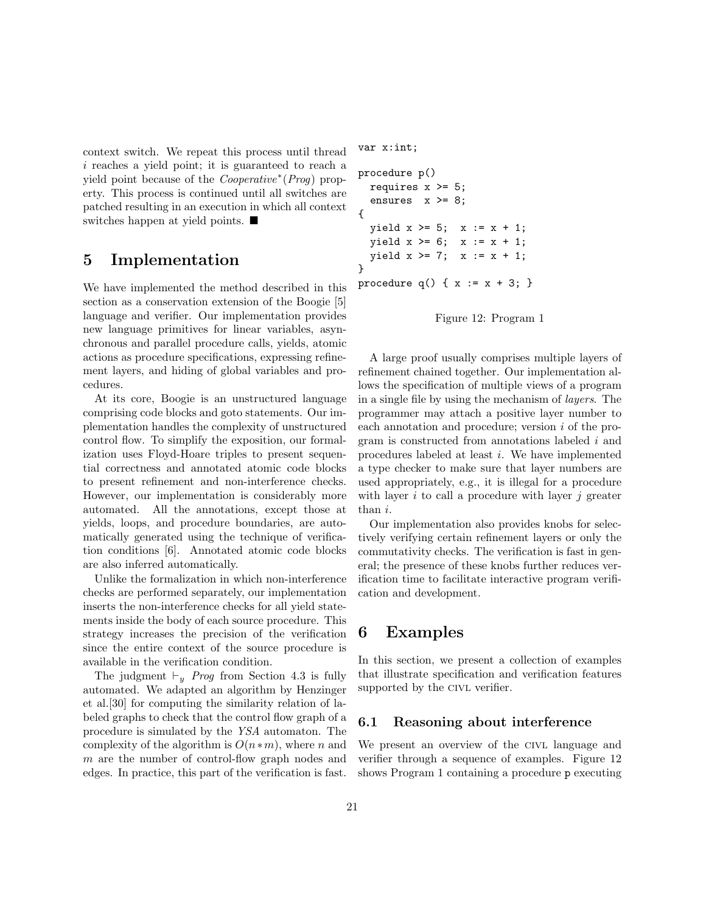context switch. We repeat this process until thread $i$ reaches a yield point; it is guaranteed to reach a yield point because of the $Cooperative^*(Prog)$ property. This process is continued until all switches are patched resulting in an execution in which all context switches happen at yield points. ■

# 5 Implementation

We have implemented the method described in this section as a conservation extension of the Boogie [5] language and verifier. Our implementation provides new language primitives for linear variables, asynchronous and parallel procedure calls, yields, atomic actions as procedure specifications, expressing refinement layers, and hiding of global variables and procedures.

At its core, Boogie is an unstructured language comprising code blocks and goto statements. Our implementation handles the complexity of unstructured control flow. To simplify the exposition, our formalization uses Floyd-Hoare triples to present sequential correctness and annotated atomic code blocks to present refinement and non-interference checks. However, our implementation is considerably more automated. All the annotations, except those at yields, loops, and procedure boundaries, are automatically generated using the technique of verification conditions [6]. Annotated atomic code blocks are also inferred automatically.

Unlike the formalization in which non-interference checks are performed separately, our implementation inserts the non-interference checks for all yield statements inside the body of each source procedure. This strategy increases the precision of the verification since the entire context of the source procedure is available in the verification condition.

The judgment $\vdash_y$ *Prog* from Section 4.3 is fully automated. We adapted an algorithm by Henzinger et al.[30] for computing the similarity relation of labeled graphs to check that the control flow graph of a procedure is simulated by the *YSA* automaton. The complexity of the algorithm is $O(n*m)$, where $n$ and $m$ are the number of control-flow graph nodes and edges. In practice, this part of the verification is fast.

```
var x:int;

procedure p()
  requires x >= 5;
  ensures  x >= 8;
{
  yield x >= 5;  x := x + 1;
  yield x >= 6;  x := x + 1;
  yield x >= 7;  x := x + 1;
}
procedure q() { x := x + 3; }
```

Figure 12: Program 1

A large proof usually comprises multiple layers of refinement chained together. Our implementation allows the specification of multiple views of a program in a single file by using the mechanism of *layers*. The programmer may attach a positive layer number to each annotation and procedure; version $i$ of the program is constructed from annotations labeled $i$ and procedures labeled at least $i$. We have implemented a type checker to make sure that layer numbers are used appropriately, e.g., it is illegal for a procedure with layer $i$ to call a procedure with layer $j$ greater than $i$.

Our implementation also provides knobs for selectively verifying certain refinement layers or only the commutativity checks. The verification is fast in general; the presence of these knobs further reduces verification time to facilitate interactive program verification and development.

# 6 Examples

In this section, we present a collection of examples that illustrate specification and verification features supported by the CIVL verifier.

## 6.1 Reasoning about interference

We present an overview of the CIVL language and verifier through a sequence of examples. Figure 12 shows Program 1 containing a procedure `p` executing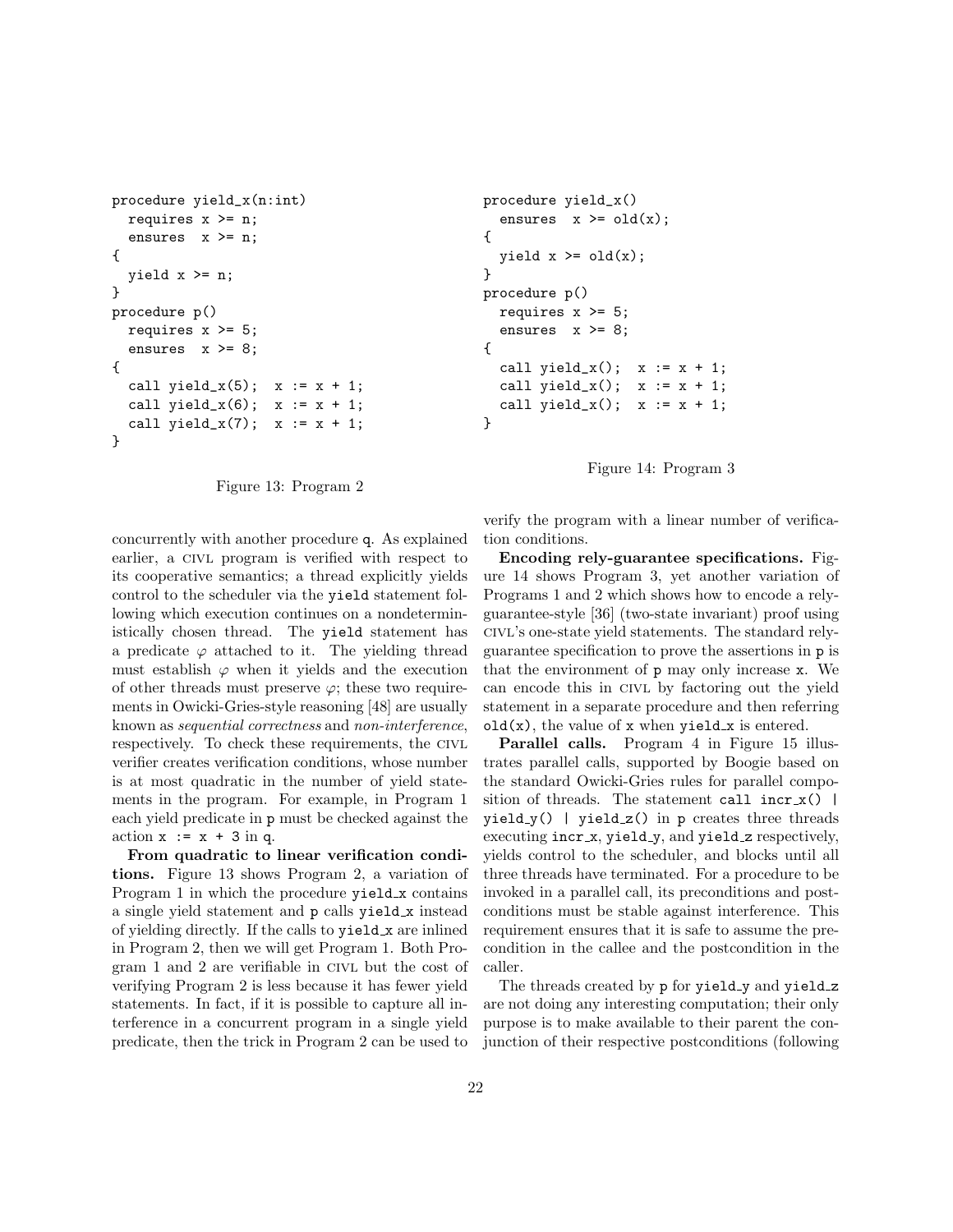```
procedure yield_x(n:int)
  requires x >= n;
  ensures  x >= n;
{
  yield x >= n;
}
procedure p()
  requires x >= 5;
  ensures  x >= 8;
{
  call yield_x(5);  x := x + 1;
  call yield_x(6);  x := x + 1;
  call yield_x(7);  x := x + 1;
}
```

Figure 13: Program 2

```
procedure yield_x()
  ensures  x >= old(x);
{
  yield x >= old(x);
}
procedure p()
  requires x >= 5;
  ensures  x >= 8;
{
  call yield_x();  x := x + 1;
  call yield_x();  x := x + 1;
  call yield_x();  x := x + 1;
}
```

Figure 14: Program 3

concurrently with another procedure `q`. As explained earlier, a CIVL program is verified with respect to its cooperative semantics; a thread explicitly yields control to the scheduler via the `yield` statement following which execution continues on a nondeterministically chosen thread. The `yield` statement has a predicate $\varphi$ attached to it. The yielding thread must establish $\varphi$ when it yields and the execution of other threads must preserve $\varphi$; these two requirements in Owicki-Gries-style reasoning [48] are usually known as *sequential correctness* and *non-interference*, respectively. To check these requirements, the CIVL verifier creates verification conditions, whose number is at most quadratic in the number of yield statements in the program. For example, in Program 1 each yield predicate in `p` must be checked against the action `x := x + 3` in `q`.

**From quadratic to linear verification conditions.** Figure 13 shows Program 2, a variation of Program 1 in which the procedure `yield_x` contains a single yield statement and `p` calls `yield_x` instead of yielding directly. If the calls to `yield_x` are inlined in Program 2, then we will get Program 1. Both Program 1 and 2 are verifiable in CIVL but the cost of verifying Program 2 is less because it has fewer yield statements. In fact, if it is possible to capture all interference in a concurrent program in a single yield predicate, then the trick in Program 2 can be used to verify the program with a linear number of verification conditions.

**Encoding rely-guarantee specifications.** Figure 14 shows Program 3, yet another variation of Programs 1 and 2 which shows how to encode a rely-guarantee-style [36] (two-state invariant) proof using CIVL's one-state yield statements. The standard rely-guarantee specification to prove the assertions in `p` is that the environment of `p` may only increase `x`. We can encode this in CIVL by factoring out the yield statement in a separate procedure and then referring `old(x)`, the value of `x` when `yield_x` is entered.

**Parallel calls.** Program 4 in Figure 15 illustrates parallel calls, supported by Boogie based on the standard Owicki-Gries rules for parallel composition of threads. The statement `call incr_x() | yield_y() | yield_z()` in `p` creates three threads executing `incr_x`, `yield_y`, and `yield_z` respectively, yields control to the scheduler, and blocks until all three threads have terminated. For a procedure to be invoked in a parallel call, its preconditions and postconditions must be stable against interference. This requirement ensures that it is safe to assume the precondition in the callee and the postcondition in the caller.

The threads created by `p` for `yield_y` and `yield_z` are not doing any interesting computation; their only purpose is to make available to their parent the conjunction of their respective postconditions (following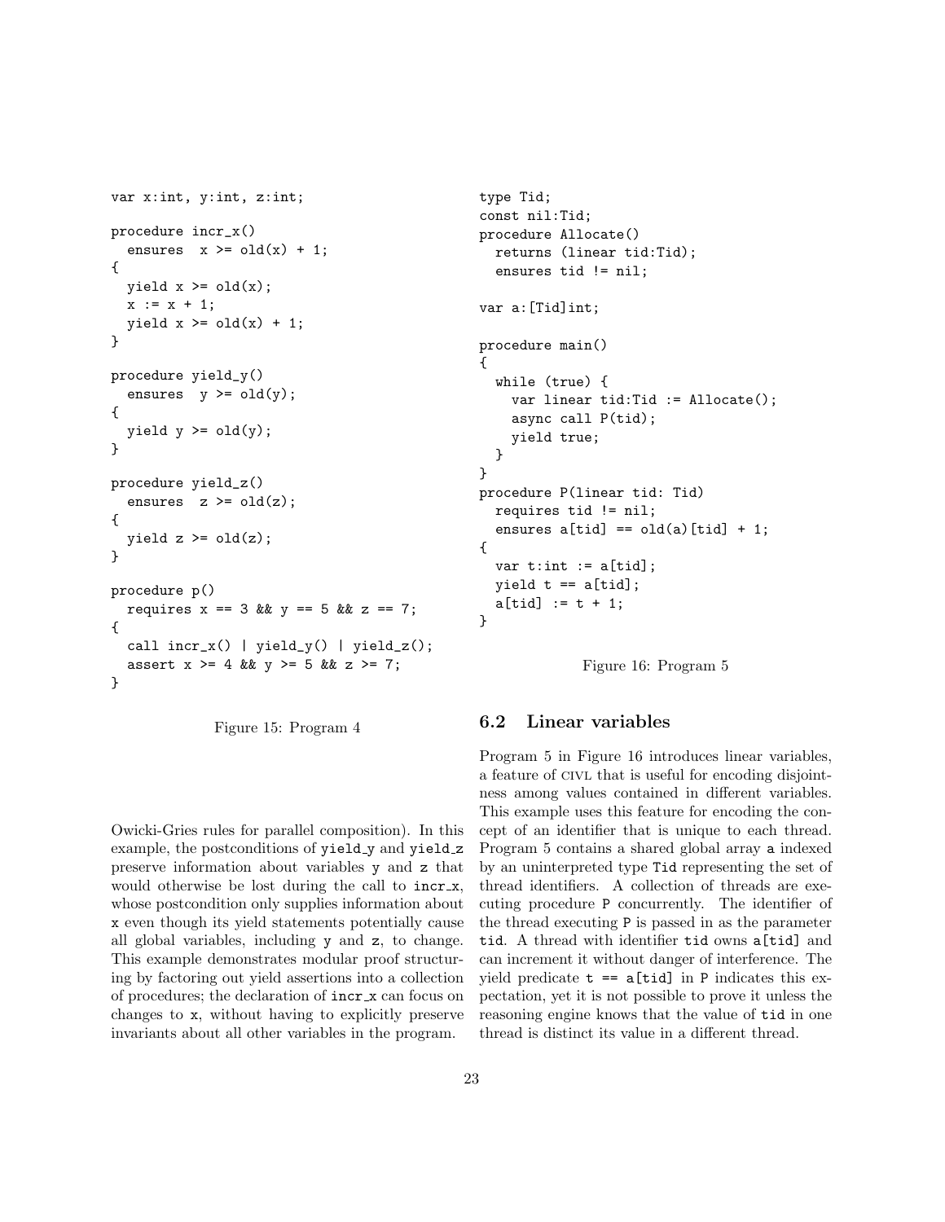```
var x:int, y:int, z:int;

procedure incr_x()
  ensures  x >= old(x) + 1;
{
  yield x >= old(x);
  x := x + 1;
  yield x >= old(x) + 1;
}

procedure yield_y()
  ensures  y >= old(y);
{
  yield y >= old(y);
}

procedure yield_z()
  ensures  z >= old(z);
{
  yield z >= old(z);
}

procedure p()
  requires x == 3 && y == 5 && z == 7;
{
  call incr_x() | yield_y() | yield_z();
  assert x >= 4 && y >= 5 && z >= 7;
}
```

Figure 15: Program 4

Owicki-Gries rules for parallel composition). In this example, the postconditions of yield_y and yield_z preserve information about variables y and z that would otherwise be lost during the call to incr_x, whose postcondition only supplies information about x even though its yield statements potentially cause all global variables, including y and z, to change. This example demonstrates modular proof structuring by factoring out yield assertions into a collection of procedures; the declaration of incr_x can focus on changes to x, without having to explicitly preserve invariants about all other variables in the program.

```
type Tid;
const nil:Tid;
procedure Allocate()
  returns (linear tid:Tid);
  ensures tid != nil;

var a:[Tid]int;

procedure main()
{
  while (true) {
    var linear tid:Tid := Allocate();
    async call P(tid);
    yield true;
  }
}
procedure P(linear tid: Tid)
  requires tid != nil;
  ensures a[tid] == old(a)[tid] + 1;
{
  var t:int := a[tid];
  yield t == a[tid];
  a[tid] := t + 1;
}
```

Figure 16: Program 5

## 6.2 Linear variables

Program 5 in Figure 16 introduces linear variables, a feature of CIVL that is useful for encoding disjointness among values contained in different variables. This example uses this feature for encoding the concept of an identifier that is unique to each thread. Program 5 contains a shared global array a indexed by an uninterpreted type Tid representing the set of thread identifiers. A collection of threads are executing procedure P concurrently. The identifier of the thread executing P is passed in as the parameter tid. A thread with identifier tid owns a[tid] and can increment it without danger of interference. The yield predicate t == a[tid] in P indicates this expectation, yet it is not possible to prove it unless the reasoning engine knows that the value of tid in one thread is distinct its value in a different thread.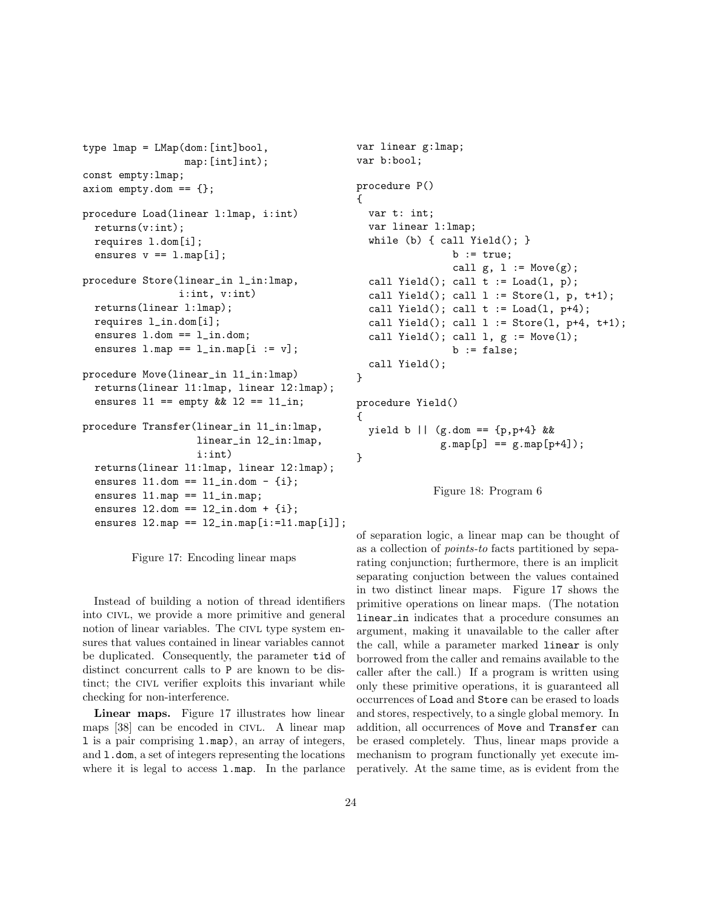```
type lmap = LMap(dom:[int]bool,
                 map:[int]int);
const empty:lmap;
axiom empty.dom == {};

procedure Load(linear l:lmap, i:int)
  returns(v:int);
  requires l.dom[i];
  ensures v == l.map[i];

procedure Store(linear_in l_in:lmap,
                i:int, v:int)
  returns(linear l:lmap);
  requires l_in.dom[i];
  ensures l.dom == l_in.dom;
  ensures l.map == l_in.map[i := v];

procedure Move(linear_in l1_in:lmap)
  returns(linear l1:lmap, linear l2:lmap);
  ensures l1 == empty && l2 == l1_in;

procedure Transfer(linear_in l1_in:lmap,
                   linear_in l2_in:lmap,
                   i:int)
  returns(linear l1:lmap, linear l2:lmap);
  ensures l1.dom == l1_in.dom - {i};
  ensures l1.map == l1_in.map;
  ensures l2.dom == l2_in.dom + {i};
  ensures l2.map == l2_in.map[i:=l1.map[i]];
```

Figure 17: Encoding linear maps

Instead of building a notion of thread identifiers into CIVL, we provide a more primitive and general notion of linear variables. The CIVL type system ensures that values contained in linear variables cannot be duplicated. Consequently, the parameter `tid` of distinct concurrent calls to `P` are known to be distinct; the CIVL verifier exploits this invariant while checking for non-interference.

**Linear maps.** Figure 17 illustrates how linear maps [38] can be encoded in CIVL. A linear map `l` is a pair comprising `l.map`), an array of integers, and `l.dom`, a set of integers representing the locations where it is legal to access `l.map`. In the parlance of separation logic, a linear map can be thought of as a collection of *points-to* facts partitioned by separating conjunction; furthermore, there is an implicit separating conjuction between the values contained in two distinct linear maps. Figure 17 shows the primitive operations on linear maps. (The notation `linear_in` indicates that a procedure consumes an argument, making it unavailable to the caller after the call, while a parameter marked `linear` is only borrowed from the caller and remains available to the caller after the call.) If a program is written using only these primitive operations, it is guaranteed all occurrences of `Load` and `Store` can be erased to loads and stores, respectively, to a single global memory. In addition, all occurrences of `Move` and `Transfer` can be erased completely. Thus, linear maps provide a mechanism to program functionally yet execute imperatively. At the same time, as is evident from the

```
var linear g:lmap;
var b:bool;

procedure P()
{
  var t: int;
  var linear l:lmap;
  while (b) { call Yield(); }
              b := true;
              call g, l := Move(g);
  call Yield(); call t := Load(l, p);
  call Yield(); call l := Store(l, p, t+1);
  call Yield(); call t := Load(l, p+4);
  call Yield(); call l := Store(l, p+4, t+1);
  call Yield(); call l, g := Move(l);
              b := false;
  call Yield();
}

procedure Yield()
{
  yield b || (g.dom == {p,p+4} &&
              g.map[p] == g.map[p+4]);
}
```

Figure 18: Program 6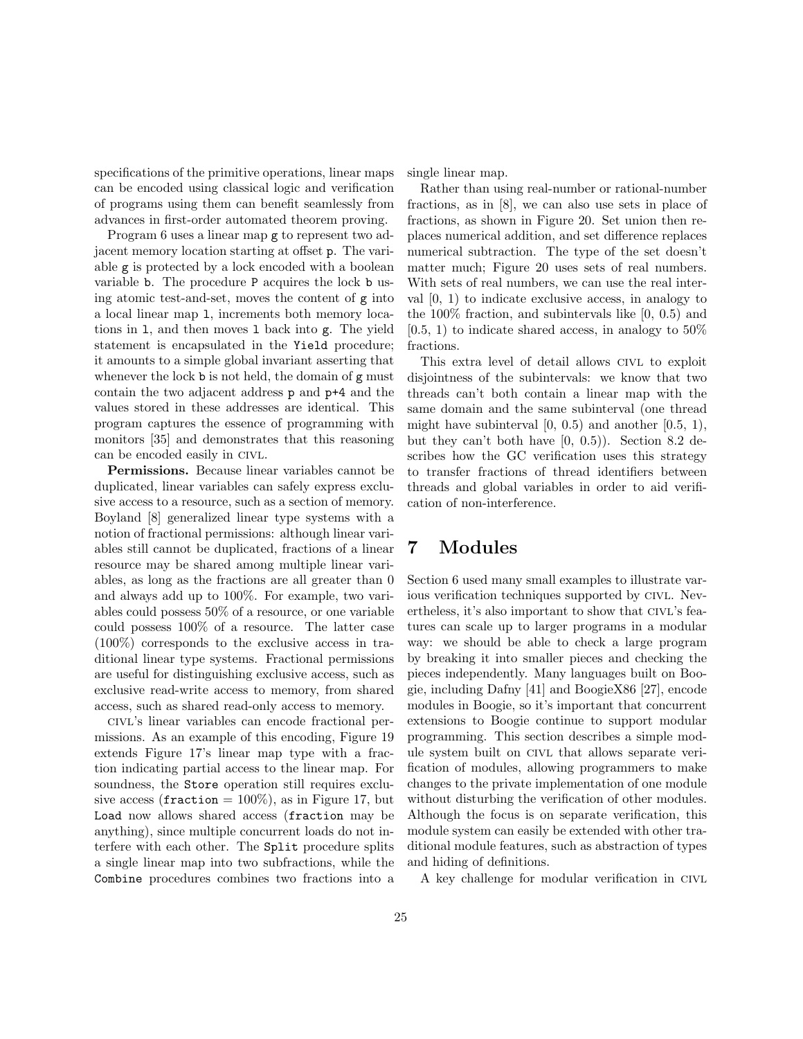specifications of the primitive operations, linear maps can be encoded using classical logic and verification of programs using them can benefit seamlessly from advances in first-order automated theorem proving.

Program 6 uses a linear map `g` to represent two adjacent memory location starting at offset `p`. The variable `g` is protected by a lock encoded with a boolean variable `b`. The procedure `P` acquires the lock `b` using atomic test-and-set, moves the content of `g` into a local linear map `l`, increments both memory locations in `l`, and then moves `l` back into `g`. The yield statement is encapsulated in the `Yield` procedure; it amounts to a simple global invariant asserting that whenever the lock `b` is not held, the domain of `g` must contain the two adjacent address `p` and `p+4` and the values stored in these addresses are identical. This program captures the essence of programming with monitors [35] and demonstrates that this reasoning can be encoded easily in CIVL.

**Permissions.** Because linear variables cannot be duplicated, linear variables can safely express exclusive access to a resource, such as a section of memory. Boyland [8] generalized linear type systems with a notion of fractional permissions: although linear variables still cannot be duplicated, fractions of a linear resource may be shared among multiple linear variables, as long as the fractions are all greater than 0 and always add up to 100%. For example, two variables could possess 50% of a resource, or one variable could possess 100% of a resource. The latter case (100%) corresponds to the exclusive access in traditional linear type systems. Fractional permissions are useful for distinguishing exclusive access, such as exclusive read-write access to memory, from shared access, such as shared read-only access to memory.

CIVL's linear variables can encode fractional permissions. As an example of this encoding, Figure 19 extends Figure 17's linear map type with a fraction indicating partial access to the linear map. For soundness, the `Store` operation still requires exclusive access (`fraction` = 100%), as in Figure 17, but `Load` now allows shared access (`fraction` may be anything), since multiple concurrent loads do not interfere with each other. The `Split` procedure splits a single linear map into two subfractions, while the `Combine` procedures combines two fractions into a single linear map.

Rather than using real-number or rational-number fractions, as in [8], we can also use sets in place of fractions, as shown in Figure 20. Set union then replaces numerical addition, and set difference replaces numerical subtraction. The type of the set doesn't matter much; Figure 20 uses sets of real numbers. With sets of real numbers, we can use the real interval [0, 1) to indicate exclusive access, in analogy to the 100% fraction, and subintervals like [0, 0.5) and [0.5, 1) to indicate shared access, in analogy to 50% fractions.

This extra level of detail allows CIVL to exploit disjointness of the subintervals: we know that two threads can't both contain a linear map with the same domain and the same subinterval (one thread might have subinterval [0, 0.5) and another [0.5, 1), but they can't both have [0, 0.5)). Section 8.2 describes how the GC verification uses this strategy to transfer fractions of thread identifiers between threads and global variables in order to aid verification of non-interference.

# 7 Modules

Section 6 used many small examples to illustrate various verification techniques supported by CIVL. Nevertheless, it's also important to show that CIVL's features can scale up to larger programs in a modular way: we should be able to check a large program by breaking it into smaller pieces and checking the pieces independently. Many languages built on Boogie, including Dafny [41] and BoogieX86 [27], encode modules in Boogie, so it's important that concurrent extensions to Boogie continue to support modular programming. This section describes a simple module system built on CIVL that allows separate verification of modules, allowing programmers to make changes to the private implementation of one module without disturbing the verification of other modules. Although the focus is on separate verification, this module system can easily be extended with other traditional module features, such as abstraction of types and hiding of definitions.

A key challenge for modular verification in CIVL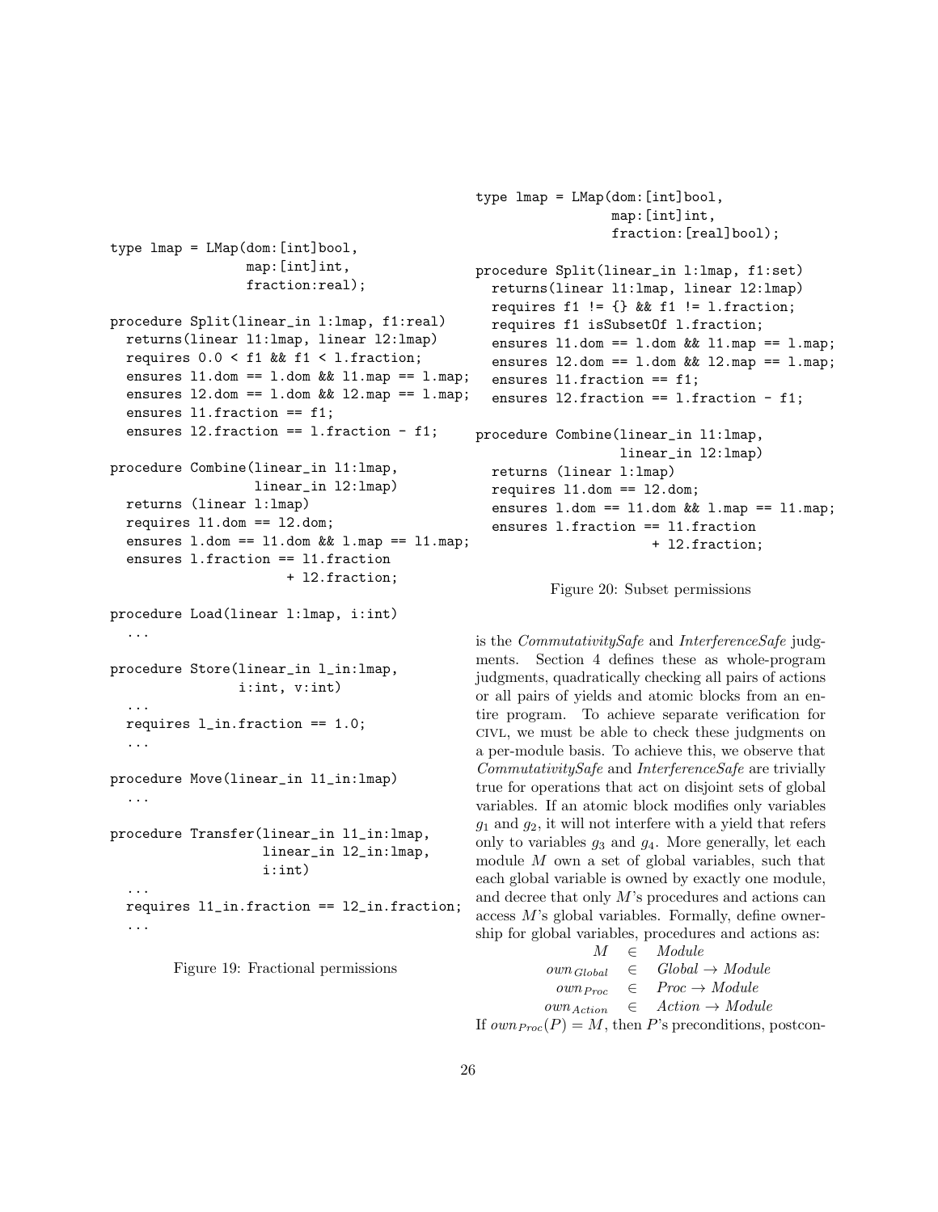```
type lmap = LMap(dom:[int]bool,
                 map:[int]int,
                 fraction:real);

procedure Split(linear_in l:lmap, f1:real)
  returns(linear l1:lmap, linear l2:lmap)
  requires 0.0 < f1 && f1 < l.fraction;
  ensures l1.dom == l.dom && l1.map == l.map;
  ensures l2.dom == l.dom && l2.map == l.map;
  ensures l1.fraction == f1;
  ensures l2.fraction == l.fraction - f1;

procedure Combine(linear_in l1:lmap,
                  linear_in l2:lmap)
  returns (linear l:lmap)
  requires l1.dom == l2.dom;
  ensures l.dom == l1.dom && l.map == l1.map;
  ensures l.fraction == l1.fraction
                      + l2.fraction;

procedure Load(linear l:lmap, i:int)
  ...

procedure Store(linear_in l_in:lmap,
                i:int, v:int)
  ...
  requires l_in.fraction == 1.0;
  ...

procedure Move(linear_in l1_in:lmap)
  ...

procedure Transfer(linear_in l1_in:lmap,
                   linear_in l2_in:lmap,
                   i:int)
  ...
  requires l1_in.fraction == l2_in.fraction;
  ...
```

Figure 19: Fractional permissions

```
type lmap = LMap(dom:[int]bool,
                 map:[int]int,
                 fraction:[real]bool);

procedure Split(linear_in l:lmap, f1:set)
  returns(linear l1:lmap, linear l2:lmap)
  requires f1 != {} && f1 != l.fraction;
  requires f1 isSubsetOf l.fraction;
  ensures l1.dom == l.dom && l1.map == l.map;
  ensures l2.dom == l.dom && l2.map == l.map;
  ensures l1.fraction == f1;
  ensures l2.fraction == l.fraction - f1;

procedure Combine(linear_in l1:lmap,
                  linear_in l2:lmap)
  returns (linear l:lmap)
  requires l1.dom == l2.dom;
  ensures l.dom == l1.dom && l.map == l1.map;
  ensures l.fraction == l1.fraction
                      + l2.fraction;
```

Figure 20: Subset permissions

is the *CommutativitySafe* and *InterferenceSafe* judgments. Section 4 defines these as whole-program judgments, quadratically checking all pairs of actions or all pairs of yields and atomic blocks from an entire program. To achieve separate verification for CIVL, we must be able to check these judgments on a per-module basis. To achieve this, we observe that *CommutativitySafe* and *InterferenceSafe* are trivially true for operations that act on disjoint sets of global variables. If an atomic block modifies only variables $g_1$ and $g_2$, it will not interfere with a yield that refers only to variables $g_3$ and $g_4$. More generally, let each module $M$ own a set of global variables, such that each global variable is owned by exactly one module, and decree that only $M$'s procedures and actions can access $M$'s global variables. Formally, define ownership for global variables, procedures and actions as:

$$
\begin{array}{rcl}
M & \in & \mathit{Module} \\
\mathit{own}_{\mathit{Global}} & \in & \mathit{Global} \rightarrow \mathit{Module} \\
\mathit{own}_{\mathit{Proc}} & \in & \mathit{Proc} \rightarrow \mathit{Module} \\
\mathit{own}_{\mathit{Action}} & \in & \mathit{Action} \rightarrow \mathit{Module}
\end{array}
$$

If $\mathit{own}_{\mathit{Proc}}(P) = M$, then $P$'s preconditions, postcon-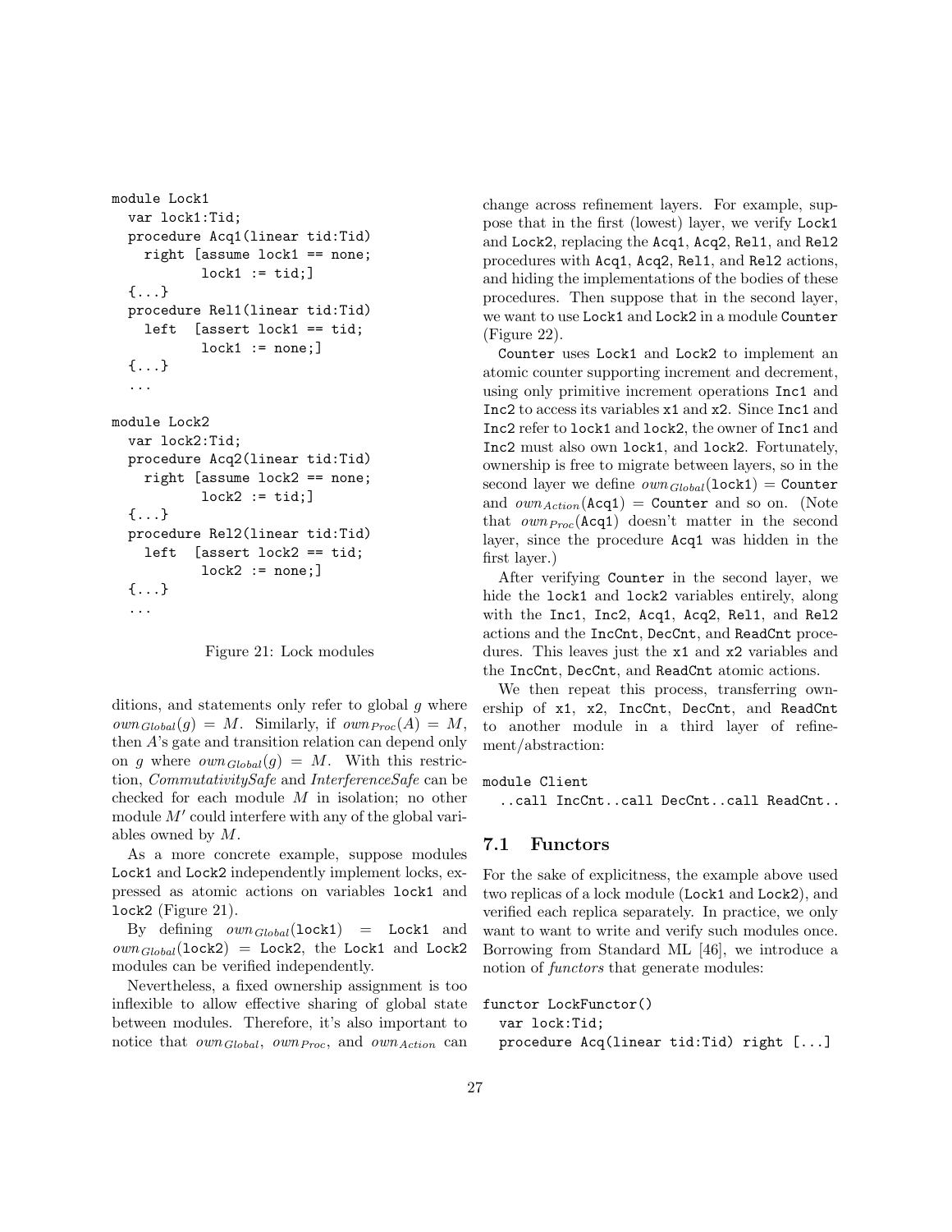```
module Lock1
  var lock1:Tid;
  procedure Acq1(linear tid:Tid)
    right [assume lock1 == none;
           lock1 := tid;]
  {...}
  procedure Rel1(linear tid:Tid)
    left  [assert lock1 == tid;
           lock1 := none;]
  {...}
  ...

module Lock2
  var lock2:Tid;
  procedure Acq2(linear tid:Tid)
    right [assume lock2 == none;
           lock2 := tid;]
  {...}
  procedure Rel2(linear tid:Tid)
    left  [assert lock2 == tid;
           lock2 := none;]
  {...}
  ...
```

Figure 21: Lock modules

ditions, and statements only refer to global $g$ where $own_{Global}(g) = M$. Similarly, if $own_{Proc}(A) = M$, then $A$'s gate and transition relation can depend only on $g$ where $own_{Global}(g) = M$. With this restriction, *CommutativitySafe* and *InterferenceSafe* can be checked for each module $M$ in isolation; no other module $M'$ could interfere with any of the global variables owned by $M$.

As a more concrete example, suppose modules Lock1 and Lock2 independently implement locks, expressed as atomic actions on variables lock1 and lock2 (Figure 21).

By defining $own_{Global}(\texttt{lock1}) = \texttt{Lock1}$ and $own_{Global}(\texttt{lock2}) = \texttt{Lock2}$, the Lock1 and Lock2 modules can be verified independently.

Nevertheless, a fixed ownership assignment is too inflexible to allow effective sharing of global state between modules. Therefore, it's also important to notice that $own_{Global}$, $own_{Proc}$, and $own_{Action}$ can change across refinement layers. For example, suppose that in the first (lowest) layer, we verify Lock1 and Lock2, replacing the Acq1, Acq2, Rel1, and Rel2 procedures with Acq1, Acq2, Rel1, and Rel2 actions, and hiding the implementations of the bodies of these procedures. Then suppose that in the second layer, we want to use Lock1 and Lock2 in a module Counter (Figure 22).

Counter uses Lock1 and Lock2 to implement an atomic counter supporting increment and decrement, using only primitive increment operations Inc1 and Inc2 to access its variables x1 and x2. Since Inc1 and Inc2 refer to lock1 and lock2, the owner of Inc1 and Inc2 must also own lock1, and lock2. Fortunately, ownership is free to migrate between layers, so in the second layer we define $own_{Global}(\texttt{lock1}) = \texttt{Counter}$ and $own_{Action}(\texttt{Acq1}) = \texttt{Counter}$ and so on. (Note that $own_{Proc}(\texttt{Acq1})$ doesn't matter in the second layer, since the procedure Acq1 was hidden in the first layer.)

After verifying Counter in the second layer, we hide the lock1 and lock2 variables entirely, along with the Inc1, Inc2, Acq1, Acq2, Rel1, and Rel2 actions and the IncCnt, DecCnt, and ReadCnt procedures. This leaves just the x1 and x2 variables and the IncCnt, DecCnt, and ReadCnt atomic actions.

We then repeat this process, transferring ownership of x1, x2, IncCnt, DecCnt, and ReadCnt to another module in a third layer of refinement/abstraction:

```
module Client
  ..call IncCnt..call DecCnt..call ReadCnt..
```

## 7.1 Functors

For the sake of explicitness, the example above used two replicas of a lock module (Lock1 and Lock2), and verified each replica separately. In practice, we only want to want to write and verify such modules once. Borrowing from Standard ML [46], we introduce a notion of *functors* that generate modules:

```
functor LockFunctor()
  var lock:Tid;
  procedure Acq(linear tid:Tid) right [...]
```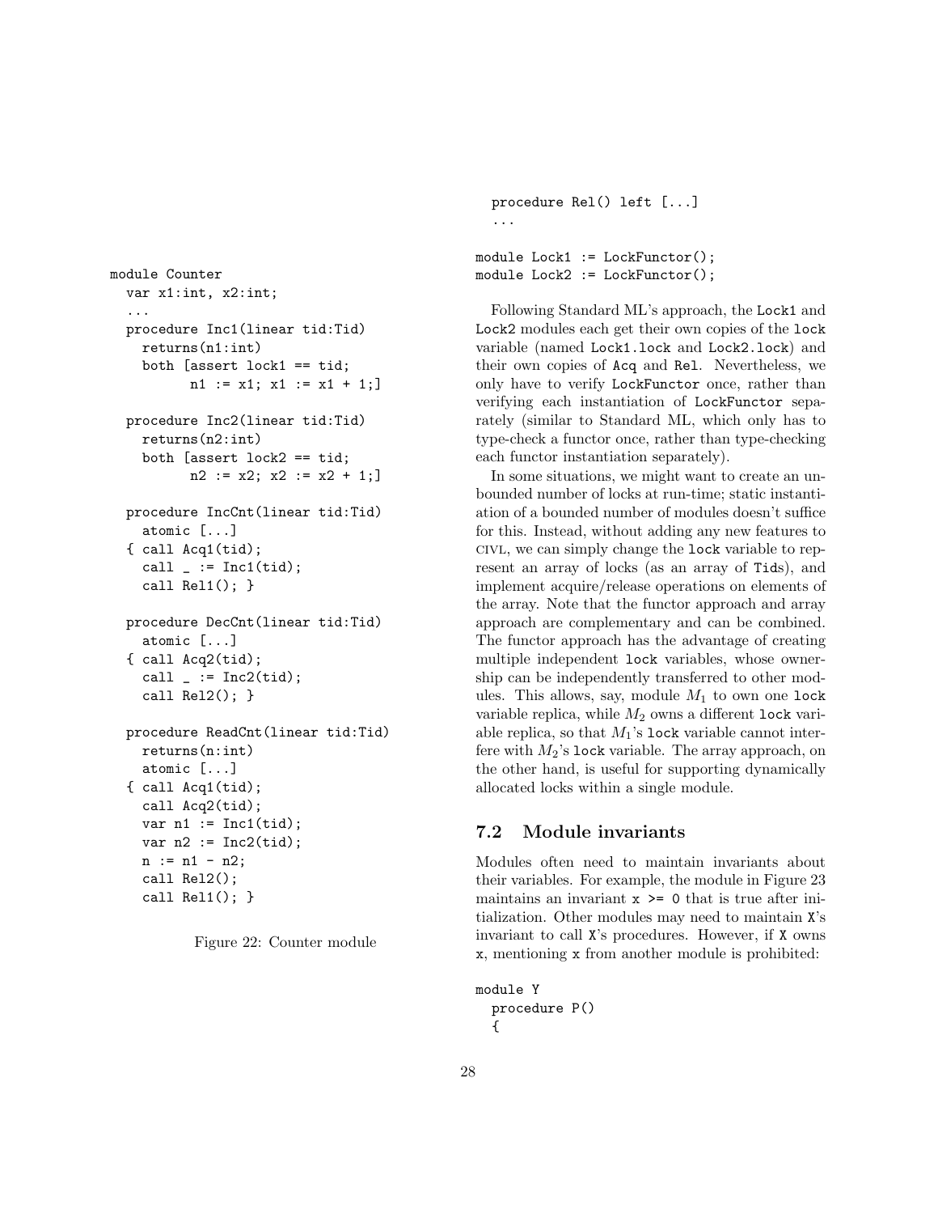```
module Counter
  var x1:int, x2:int;
  ...
  procedure Inc1(linear tid:Tid)
    returns(n1:int)
    both [assert lock1 == tid;
          n1 := x1; x1 := x1 + 1;]

  procedure Inc2(linear tid:Tid)
    returns(n2:int)
    both [assert lock2 == tid;
          n2 := x2; x2 := x2 + 1;]

  procedure IncCnt(linear tid:Tid)
    atomic [...]
  { call Acq1(tid);
    call _ := Inc1(tid);
    call Rel1(); }

  procedure DecCnt(linear tid:Tid)
    atomic [...]
  { call Acq2(tid);
    call _ := Inc2(tid);
    call Rel2(); }

  procedure ReadCnt(linear tid:Tid)
    returns(n:int)
    atomic [...]
  { call Acq1(tid);
    call Acq2(tid);
    var n1 := Inc1(tid);
    var n2 := Inc2(tid);
    n := n1 - n2;
    call Rel2();
    call Rel1(); }
```

Figure 22: Counter module

```
  procedure Rel() left [...]
  ...

module Lock1 := LockFunctor();
module Lock2 := LockFunctor();
```

Following Standard ML's approach, the `Lock1` and `Lock2` modules each get their own copies of the `lock` variable (named `Lock1.lock` and `Lock2.lock`) and their own copies of `Acq` and `Rel`. Nevertheless, we only have to verify `LockFunctor` once, rather than verifying each instantiation of `LockFunctor` separately (similar to Standard ML, which only has to type-check a functor once, rather than type-checking each functor instantiation separately).

In some situations, we might want to create an unbounded number of locks at run-time; static instantiation of a bounded number of modules doesn't suffice for this. Instead, without adding any new features to CIVL, we can simply change the `lock` variable to represent an array of locks (as an array of `Tid`s), and implement acquire/release operations on elements of the array. Note that the functor approach and array approach are complementary and can be combined. The functor approach has the advantage of creating multiple independent `lock` variables, whose ownership can be independently transferred to other modules. This allows, say, module $M_1$ to own one `lock` variable replica, while $M_2$ owns a different `lock` variable replica, so that $M_1$'s `lock` variable cannot interfere with $M_2$'s `lock` variable. The array approach, on the other hand, is useful for supporting dynamically allocated locks within a single module.

### 7.2 Module invariants

Modules often need to maintain invariants about their variables. For example, the module in Figure 23 maintains an invariant `x >= 0` that is true after initialization. Other modules may need to maintain `X`'s invariant to call `X`'s procedures. However, if `X` owns `x`, mentioning `x` from another module is prohibited:

```
module Y
  procedure P()
  {
```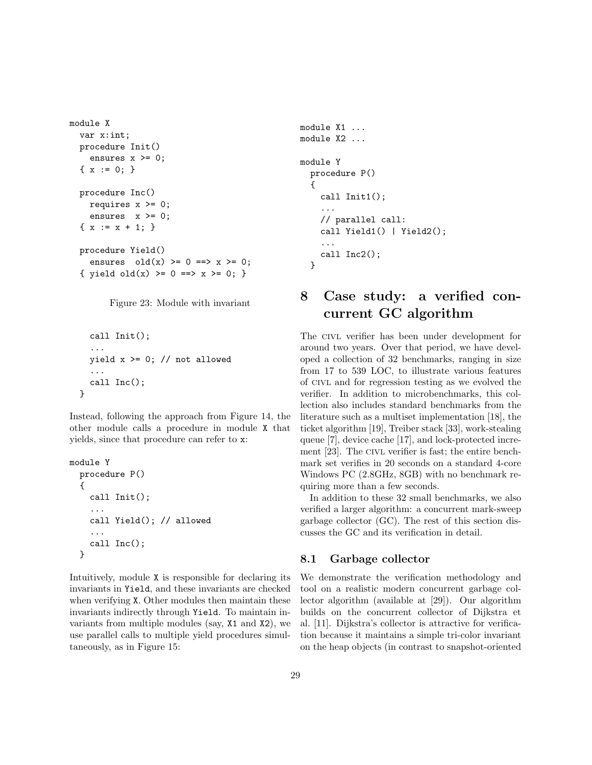```
module X
  var x:int;
  procedure Init()
    ensures x >= 0;
  { x := 0; }

  procedure Inc()
    requires x >= 0;
    ensures  x >= 0;
  { x := x + 1; }

  procedure Yield()
    ensures  old(x) >= 0 ==> x >= 0;
  { yield old(x) >= 0 ==> x >= 0; }
```

Figure 23: Module with invariant

```
    call Init();
    ...
    yield x >= 0; // not allowed
    ...
    call Inc();
  }
```

Instead, following the approach from Figure 14, the other module calls a procedure in module X that yields, since that procedure can refer to x:

```
module Y
  procedure P()
  {
    call Init();
    ...
    call Yield(); // allowed
    ...
    call Inc();
  }
```

Intuitively, module X is responsible for declaring its invariants in Yield, and these invariants are checked when verifying X. Other modules then maintain these invariants indirectly through Yield. To maintain invariants from multiple modules (say, X1 and X2), we use parallel calls to multiple yield procedures simultaneously, as in Figure 15:

```
module X1 ...
module X2 ...

module Y
  procedure P()
  {
    call Init1();
    ...
    // parallel call:
    call Yield1() | Yield2();
    ...
    call Inc2();
  }
```

# 8 Case study: a verified concurrent GC algorithm

The CIVL verifier has been under development for around two years. Over that period, we have developed a collection of 32 benchmarks, ranging in size from 17 to 539 LOC, to illustrate various features of CIVL and for regression testing as we evolved the verifier. In addition to microbenchmarks, this collection also includes standard benchmarks from the literature such as a multiset implementation [18], the ticket algorithm [19], Treiber stack [33], work-stealing queue [7], device cache [17], and lock-protected increment [23]. The CIVL verifier is fast; the entire benchmark set verifies in 20 seconds on a standard 4-core Windows PC (2.8GHz, 8GB) with no benchmark requiring more than a few seconds.

In addition to these 32 small benchmarks, we also verified a larger algorithm: a concurrent mark-sweep garbage collector (GC). The rest of this section discusses the GC and its verification in detail.

## 8.1 Garbage collector

We demonstrate the verification methodology and tool on a realistic modern concurrent garbage collector algorithm (available at [29]). Our algorithm builds on the concurrent collector of Dijkstra et al. [11]. Dijkstra's collector is attractive for verification because it maintains a simple tri-color invariant on the heap objects (in contrast to snapshot-oriented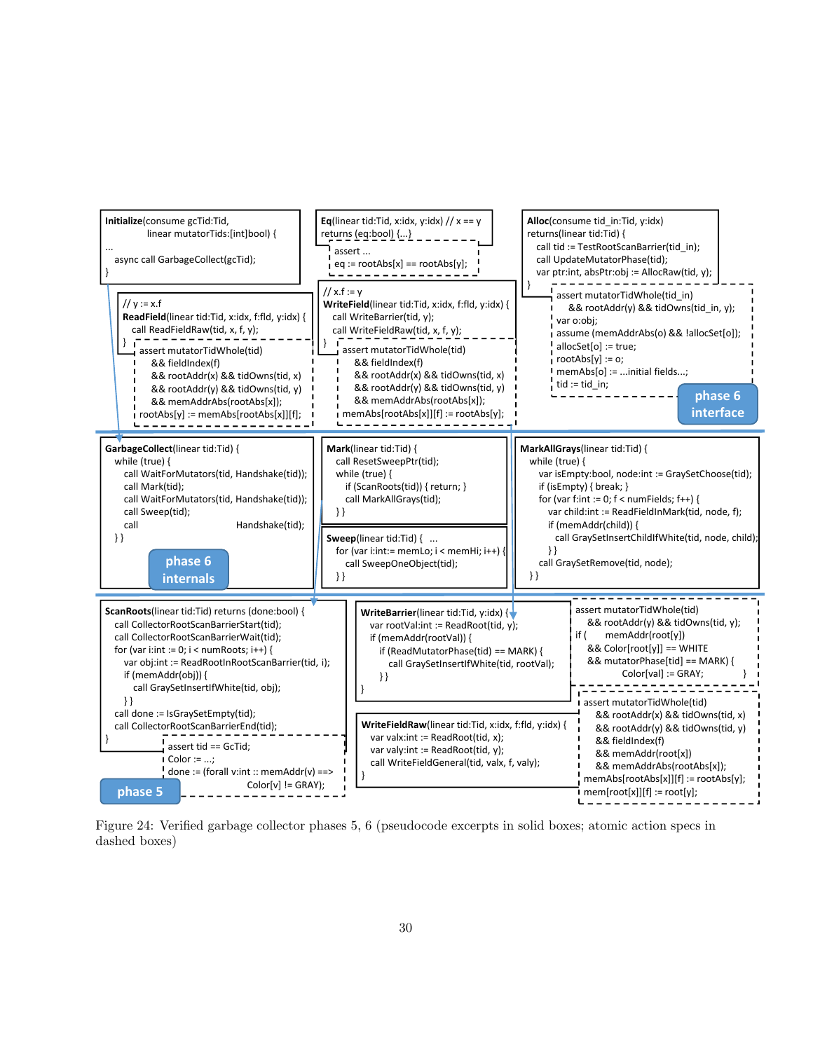```
Initialize(consume gcTid:Tid,
           linear mutatorTids:[int]bool) {
...
  async call GarbageCollect(gcTid);
}
```

```
Eq(linear tid:Tid, x:idx, y:idx) // x == y
returns (eq:bool) {...}
```

```
assert ...
eq := rootAbs[x] == rootAbs[y];
```

```
Alloc(consume tid_in:Tid, y:idx)
returns(linear tid:Tid) {
  call tid := TestRootScanBarrier(tid_in);
  call UpdateMutatorPhase(tid);
  var ptr:int, absPtr:obj := AllocRaw(tid, y);
}
```

```
// y := x.f
ReadField(linear tid:Tid, x:idx, f:fld, y:idx) {
  call ReadFieldRaw(tid, x, f, y);
}
```

```
assert mutatorTidWhole(tid)
    && fieldIndex(f)
    && rootAddr(x) && tidOwns(tid, x)
    && rootAddr(y) && tidOwns(tid, y)
    && memAddrAbs(rootAbs[x]);
rootAbs[y] := memAbs[rootAbs[x]][f];
```

```
// x.f := y
WriteField(linear tid:Tid, x:idx, f:fld, y:idx) {
  call WriteBarrier(tid, y);
  call WriteFieldRaw(tid, x, f, y);
}
```

```
assert mutatorTidWhole(tid)
    && fieldIndex(f)
    && rootAddr(x) && tidOwns(tid, x)
    && rootAddr(y) && tidOwns(tid, y)
    && memAddrAbs(rootAbs[x]);
memAbs[rootAbs[x]][f] := rootAbs[y];
```

```
assert mutatorTidWhole(tid_in)
    && rootAddr(y) && tidOwns(tid_in, y);
var o:obj;
assume (memAddrAbs(o) && !allocSet[o]);
allocSet[o] := true;
rootAbs[y] := o;
memAbs[o] := ...initial fields...;
tid := tid_in;
```

phase 6 interface

```
GarbageCollect(linear tid:Tid) {
  while (true) {
    call WaitForMutators(tid, Handshake(tid));
    call Mark(tid);
    call WaitForMutators(tid, Handshake(tid));
    call Sweep(tid);
    call                          Handshake(tid);
} }
```

```
Mark(linear tid:Tid) {
  call ResetSweepPtr(tid);
  while (true) {
    if (ScanRoots(tid)) { return; }
    call MarkAllGrays(tid);
} }
```

```
Sweep(linear tid:Tid) {  ...
  for (var i:int:= memLo; i < memHi; i++) {
    call SweepOneObject(tid);
} }
```

```
MarkAllGrays(linear tid:Tid) {
  while (true) {
    var isEmpty:bool, node:int := GraySetChoose(tid);
    if (isEmpty) { break; }
    for (var f:int := 0; f < numFields; f++) {
      var child:int := ReadFieldInMark(tid, node, f);
      if (memAddr(child)) {
        call GraySetInsertChildIfWhite(tid, node, child);
    } }
    call GraySetRemove(tid, node);
} }
```

phase 6 internals

```
ScanRoots(linear tid:Tid) returns (done:bool) {
  call CollectorRootScanBarrierStart(tid);
  call CollectorRootScanBarrierWait(tid);
  for (var i:int := 0; i < numRoots; i++) {
    var obj:int := ReadRootInRootScanBarrier(tid, i);
    if (memAddr(obj)) {
      call GraySetInsertIfWhite(tid, obj);
  } }
  call done := IsGraySetEmpty(tid);
  call CollectorRootScanBarrierEnd(tid);
}
```

```
assert tid == GcTid;
Color := ...;
done := (forall v:int :: memAddr(v) ==>
                 Color[v] != GRAY);
```

```
WriteBarrier(linear tid:Tid, y:idx) {
  var rootVal:int := ReadRoot(tid, y);
  if (memAddr(rootVal)) {
    if (ReadMutatorPhase(tid) == MARK) {
      call GraySetInsertIfWhite(tid, rootVal);
  } }
}
```

```
assert mutatorTidWhole(tid)
    && rootAddr(y) && tidOwns(tid, y);
if (    memAddr(root[y])
    && Color[root[y]] == WHITE
    && mutatorPhase[tid] == MARK) {
          Color[val] := GRAY;        }
```

```
WriteFieldRaw(linear tid:Tid, x:idx, f:fld, y:idx) {
  var valx:int := ReadRoot(tid, x);
  var valy:int := ReadRoot(tid, y);
  call WriteFieldGeneral(tid, valx, f, valy);
}
```

```
assert mutatorTidWhole(tid)
    && rootAddr(x) && tidOwns(tid, x)
    && rootAddr(y) && tidOwns(tid, y)
    && fieldIndex(f)
    && memAddr(root[x])
    && memAddrAbs(rootAbs[x]);
memAbs[rootAbs[x]][f] := rootAbs[y];
mem[root[x]][f] := root[y];
```

phase 5

Figure 24: Verified garbage collector phases 5, 6 (pseudocode excerpts in solid boxes; atomic action specs in dashed boxes)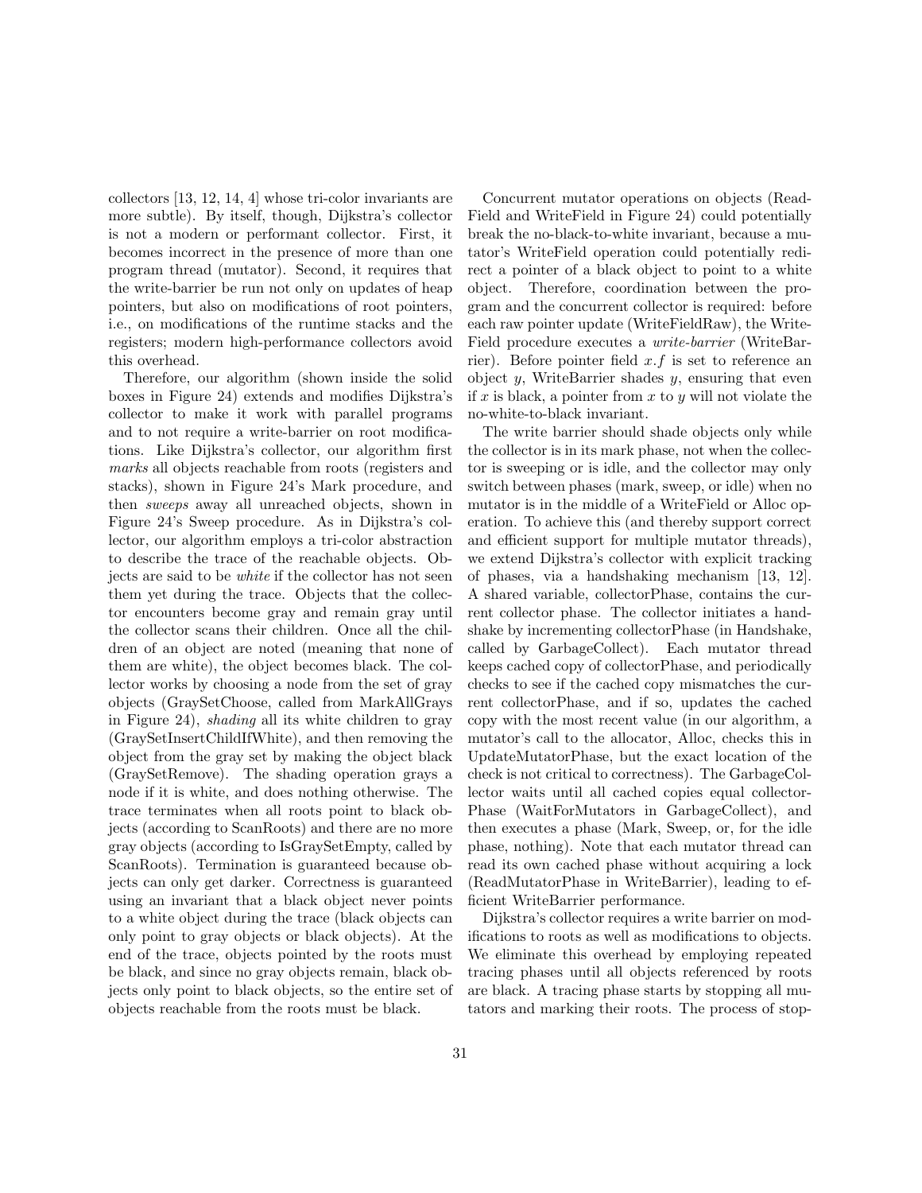collectors [13, 12, 14, 4] whose tri-color invariants are more subtle). By itself, though, Dijkstra's collector is not a modern or performant collector. First, it becomes incorrect in the presence of more than one program thread (mutator). Second, it requires that the write-barrier be run not only on updates of heap pointers, but also on modifications of root pointers, i.e., on modifications of the runtime stacks and the registers; modern high-performance collectors avoid this overhead.

Therefore, our algorithm (shown inside the solid boxes in Figure 24) extends and modifies Dijkstra's collector to make it work with parallel programs and to not require a write-barrier on root modifications. Like Dijkstra's collector, our algorithm first *marks* all objects reachable from roots (registers and stacks), shown in Figure 24's Mark procedure, and then *sweeps* away all unreached objects, shown in Figure 24's Sweep procedure. As in Dijkstra's collector, our algorithm employs a tri-color abstraction to describe the trace of the reachable objects. Objects are said to be *white* if the collector has not seen them yet during the trace. Objects that the collector encounters become gray and remain gray until the collector scans their children. Once all the children of an object are noted (meaning that none of them are white), the object becomes black. The collector works by choosing a node from the set of gray objects (GraySetChoose, called from MarkAllGrays in Figure 24), *shading* all its white children to gray (GraySetInsertChildIfWhite), and then removing the object from the gray set by making the object black (GraySetRemove). The shading operation grays a node if it is white, and does nothing otherwise. The trace terminates when all roots point to black objects (according to ScanRoots) and there are no more gray objects (according to IsGraySetEmpty, called by ScanRoots). Termination is guaranteed because objects can only get darker. Correctness is guaranteed using an invariant that a black object never points to a white object during the trace (black objects can only point to gray objects or black objects). At the end of the trace, objects pointed by the roots must be black, and since no gray objects remain, black objects only point to black objects, so the entire set of objects reachable from the roots must be black.

Concurrent mutator operations on objects (ReadField and WriteField in Figure 24) could potentially break the no-black-to-white invariant, because a mutator's WriteField operation could potentially redirect a pointer of a black object to point to a white object. Therefore, coordination between the program and the concurrent collector is required: before each raw pointer update (WriteFieldRaw), the WriteField procedure executes a *write-barrier* (WriteBarrier). Before pointer field $x.f$ is set to reference an object $y$, WriteBarrier shades $y$, ensuring that even if $x$ is black, a pointer from $x$ to $y$ will not violate the no-white-to-black invariant.

The write barrier should shade objects only while the collector is in its mark phase, not when the collector is sweeping or is idle, and the collector may only switch between phases (mark, sweep, or idle) when no mutator is in the middle of a WriteField or Alloc operation. To achieve this (and thereby support correct and efficient support for multiple mutator threads), we extend Dijkstra's collector with explicit tracking of phases, via a handshaking mechanism [13, 12]. A shared variable, collectorPhase, contains the current collector phase. The collector initiates a handshake by incrementing collectorPhase (in Handshake, called by GarbageCollect). Each mutator thread keeps cached copy of collectorPhase, and periodically checks to see if the cached copy mismatches the current collectorPhase, and if so, updates the cached copy with the most recent value (in our algorithm, a mutator's call to the allocator, Alloc, checks this in UpdateMutatorPhase, but the exact location of the check is not critical to correctness). The GarbageCollector waits until all cached copies equal collectorPhase (WaitForMutators in GarbageCollect), and then executes a phase (Mark, Sweep, or, for the idle phase, nothing). Note that each mutator thread can read its own cached phase without acquiring a lock (ReadMutatorPhase in WriteBarrier), leading to efficient WriteBarrier performance.

Dijkstra's collector requires a write barrier on modifications to roots as well as modifications to objects. We eliminate this overhead by employing repeated tracing phases until all objects referenced by roots are black. A tracing phase starts by stopping all mutators and marking their roots. The process of stop-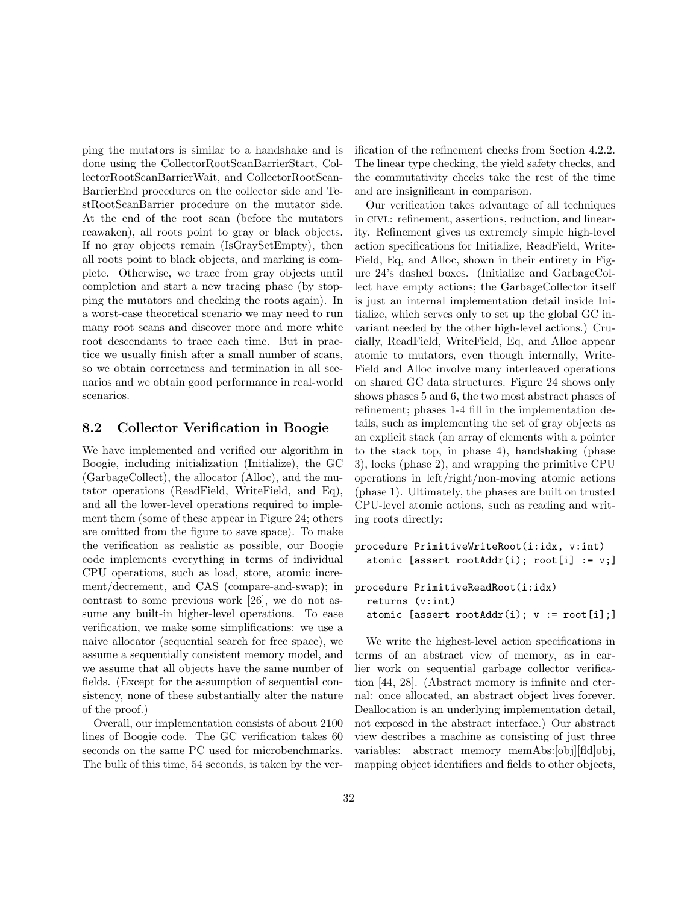ping the mutators is similar to a handshake and is done using the CollectorRootScanBarrierStart, CollectorRootScanBarrierWait, and CollectorRootScanBarrierEnd procedures on the collector side and TestRootScanBarrier procedure on the mutator side. At the end of the root scan (before the mutators reawaken), all roots point to gray or black objects. If no gray objects remain (IsGraySetEmpty), then all roots point to black objects, and marking is complete. Otherwise, we trace from gray objects until completion and start a new tracing phase (by stopping the mutators and checking the roots again). In a worst-case theoretical scenario we may need to run many root scans and discover more and more white root descendants to trace each time. But in practice we usually finish after a small number of scans, so we obtain correctness and termination in all scenarios and we obtain good performance in real-world scenarios.

## 8.2 Collector Verification in Boogie

We have implemented and verified our algorithm in Boogie, including initialization (Initialize), the GC (GarbageCollect), the allocator (Alloc), and the mutator operations (ReadField, WriteField, and Eq), and all the lower-level operations required to implement them (some of these appear in Figure 24; others are omitted from the figure to save space). To make the verification as realistic as possible, our Boogie code implements everything in terms of individual CPU operations, such as load, store, atomic increment/decrement, and CAS (compare-and-swap); in contrast to some previous work [26], we do not assume any built-in higher-level operations. To ease verification, we make some simplifications: we use a naive allocator (sequential search for free space), we assume a sequentially consistent memory model, and we assume that all objects have the same number of fields. (Except for the assumption of sequential consistency, none of these substantially alter the nature of the proof.)

Overall, our implementation consists of about 2100 lines of Boogie code. The GC verification takes 60 seconds on the same PC used for microbenchmarks. The bulk of this time, 54 seconds, is taken by the verification of the refinement checks from Section 4.2.2. The linear type checking, the yield safety checks, and the commutativity checks take the rest of the time and are insignificant in comparison.

Our verification takes advantage of all techniques in CIVL: refinement, assertions, reduction, and linearity. Refinement gives us extremely simple high-level action specifications for Initialize, ReadField, WriteField, Eq, and Alloc, shown in their entirety in Figure 24's dashed boxes. (Initialize and GarbageCollect have empty actions; the GarbageCollector itself is just an internal implementation detail inside Initialize, which serves only to set up the global GC invariant needed by the other high-level actions.) Crucially, ReadField, WriteField, Eq, and Alloc appear atomic to mutators, even though internally, WriteField and Alloc involve many interleaved operations on shared GC data structures. Figure 24 shows only shows phases 5 and 6, the two most abstract phases of refinement; phases 1-4 fill in the implementation details, such as implementing the set of gray objects as an explicit stack (an array of elements with a pointer to the stack top, in phase 4), handshaking (phase 3), locks (phase 2), and wrapping the primitive CPU operations in left/right/non-moving atomic actions (phase 1). Ultimately, the phases are built on trusted CPU-level atomic actions, such as reading and writing roots directly:

```
procedure PrimitiveWriteRoot(i:idx, v:int)
  atomic [assert rootAddr(i); root[i] := v;]

procedure PrimitiveReadRoot(i:idx)
  returns (v:int)
  atomic [assert rootAddr(i); v := root[i];]
```

We write the highest-level action specifications in terms of an abstract view of memory, as in earlier work on sequential garbage collector verification [44, 28]. (Abstract memory is infinite and eternal: once allocated, an abstract object lives forever. Deallocation is an underlying implementation detail, not exposed in the abstract interface.) Our abstract view describes a machine as consisting of just three variables: abstract memory memAbs:[obj][fld]obj, mapping object identifiers and fields to other objects,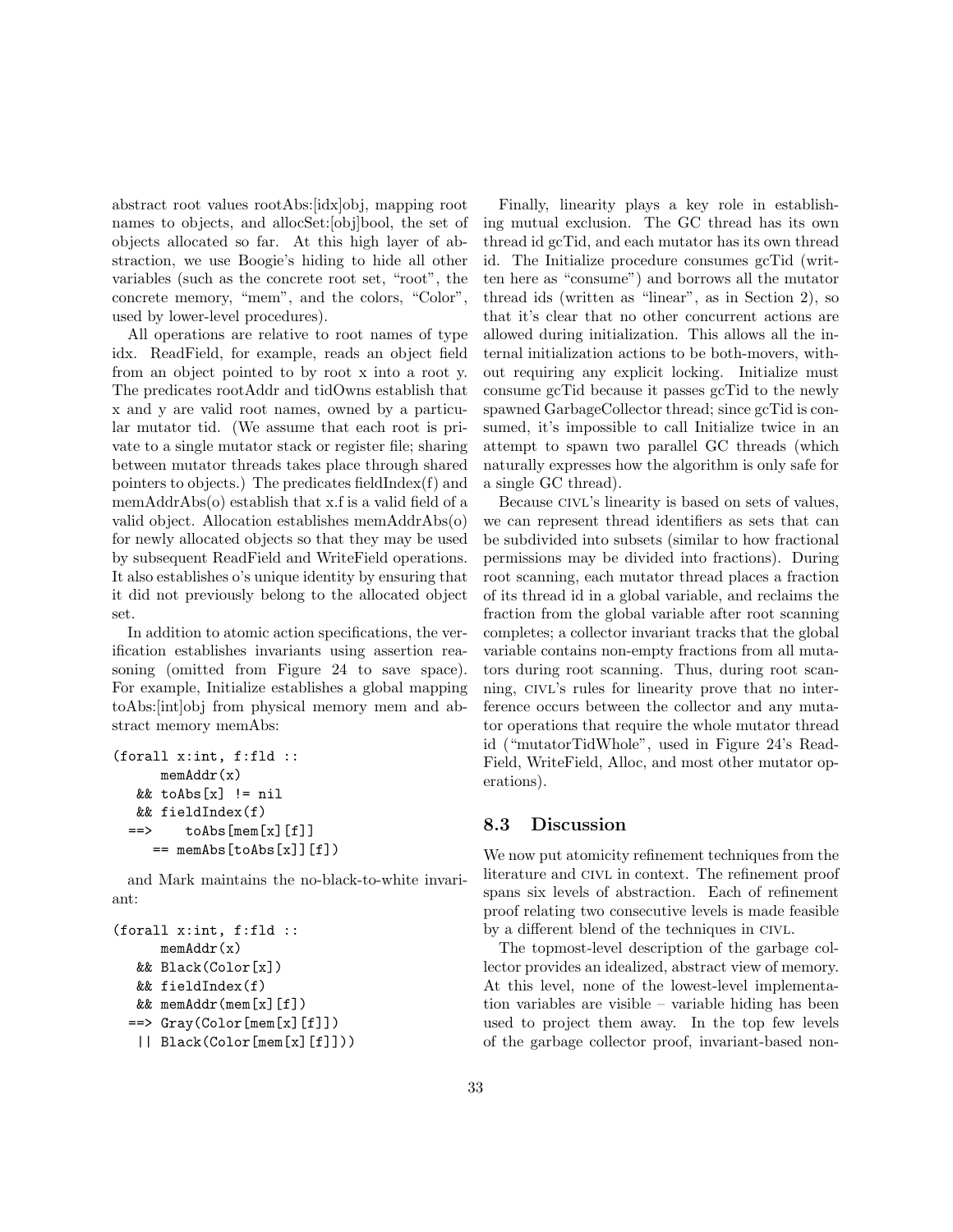abstract root values rootAbs:[idx]obj, mapping root names to objects, and allocSet:[obj]bool, the set of objects allocated so far. At this high layer of abstraction, we use Boogie's hiding to hide all other variables (such as the concrete root set, "root", the concrete memory, "mem", and the colors, "Color", used by lower-level procedures).

All operations are relative to root names of type idx. ReadField, for example, reads an object field from an object pointed to by root x into a root y. The predicates rootAddr and tidOwns establish that x and y are valid root names, owned by a particular mutator tid. (We assume that each root is private to a single mutator stack or register file; sharing between mutator threads takes place through shared pointers to objects.) The predicates fieldIndex(f) and memAddrAbs(o) establish that x.f is a valid field of a valid object. Allocation establishes memAddrAbs(o) for newly allocated objects so that they may be used by subsequent ReadField and WriteField operations. It also establishes o's unique identity by ensuring that it did not previously belong to the allocated object set.

In addition to atomic action specifications, the verification establishes invariants using assertion reasoning (omitted from Figure 24 to save space). For example, Initialize establishes a global mapping toAbs:[int]obj from physical memory mem and abstract memory memAbs:

```
(forall x:int, f:fld ::
      memAddr(x)
   && toAbs[x] != nil
   && fieldIndex(f)
  ==>    toAbs[mem[x][f]]
     == memAbs[toAbs[x]][f])
```

and Mark maintains the no-black-to-white invariant:

```
(forall x:int, f:fld ::
      memAddr(x)
   && Black(Color[x])
   && fieldIndex(f)
   && memAddr(mem[x][f])
  ==> Gray(Color[mem[x][f]])
   || Black(Color[mem[x][f]]))
```

Finally, linearity plays a key role in establishing mutual exclusion. The GC thread has its own thread id gcTid, and each mutator has its own thread id. The Initialize procedure consumes gcTid (written here as "consume") and borrows all the mutator thread ids (written as "linear", as in Section 2), so that it's clear that no other concurrent actions are allowed during initialization. This allows all the internal initialization actions to be both-movers, without requiring any explicit locking. Initialize must consume gcTid because it passes gcTid to the newly spawned GarbageCollector thread; since gcTid is consumed, it's impossible to call Initialize twice in an attempt to spawn two parallel GC threads (which naturally expresses how the algorithm is only safe for a single GC thread).

Because CIVL's linearity is based on sets of values, we can represent thread identifiers as sets that can be subdivided into subsets (similar to how fractional permissions may be divided into fractions). During root scanning, each mutator thread places a fraction of its thread id in a global variable, and reclaims the fraction from the global variable after root scanning completes; a collector invariant tracks that the global variable contains non-empty fractions from all mutators during root scanning. Thus, during root scanning, CIVL's rules for linearity prove that no interference occurs between the collector and any mutator operations that require the whole mutator thread id ("mutatorTidWhole", used in Figure 24's ReadField, WriteField, Alloc, and most other mutator operations).

### 8.3 Discussion

We now put atomicity refinement techniques from the literature and CIVL in context. The refinement proof spans six levels of abstraction. Each of refinement proof relating two consecutive levels is made feasible by a different blend of the techniques in CIVL.

The topmost-level description of the garbage collector provides an idealized, abstract view of memory. At this level, none of the lowest-level implementation variables are visible – variable hiding has been used to project them away. In the top few levels of the garbage collector proof, invariant-based non-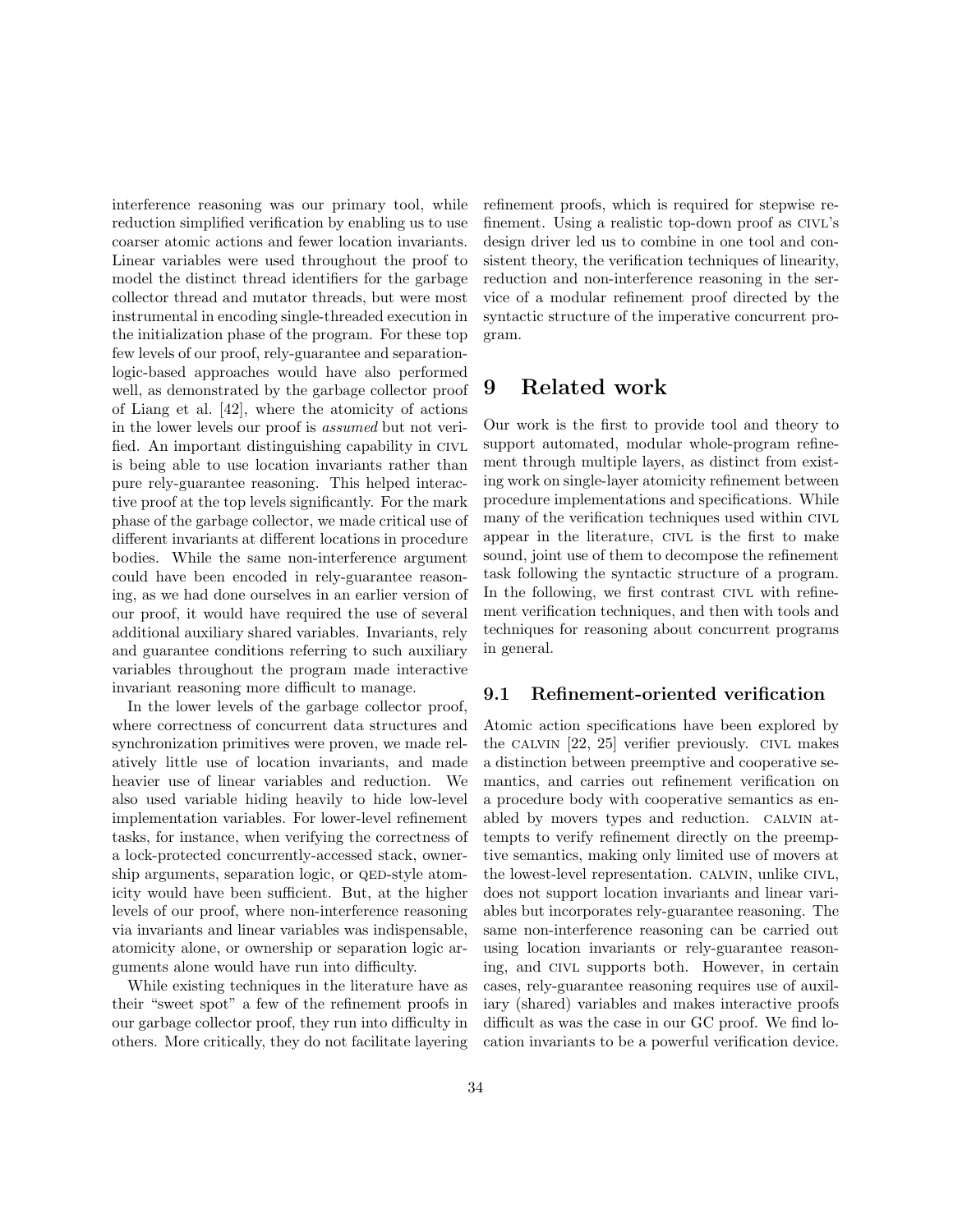interference reasoning was our primary tool, while reduction simplified verification by enabling us to use coarser atomic actions and fewer location invariants. Linear variables were used throughout the proof to model the distinct thread identifiers for the garbage collector thread and mutator threads, but were most instrumental in encoding single-threaded execution in the initialization phase of the program. For these top few levels of our proof, rely-guarantee and separation-logic-based approaches would have also performed well, as demonstrated by the garbage collector proof of Liang et al. [42], where the atomicity of actions in the lower levels our proof is *assumed* but not verified. An important distinguishing capability in CIVL is being able to use location invariants rather than pure rely-guarantee reasoning. This helped interactive proof at the top levels significantly. For the mark phase of the garbage collector, we made critical use of different invariants at different locations in procedure bodies. While the same non-interference argument could have been encoded in rely-guarantee reasoning, as we had done ourselves in an earlier version of our proof, it would have required the use of several additional auxiliary shared variables. Invariants, rely and guarantee conditions referring to such auxiliary variables throughout the program made interactive invariant reasoning more difficult to manage.

In the lower levels of the garbage collector proof, where correctness of concurrent data structures and synchronization primitives were proven, we made relatively little use of location invariants, and made heavier use of linear variables and reduction. We also used variable hiding heavily to hide low-level implementation variables. For lower-level refinement tasks, for instance, when verifying the correctness of a lock-protected concurrently-accessed stack, ownership arguments, separation logic, or QED-style atomicity would have been sufficient. But, at the higher levels of our proof, where non-interference reasoning via invariants and linear variables was indispensable, atomicity alone, or ownership or separation logic arguments alone would have run into difficulty.

While existing techniques in the literature have as their "sweet spot" a few of the refinement proofs in our garbage collector proof, they run into difficulty in others. More critically, they do not facilitate layering refinement proofs, which is required for stepwise refinement. Using a realistic top-down proof as CIVL's design driver led us to combine in one tool and consistent theory, the verification techniques of linearity, reduction and non-interference reasoning in the service of a modular refinement proof directed by the syntactic structure of the imperative concurrent program.

# 9 Related work

Our work is the first to provide tool and theory to support automated, modular whole-program refinement through multiple layers, as distinct from existing work on single-layer atomicity refinement between procedure implementations and specifications. While many of the verification techniques used within CIVL appear in the literature, CIVL is the first to make sound, joint use of them to decompose the refinement task following the syntactic structure of a program. In the following, we first contrast CIVL with refinement verification techniques, and then with tools and techniques for reasoning about concurrent programs in general.

## 9.1 Refinement-oriented verification

Atomic action specifications have been explored by the CALVIN [22, 25] verifier previously. CIVL makes a distinction between preemptive and cooperative semantics, and carries out refinement verification on a procedure body with cooperative semantics as enabled by movers types and reduction. CALVIN attempts to verify refinement directly on the preemptive semantics, making only limited use of movers at the lowest-level representation. CALVIN, unlike CIVL, does not support location invariants and linear variables but incorporates rely-guarantee reasoning. The same non-interference reasoning can be carried out using location invariants or rely-guarantee reasoning, and CIVL supports both. However, in certain cases, rely-guarantee reasoning requires use of auxiliary (shared) variables and makes interactive proofs difficult as was the case in our GC proof. We find location invariants to be a powerful verification device.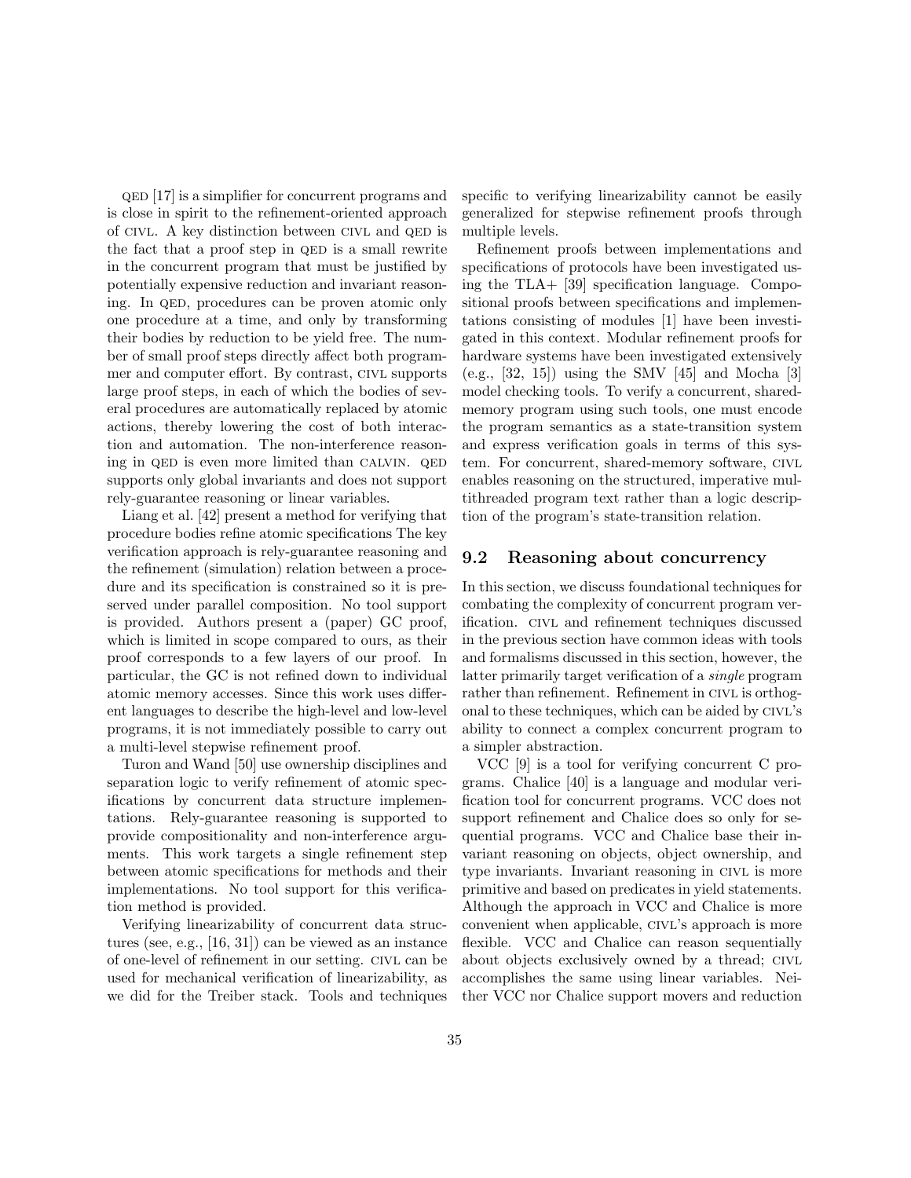QED [17] is a simplifier for concurrent programs and is close in spirit to the refinement-oriented approach of CIVL. A key distinction between CIVL and QED is the fact that a proof step in QED is a small rewrite in the concurrent program that must be justified by potentially expensive reduction and invariant reasoning. In QED, procedures can be proven atomic only one procedure at a time, and only by transforming their bodies by reduction to be yield free. The number of small proof steps directly affect both programmer and computer effort. By contrast, CIVL supports large proof steps, in each of which the bodies of several procedures are automatically replaced by atomic actions, thereby lowering the cost of both interaction and automation. The non-interference reasoning in QED is even more limited than CALVIN. QED supports only global invariants and does not support rely-guarantee reasoning or linear variables.

Liang et al. [42] present a method for verifying that procedure bodies refine atomic specifications The key verification approach is rely-guarantee reasoning and the refinement (simulation) relation between a procedure and its specification is constrained so it is preserved under parallel composition. No tool support is provided. Authors present a (paper) GC proof, which is limited in scope compared to ours, as their proof corresponds to a few layers of our proof. In particular, the GC is not refined down to individual atomic memory accesses. Since this work uses different languages to describe the high-level and low-level programs, it is not immediately possible to carry out a multi-level stepwise refinement proof.

Turon and Wand [50] use ownership disciplines and separation logic to verify refinement of atomic specifications by concurrent data structure implementations. Rely-guarantee reasoning is supported to provide compositionality and non-interference arguments. This work targets a single refinement step between atomic specifications for methods and their implementations. No tool support for this verification method is provided.

Verifying linearizability of concurrent data structures (see, e.g., [16, 31]) can be viewed as an instance of one-level of refinement in our setting. CIVL can be used for mechanical verification of linearizability, as we did for the Treiber stack. Tools and techniques specific to verifying linearizability cannot be easily generalized for stepwise refinement proofs through multiple levels.

Refinement proofs between implementations and specifications of protocols have been investigated using the TLA+ [39] specification language. Compositional proofs between specifications and implementations consisting of modules [1] have been investigated in this context. Modular refinement proofs for hardware systems have been investigated extensively (e.g., [32, 15]) using the SMV [45] and Mocha [3] model checking tools. To verify a concurrent, shared-memory program using such tools, one must encode the program semantics as a state-transition system and express verification goals in terms of this system. For concurrent, shared-memory software, CIVL enables reasoning on the structured, imperative multithreaded program text rather than a logic description of the program's state-transition relation.

## 9.2 Reasoning about concurrency

In this section, we discuss foundational techniques for combating the complexity of concurrent program verification. CIVL and refinement techniques discussed in the previous section have common ideas with tools and formalisms discussed in this section, however, the latter primarily target verification of a *single* program rather than refinement. Refinement in CIVL is orthogonal to these techniques, which can be aided by CIVL's ability to connect a complex concurrent program to a simpler abstraction.

VCC [9] is a tool for verifying concurrent C programs. Chalice [40] is a language and modular verification tool for concurrent programs. VCC does not support refinement and Chalice does so only for sequential programs. VCC and Chalice base their invariant reasoning on objects, object ownership, and type invariants. Invariant reasoning in CIVL is more primitive and based on predicates in yield statements. Although the approach in VCC and Chalice is more convenient when applicable, CIVL's approach is more flexible. VCC and Chalice can reason sequentially about objects exclusively owned by a thread; CIVL accomplishes the same using linear variables. Neither VCC nor Chalice support movers and reduction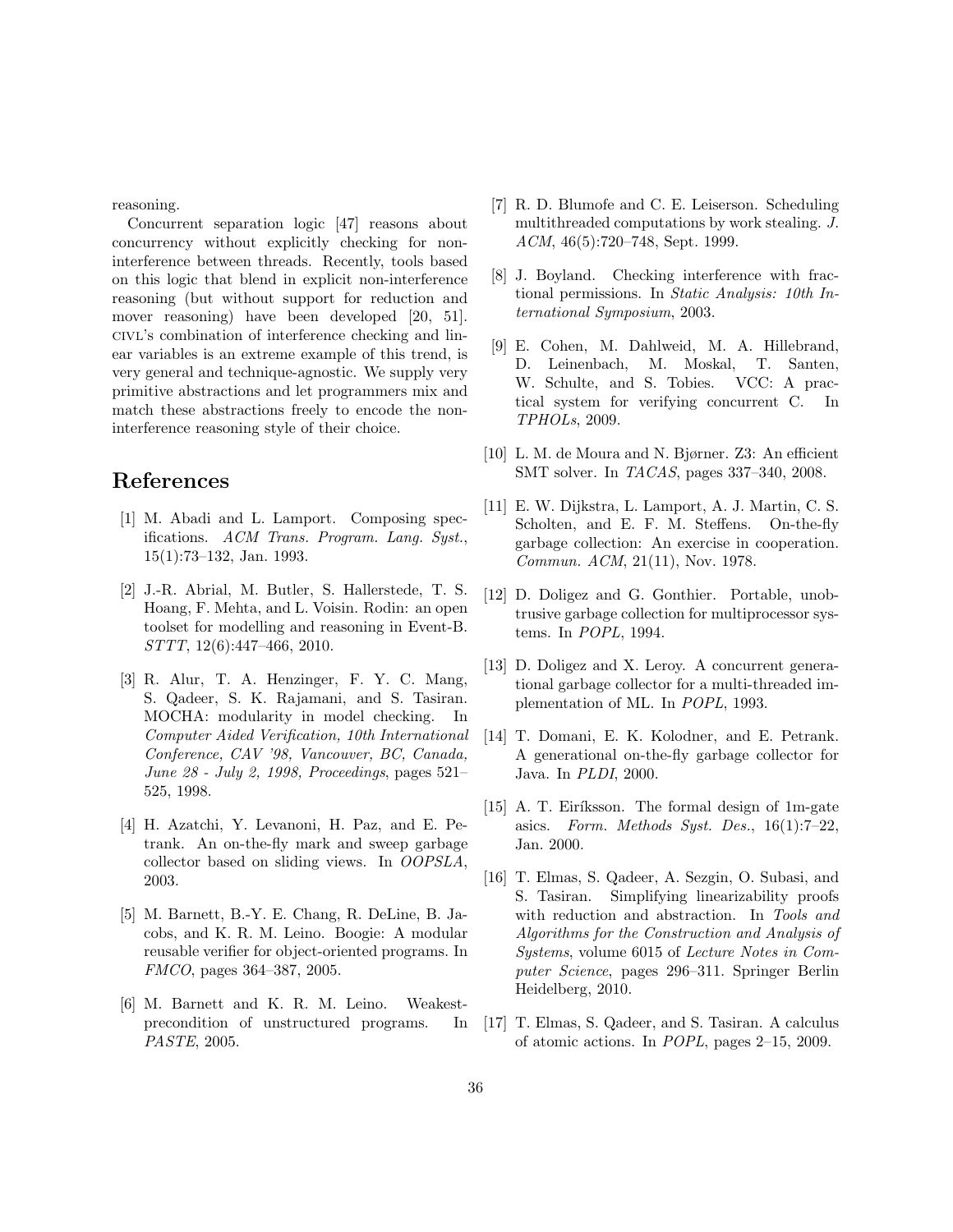reasoning.

Concurrent separation logic [47] reasons about concurrency without explicitly checking for non-interference between threads. Recently, tools based on this logic that blend in explicit non-interference reasoning (but without support for reduction and mover reasoning) have been developed [20, 51]. CIVL's combination of interference checking and linear variables is an extreme example of this trend, is very general and technique-agnostic. We supply very primitive abstractions and let programmers mix and match these abstractions freely to encode the non-interference reasoning style of their choice.

## References

[1] M. Abadi and L. Lamport. Composing specifications. *ACM Trans. Program. Lang. Syst.*, 15(1):73–132, Jan. 1993.

[2] J.-R. Abrial, M. Butler, S. Hallerstede, T. S. Hoang, F. Mehta, and L. Voisin. Rodin: an open toolset for modelling and reasoning in Event-B. *STTT*, 12(6):447–466, 2010.

[3] R. Alur, T. A. Henzinger, F. Y. C. Mang, S. Qadeer, S. K. Rajamani, and S. Tasiran. MOCHA: modularity in model checking. In *Computer Aided Verification, 10th International Conference, CAV '98, Vancouver, BC, Canada, June 28 - July 2, 1998, Proceedings*, pages 521–525, 1998.

[4] H. Azatchi, Y. Levanoni, H. Paz, and E. Petrank. An on-the-fly mark and sweep garbage collector based on sliding views. In *OOPSLA*, 2003.

[5] M. Barnett, B.-Y. E. Chang, R. DeLine, B. Jacobs, and K. R. M. Leino. Boogie: A modular reusable verifier for object-oriented programs. In *FMCO*, pages 364–387, 2005.

[6] M. Barnett and K. R. M. Leino. Weakest-precondition of unstructured programs. In *PASTE*, 2005.

[7] R. D. Blumofe and C. E. Leiserson. Scheduling multithreaded computations by work stealing. *J. ACM*, 46(5):720–748, Sept. 1999.

[8] J. Boyland. Checking interference with fractional permissions. In *Static Analysis: 10th International Symposium*, 2003.

[9] E. Cohen, M. Dahlweid, M. A. Hillebrand, D. Leinenbach, M. Moskal, T. Santen, W. Schulte, and S. Tobies. VCC: A practical system for verifying concurrent C. In *TPHOLs*, 2009.

[10] L. M. de Moura and N. Bjørner. Z3: An efficient SMT solver. In *TACAS*, pages 337–340, 2008.

[11] E. W. Dijkstra, L. Lamport, A. J. Martin, C. S. Scholten, and E. F. M. Steffens. On-the-fly garbage collection: An exercise in cooperation. *Commun. ACM*, 21(11), Nov. 1978.

[12] D. Doligez and G. Gonthier. Portable, unobtrusive garbage collection for multiprocessor systems. In *POPL*, 1994.

[13] D. Doligez and X. Leroy. A concurrent generational garbage collector for a multi-threaded implementation of ML. In *POPL*, 1993.

[14] T. Domani, E. K. Kolodner, and E. Petrank. A generational on-the-fly garbage collector for Java. In *PLDI*, 2000.

[15] A. T. Eiríksson. The formal design of 1m-gate asics. *Form. Methods Syst. Des.*, 16(1):7–22, Jan. 2000.

[16] T. Elmas, S. Qadeer, A. Sezgin, O. Subasi, and S. Tasiran. Simplifying linearizability proofs with reduction and abstraction. In *Tools and Algorithms for the Construction and Analysis of Systems*, volume 6015 of *Lecture Notes in Computer Science*, pages 296–311. Springer Berlin Heidelberg, 2010.

[17] T. Elmas, S. Qadeer, and S. Tasiran. A calculus of atomic actions. In *POPL*, pages 2–15, 2009.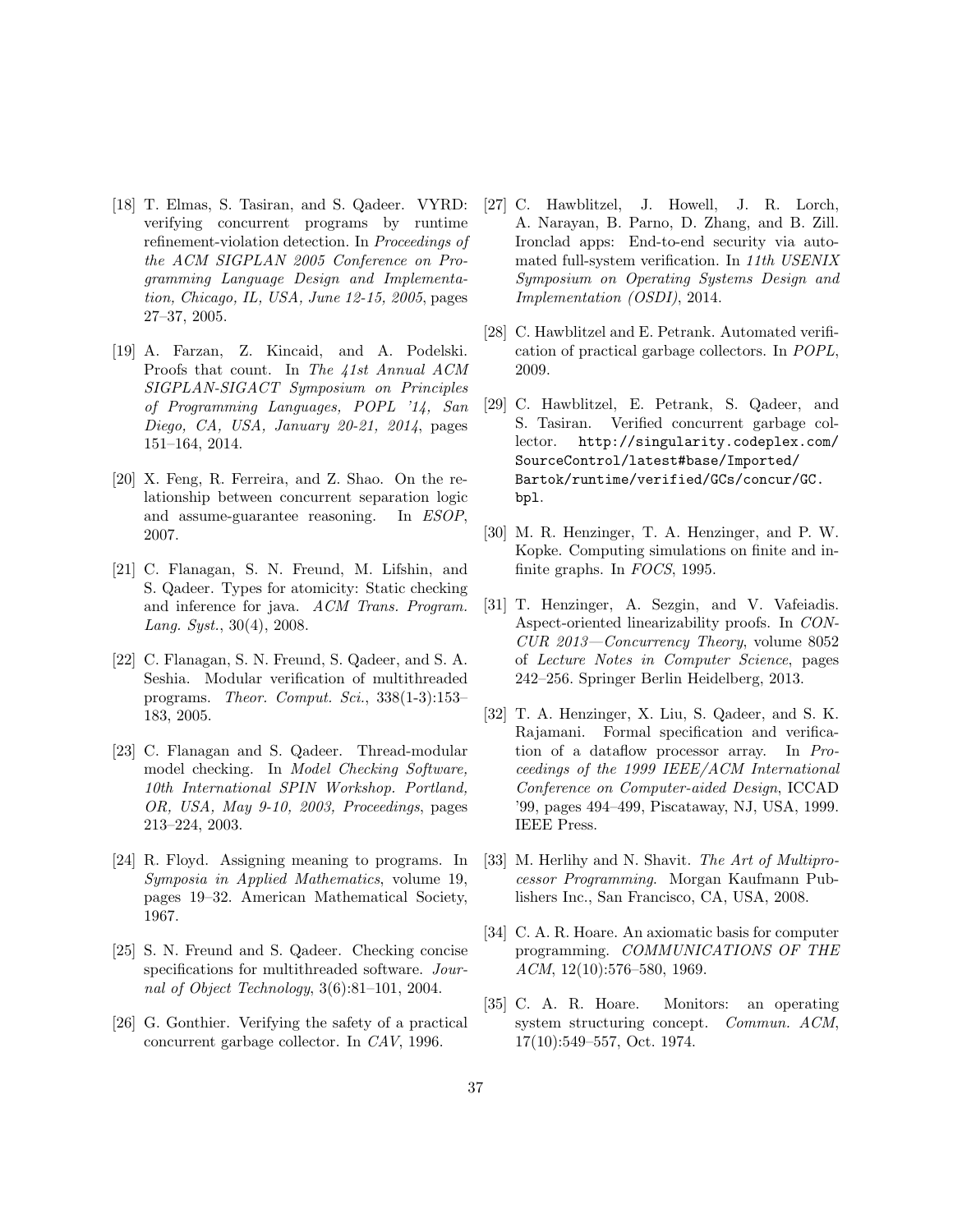[18] T. Elmas, S. Tasiran, and S. Qadeer. VYRD: verifying concurrent programs by runtime refinement-violation detection. In *Proceedings of the ACM SIGPLAN 2005 Conference on Programming Language Design and Implementation, Chicago, IL, USA, June 12-15, 2005*, pages 27–37, 2005.

[19] A. Farzan, Z. Kincaid, and A. Podelski. Proofs that count. In *The 41st Annual ACM SIGPLAN-SIGACT Symposium on Principles of Programming Languages, POPL '14, San Diego, CA, USA, January 20-21, 2014*, pages 151–164, 2014.

[20] X. Feng, R. Ferreira, and Z. Shao. On the relationship between concurrent separation logic and assume-guarantee reasoning. In *ESOP*, 2007.

[21] C. Flanagan, S. N. Freund, M. Lifshin, and S. Qadeer. Types for atomicity: Static checking and inference for java. *ACM Trans. Program. Lang. Syst.*, 30(4), 2008.

[22] C. Flanagan, S. N. Freund, S. Qadeer, and S. A. Seshia. Modular verification of multithreaded programs. *Theor. Comput. Sci.*, 338(1-3):153–183, 2005.

[23] C. Flanagan and S. Qadeer. Thread-modular model checking. In *Model Checking Software, 10th International SPIN Workshop. Portland, OR, USA, May 9-10, 2003, Proceedings*, pages 213–224, 2003.

[24] R. Floyd. Assigning meaning to programs. In *Symposia in Applied Mathematics*, volume 19, pages 19–32. American Mathematical Society, 1967.

[25] S. N. Freund and S. Qadeer. Checking concise specifications for multithreaded software. *Journal of Object Technology*, 3(6):81–101, 2004.

[26] G. Gonthier. Verifying the safety of a practical concurrent garbage collector. In *CAV*, 1996.

[27] C. Hawblitzel, J. Howell, J. R. Lorch, A. Narayan, B. Parno, D. Zhang, and B. Zill. Ironclad apps: End-to-end security via automated full-system verification. In *11th USENIX Symposium on Operating Systems Design and Implementation (OSDI)*, 2014.

[28] C. Hawblitzel and E. Petrank. Automated verification of practical garbage collectors. In *POPL*, 2009.

[29] C. Hawblitzel, E. Petrank, S. Qadeer, and S. Tasiran. Verified concurrent garbage collector. `http://singularity.codeplex.com/SourceControl/latest#base/Imported/Bartok/runtime/verified/GCs/concur/GC.bpl`.

[30] M. R. Henzinger, T. A. Henzinger, and P. W. Kopke. Computing simulations on finite and infinite graphs. In *FOCS*, 1995.

[31] T. Henzinger, A. Sezgin, and V. Vafeiadis. Aspect-oriented linearizability proofs. In *CONCUR 2013—Concurrency Theory*, volume 8052 of *Lecture Notes in Computer Science*, pages 242–256. Springer Berlin Heidelberg, 2013.

[32] T. A. Henzinger, X. Liu, S. Qadeer, and S. K. Rajamani. Formal specification and verification of a dataflow processor array. In *Proceedings of the 1999 IEEE/ACM International Conference on Computer-aided Design*, ICCAD '99, pages 494–499, Piscataway, NJ, USA, 1999. IEEE Press.

[33] M. Herlihy and N. Shavit. *The Art of Multiprocessor Programming*. Morgan Kaufmann Publishers Inc., San Francisco, CA, USA, 2008.

[34] C. A. R. Hoare. An axiomatic basis for computer programming. *COMMUNICATIONS OF THE ACM*, 12(10):576–580, 1969.

[35] C. A. R. Hoare. Monitors: an operating system structuring concept. *Commun. ACM*, 17(10):549–557, Oct. 1974.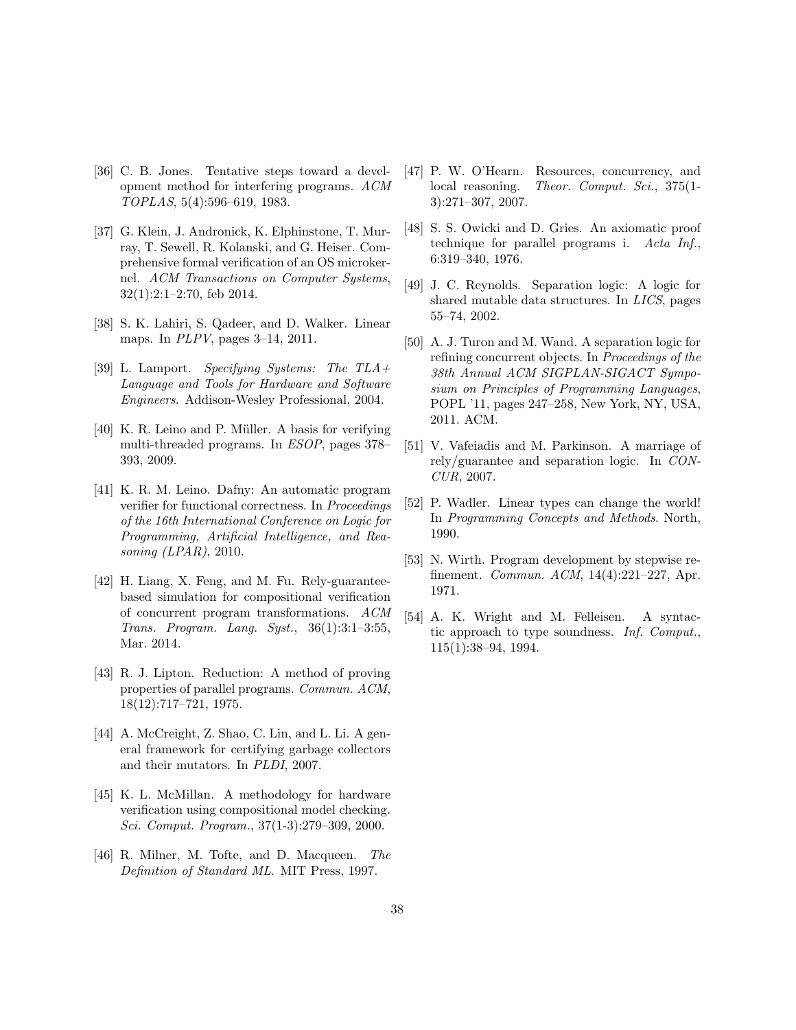[36] C. B. Jones. Tentative steps toward a development method for interfering programs. *ACM TOPLAS*, 5(4):596–619, 1983.

[37] G. Klein, J. Andronick, K. Elphinstone, T. Murray, T. Sewell, R. Kolanski, and G. Heiser. Comprehensive formal verification of an OS microkernel. *ACM Transactions on Computer Systems*, 32(1):2:1–2:70, feb 2014.

[38] S. K. Lahiri, S. Qadeer, and D. Walker. Linear maps. In *PLPV*, pages 3–14, 2011.

[39] L. Lamport. *Specifying Systems: The TLA+ Language and Tools for Hardware and Software Engineers*. Addison-Wesley Professional, 2004.

[40] K. R. Leino and P. Müller. A basis for verifying multi-threaded programs. In *ESOP*, pages 378–393, 2009.

[41] K. R. M. Leino. Dafny: An automatic program verifier for functional correctness. In *Proceedings of the 16th International Conference on Logic for Programming, Artificial Intelligence, and Reasoning (LPAR)*, 2010.

[42] H. Liang, X. Feng, and M. Fu. Rely-guarantee-based simulation for compositional verification of concurrent program transformations. *ACM Trans. Program. Lang. Syst.*, 36(1):3:1–3:55, Mar. 2014.

[43] R. J. Lipton. Reduction: A method of proving properties of parallel programs. *Commun. ACM*, 18(12):717–721, 1975.

[44] A. McCreight, Z. Shao, C. Lin, and L. Li. A general framework for certifying garbage collectors and their mutators. In *PLDI*, 2007.

[45] K. L. McMillan. A methodology for hardware verification using compositional model checking. *Sci. Comput. Program.*, 37(1-3):279–309, 2000.

[46] R. Milner, M. Tofte, and D. Macqueen. *The Definition of Standard ML*. MIT Press, 1997.

[47] P. W. O'Hearn. Resources, concurrency, and local reasoning. *Theor. Comput. Sci.*, 375(1-3):271–307, 2007.

[48] S. S. Owicki and D. Gries. An axiomatic proof technique for parallel programs i. *Acta Inf.*, 6:319–340, 1976.

[49] J. C. Reynolds. Separation logic: A logic for shared mutable data structures. In *LICS*, pages 55–74, 2002.

[50] A. J. Turon and M. Wand. A separation logic for refining concurrent objects. In *Proceedings of the 38th Annual ACM SIGPLAN-SIGACT Symposium on Principles of Programming Languages*, POPL '11, pages 247–258, New York, NY, USA, 2011. ACM.

[51] V. Vafeiadis and M. Parkinson. A marriage of rely/guarantee and separation logic. In *CONCUR*, 2007.

[52] P. Wadler. Linear types can change the world! In *Programming Concepts and Methods*. North, 1990.

[53] N. Wirth. Program development by stepwise refinement. *Commun. ACM*, 14(4):221–227, Apr. 1971.

[54] A. K. Wright and M. Felleisen. A syntactic approach to type soundness. *Inf. Comput.*, 115(1):38–94, 1994.